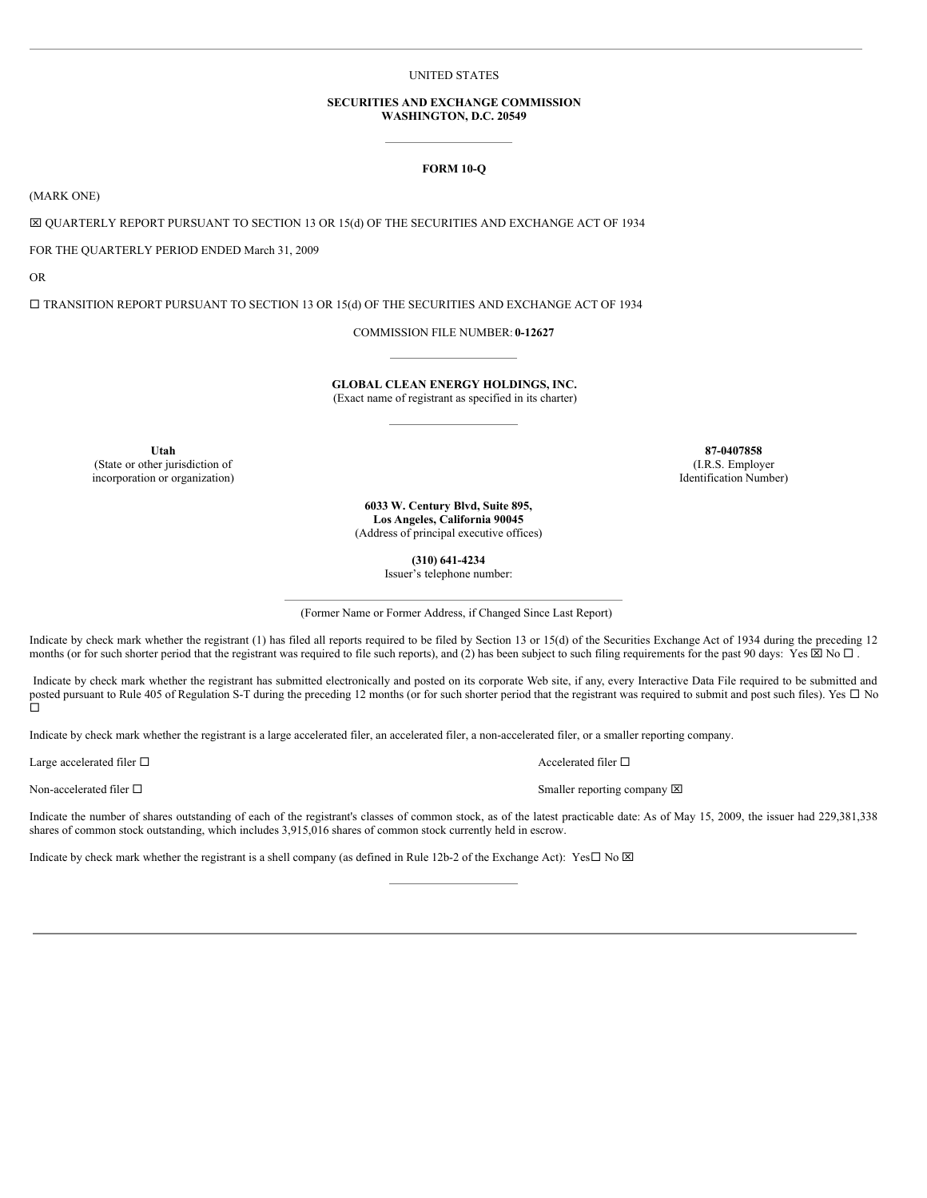UNITED STATES

**SECURITIES AND EXCHANGE COMMISSION**
**WASHINGTON, D.C. 20549**

**FORM 10-Q**

(MARK ONE)

☒ QUARTERLY REPORT PURSUANT TO SECTION 13 OR 15(d) OF THE SECURITIES AND EXCHANGE ACT OF 1934

FOR THE QUARTERLY PERIOD ENDED March 31, 2009

OR

☐ TRANSITION REPORT PURSUANT TO SECTION 13 OR 15(d) OF THE SECURITIES AND EXCHANGE ACT OF 1934

COMMISSION FILE NUMBER: **0-12627**

**GLOBAL CLEAN ENERGY HOLDINGS, INC.**
(Exact name of registrant as specified in its charter)

| | |
|---|---|
| **Utah** | **87-0407858** |
| (State or other jurisdiction of incorporation or organization) | (I.R.S. Employer Identification Number) |

**6033 W. Century Blvd, Suite 895,**
**Los Angeles, California 90045**
(Address of principal executive offices)

**(310) 641-4234**
Issuer's telephone number:

(Former Name or Former Address, if Changed Since Last Report)

Indicate by check mark whether the registrant (1) has filed all reports required to be filed by Section 13 or 15(d) of the Securities Exchange Act of 1934 during the preceding 12 months (or for such shorter period that the registrant was required to file such reports), and (2) has been subject to such filing requirements for the past 90 days: Yes ☒ No ☐ .

Indicate by check mark whether the registrant has submitted electronically and posted on its corporate Web site, if any, every Interactive Data File required to be submitted and posted pursuant to Rule 405 of Regulation S-T during the preceding 12 months (or for such shorter period that the registrant was required to submit and post such files). Yes ☐ No ☐

Indicate by check mark whether the registrant is a large accelerated filer, an accelerated filer, a non-accelerated filer, or a smaller reporting company.

| | |
|---|---|
| Large accelerated filer ☐ | Accelerated filer ☐ |
| Non-accelerated filer ☐ | Smaller reporting company ☒ |

Indicate the number of shares outstanding of each of the registrant's classes of common stock, as of the latest practicable date: As of May 15, 2009, the issuer had 229,381,338 shares of common stock outstanding, which includes 3,915,016 shares of common stock currently held in escrow.

Indicate by check mark whether the registrant is a shell company (as defined in Rule 12b-2 of the Exchange Act): Yes☐ No ☒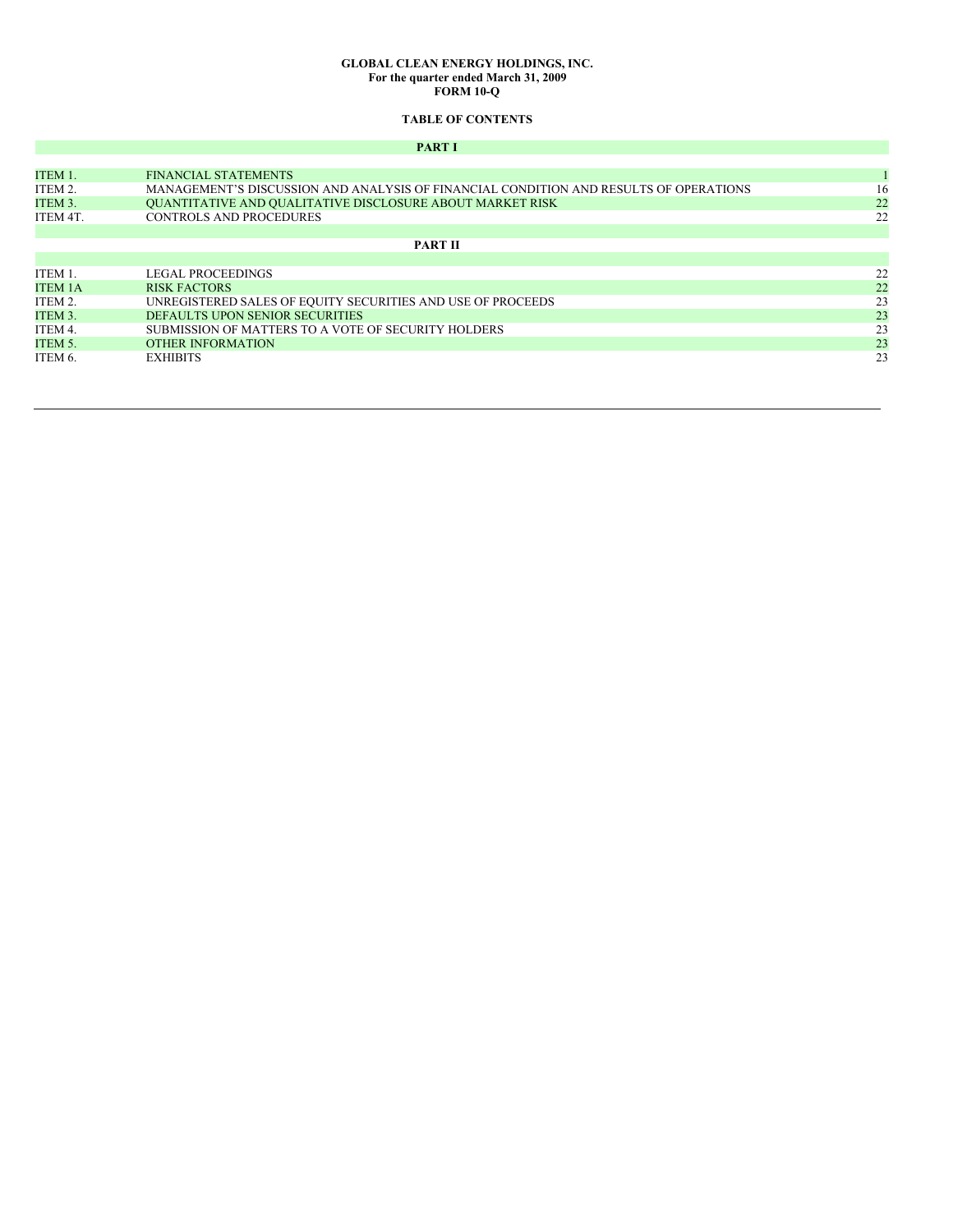**GLOBAL CLEAN ENERGY HOLDINGS, INC.**
**For the quarter ended March 31, 2009**
**FORM 10-Q**

**TABLE OF CONTENTS**

| | | |
|---|---|---|
| | **PART I** | |
| ITEM 1. | FINANCIAL STATEMENTS | 1 |
| ITEM 2. | MANAGEMENT'S DISCUSSION AND ANALYSIS OF FINANCIAL CONDITION AND RESULTS OF OPERATIONS | 16 |
| ITEM 3. | QUANTITATIVE AND QUALITATIVE DISCLOSURE ABOUT MARKET RISK | 22 |
| ITEM 4T. | CONTROLS AND PROCEDURES | 22 |
| | **PART II** | |
| ITEM 1. | LEGAL PROCEEDINGS | 22 |
| ITEM 1A | RISK FACTORS | 22 |
| ITEM 2. | UNREGISTERED SALES OF EQUITY SECURITIES AND USE OF PROCEEDS | 23 |
| ITEM 3. | DEFAULTS UPON SENIOR SECURITIES | 23 |
| ITEM 4. | SUBMISSION OF MATTERS TO A VOTE OF SECURITY HOLDERS | 23 |
| ITEM 5. | OTHER INFORMATION | 23 |
| ITEM 6. | EXHIBITS | 23 |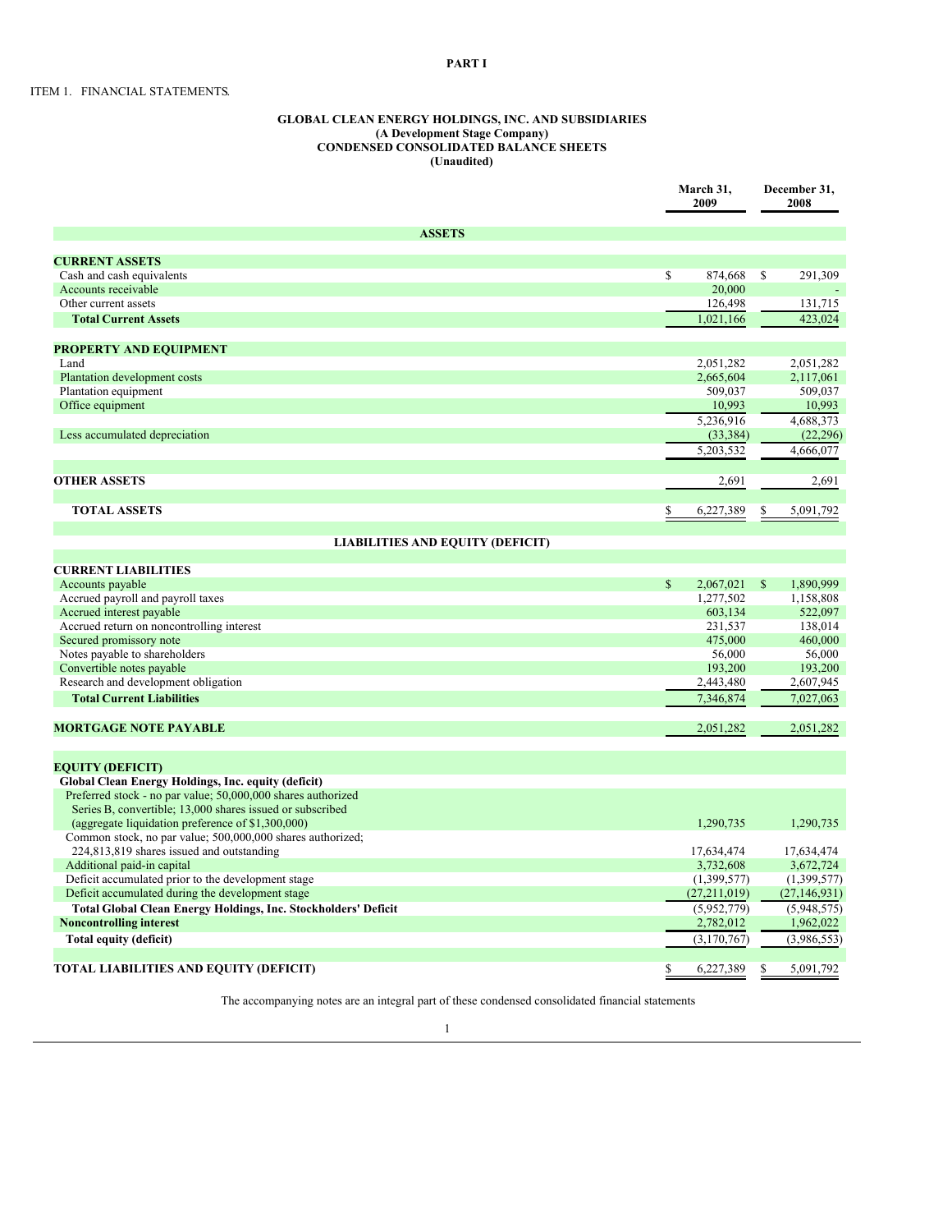# PART I

ITEM 1. FINANCIAL STATEMENTS.

**GLOBAL CLEAN ENERGY HOLDINGS, INC. AND SUBSIDIARIES**
**(A Development Stage Company)**
**CONDENSED CONSOLIDATED BALANCE SHEETS**
**(Unaudited)**

| | March 31, 2009 | December 31, 2008 |
|---|---|---|
| **ASSETS** | | |
| **CURRENT ASSETS** | | |
| Cash and cash equivalents | $ 874,668 | $ 291,309 |
| Accounts receivable | 20,000 | - |
| Other current assets | 126,498 | 131,715 |
| **Total Current Assets** | 1,021,166 | 423,024 |
| **PROPERTY AND EQUIPMENT** | | |
| Land | 2,051,282 | 2,051,282 |
| Plantation development costs | 2,665,604 | 2,117,061 |
| Plantation equipment | 509,037 | 509,037 |
| Office equipment | 10,993 | 10,993 |
| | 5,236,916 | 4,688,373 |
| Less accumulated depreciation | (33,384) | (22,296) |
| | 5,203,532 | 4,666,077 |
| **OTHER ASSETS** | 2,691 | 2,691 |
| **TOTAL ASSETS** | $ 6,227,389 | $ 5,091,792 |
| **LIABILITIES AND EQUITY (DEFICIT)** | | |
| **CURRENT LIABILITIES** | | |
| Accounts payable | $ 2,067,021 | $ 1,890,999 |
| Accrued payroll and payroll taxes | 1,277,502 | 1,158,808 |
| Accrued interest payable | 603,134 | 522,097 |
| Accrued return on noncontrolling interest | 231,537 | 138,014 |
| Secured promissory note | 475,000 | 460,000 |
| Notes payable to shareholders | 56,000 | 56,000 |
| Convertible notes payable | 193,200 | 193,200 |
| Research and development obligation | 2,443,480 | 2,607,945 |
| **Total Current Liabilities** | 7,346,874 | 7,027,063 |
| **MORTGAGE NOTE PAYABLE** | 2,051,282 | 2,051,282 |
| **EQUITY (DEFICIT)** | | |
| **Global Clean Energy Holdings, Inc. equity (deficit)** | | |
| Preferred stock - no par value; 50,000,000 shares authorized Series B, convertible; 13,000 shares issued or subscribed (aggregate liquidation preference of $1,300,000) | 1,290,735 | 1,290,735 |
| Common stock, no par value; 500,000,000 shares authorized; 224,813,819 shares issued and outstanding | 17,634,474 | 17,634,474 |
| Additional paid-in capital | 3,732,608 | 3,672,724 |
| Deficit accumulated prior to the development stage | (1,399,577) | (1,399,577) |
| Deficit accumulated during the development stage | (27,211,019) | (27,146,931) |
| **Total Global Clean Energy Holdings, Inc. Stockholders' Deficit** | (5,952,779) | (5,948,575) |
| **Noncontrolling interest** | 2,782,012 | 1,962,022 |
| **Total equity (deficit)** | (3,170,767) | (3,986,553) |
| **TOTAL LIABILITIES AND EQUITY (DEFICIT)** | $ 6,227,389 | $ 5,091,792 |

The accompanying notes are an integral part of these condensed consolidated financial statements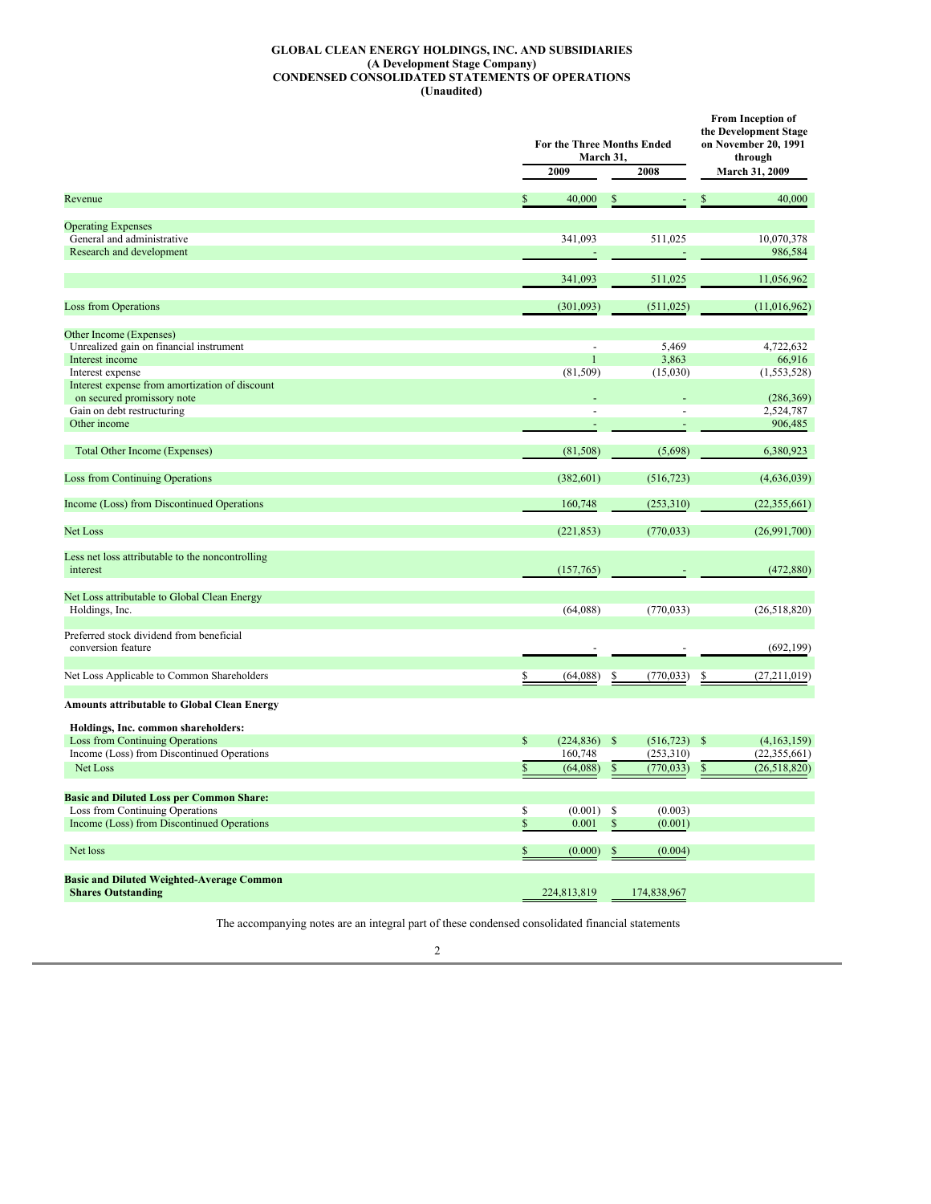**GLOBAL CLEAN ENERGY HOLDINGS, INC. AND SUBSIDIARIES**
**(A Development Stage Company)**
**CONDENSED CONSOLIDATED STATEMENTS OF OPERATIONS**
**(Unaudited)**

| | For the Three Months Ended March 31, 2009 | For the Three Months Ended March 31, 2008 | From Inception of the Development Stage on November 20, 1991 through March 31, 2009 |
|---|---|---|---|
| Revenue | $ 40,000 | $ - | $ 40,000 |
| Operating Expenses | | | |
| General and administrative | 341,093 | 511,025 | 10,070,378 |
| Research and development | - | - | 986,584 |
| | 341,093 | 511,025 | 11,056,962 |
| Loss from Operations | (301,093) | (511,025) | (11,016,962) |
| Other Income (Expenses) | | | |
| Unrealized gain on financial instrument | - | 5,469 | 4,722,632 |
| Interest income | 1 | 3,863 | 66,916 |
| Interest expense | (81,509) | (15,030) | (1,553,528) |
| Interest expense from amortization of discount on secured promissory note | - | - | (286,369) |
| Gain on debt restructuring | - | - | 2,524,787 |
| Other income | - | - | 906,485 |
| Total Other Income (Expenses) | (81,508) | (5,698) | 6,380,923 |
| Loss from Continuing Operations | (382,601) | (516,723) | (4,636,039) |
| Income (Loss) from Discontinued Operations | 160,748 | (253,310) | (22,355,661) |
| Net Loss | (221,853) | (770,033) | (26,991,700) |
| Less net loss attributable to the noncontrolling interest | (157,765) | - | (472,880) |
| Net Loss attributable to Global Clean Energy Holdings, Inc. | (64,088) | (770,033) | (26,518,820) |
| Preferred stock dividend from beneficial conversion feature | - | - | (692,199) |
| Net Loss Applicable to Common Shareholders | $ (64,088) | $ (770,033) | $ (27,211,019) |
| **Amounts attributable to Global Clean Energy Holdings, Inc. common shareholders:** | | | |
| Loss from Continuing Operations | $ (224,836) | $ (516,723) | $ (4,163,159) |
| Income (Loss) from Discontinued Operations | 160,748 | (253,310) | (22,355,661) |
| Net Loss | $ (64,088) | $ (770,033) | $ (26,518,820) |
| **Basic and Diluted Loss per Common Share:** | | | |
| Loss from Continuing Operations | $ (0.001) | $ (0.003) | |
| Income (Loss) from Discontinued Operations | $ 0.001 | $ (0.001) | |
| Net loss | $ (0.000) | $ (0.004) | |
| **Basic and Diluted Weighted-Average Common Shares Outstanding** | 224,813,819 | 174,838,967 | |

The accompanying notes are an integral part of these condensed consolidated financial statements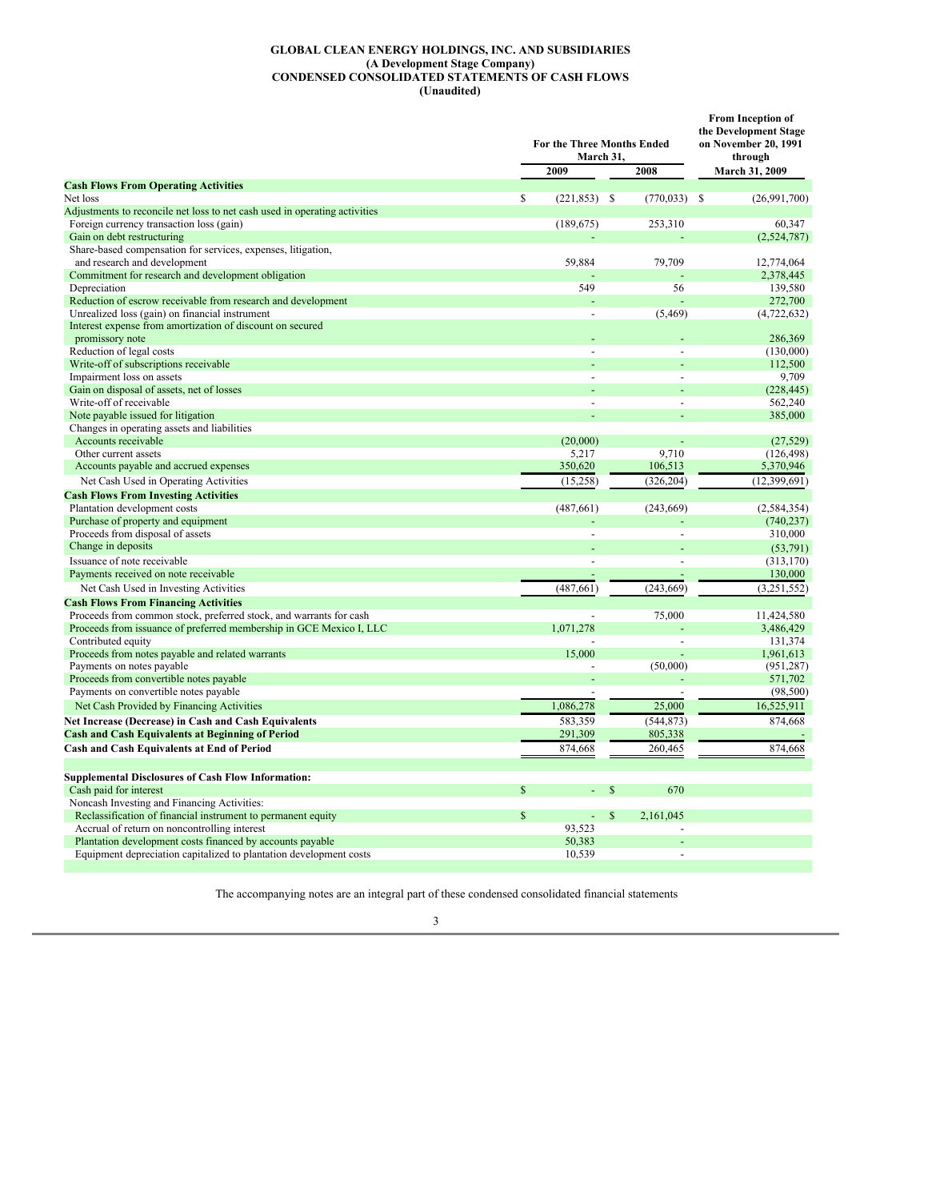**GLOBAL CLEAN ENERGY HOLDINGS, INC. AND SUBSIDIARIES**
**(A Development Stage Company)**
**CONDENSED CONSOLIDATED STATEMENTS OF CASH FLOWS**
**(Unaudited)**

| | For the Three Months Ended March 31, 2009 | For the Three Months Ended March 31, 2008 | From Inception of the Development Stage on November 20, 1991 through March 31, 2009 |
|---|---|---|---|
| **Cash Flows From Operating Activities** | | | |
| Net loss | $ (221,853) | $ (770,033) | $ (26,991,700) |
| Adjustments to reconcile net loss to net cash used in operating activities | | | |
| Foreign currency transaction loss (gain) | (189,675) | 253,310 | 60,347 |
| Gain on debt restructuring | - | - | (2,524,787) |
| Share-based compensation for services, expenses, litigation, and research and development | 59,884 | 79,709 | 12,774,064 |
| Commitment for research and development obligation | - | - | 2,378,445 |
| Depreciation | 549 | 56 | 139,580 |
| Reduction of escrow receivable from research and development | - | - | 272,700 |
| Unrealized loss (gain) on financial instrument | - | (5,469) | (4,722,632) |
| Interest expense from amortization of discount on secured promissory note | - | - | 286,369 |
| Reduction of legal costs | - | - | (130,000) |
| Write-off of subscriptions receivable | - | - | 112,500 |
| Impairment loss on assets | - | - | 9,709 |
| Gain on disposal of assets, net of losses | - | - | (228,445) |
| Write-off of receivable | - | - | 562,240 |
| Note payable issued for litigation | - | - | 385,000 |
| Changes in operating assets and liabilities | | | |
| Accounts receivable | (20,000) | - | (27,529) |
| Other current assets | 5,217 | 9,710 | (126,498) |
| Accounts payable and accrued expenses | 350,620 | 106,513 | 5,370,946 |
| Net Cash Used in Operating Activities | (15,258) | (326,204) | (12,399,691) |
| **Cash Flows From Investing Activities** | | | |
| Plantation development costs | (487,661) | (243,669) | (2,584,354) |
| Purchase of property and equipment | - | - | (740,237) |
| Proceeds from disposal of assets | - | - | 310,000 |
| Change in deposits | - | - | (53,791) |
| Issuance of note receivable | - | - | (313,170) |
| Payments received on note receivable | - | - | 130,000 |
| Net Cash Used in Investing Activities | (487,661) | (243,669) | (3,251,552) |
| **Cash Flows From Financing Activities** | | | |
| Proceeds from common stock, preferred stock, and warrants for cash | - | 75,000 | 11,424,580 |
| Proceeds from issuance of preferred membership in GCE Mexico I, LLC | 1,071,278 | - | 3,486,429 |
| Contributed equity | - | - | 131,374 |
| Proceeds from notes payable and related warrants | 15,000 | - | 1,961,613 |
| Payments on notes payable | - | (50,000) | (951,287) |
| Proceeds from convertible notes payable | - | - | 571,702 |
| Payments on convertible notes payable | - | - | (98,500) |
| Net Cash Provided by Financing Activities | 1,086,278 | 25,000 | 16,525,911 |
| **Net Increase (Decrease) in Cash and Cash Equivalents** | 583,359 | (544,873) | 874,668 |
| **Cash and Cash Equivalents at Beginning of Period** | 291,309 | 805,338 | - |
| **Cash and Cash Equivalents at End of Period** | 874,668 | 260,465 | 874,668 |
| | | | |
| **Supplemental Disclosures of Cash Flow Information:** | | | |
| Cash paid for interest | $ - | $ 670 | |
| Noncash Investing and Financing Activities: | | | |
| Reclassification of financial instrument to permanent equity | $ - | $ 2,161,045 | |
| Accrual of return on noncontrolling interest | 93,523 | - | |
| Plantation development costs financed by accounts payable | 50,383 | - | |
| Equipment depreciation capitalized to plantation development costs | 10,539 | - | |

The accompanying notes are an integral part of these condensed consolidated financial statements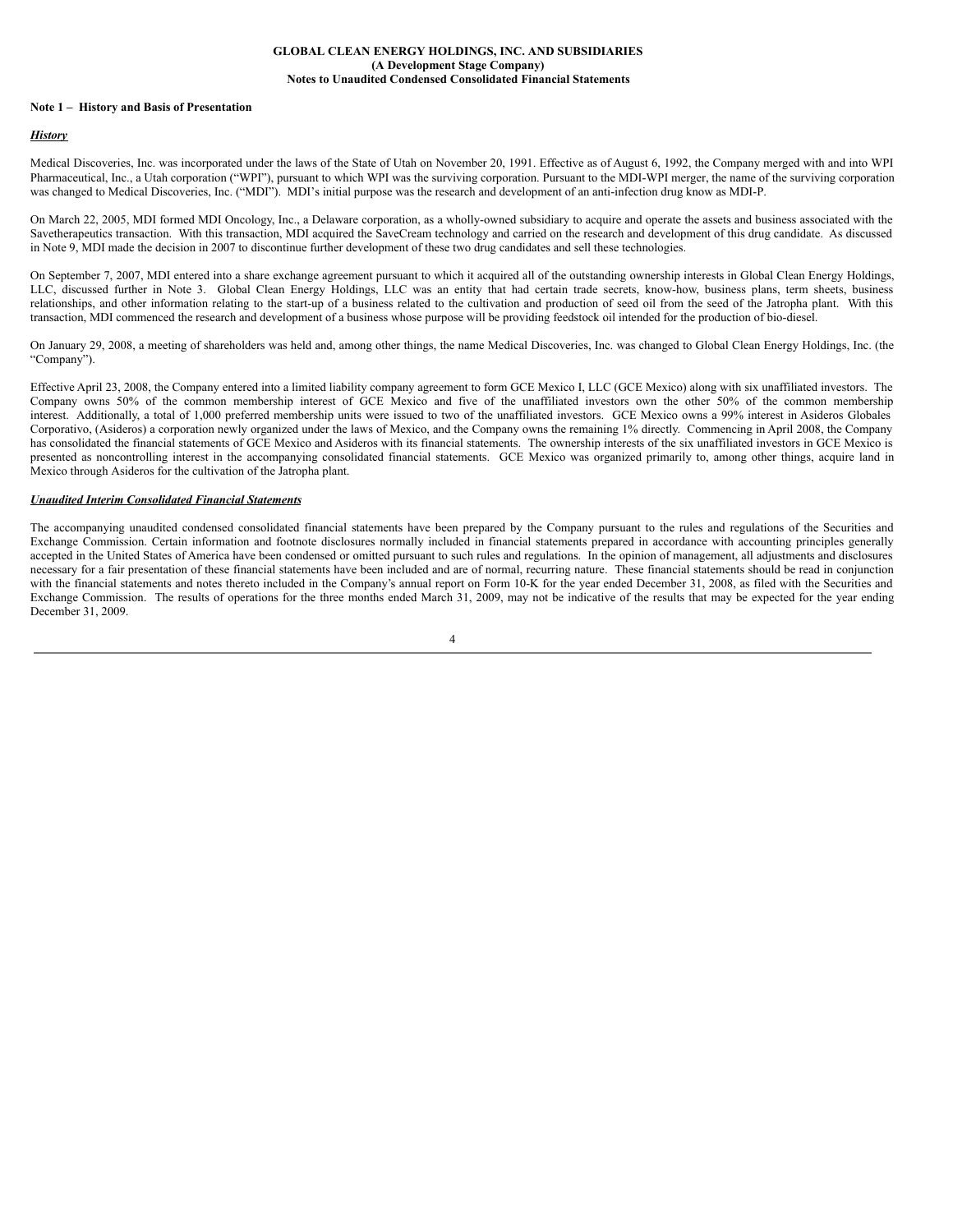**GLOBAL CLEAN ENERGY HOLDINGS, INC. AND SUBSIDIARIES**
**(A Development Stage Company)**
**Notes to Unaudited Condensed Consolidated Financial Statements**

**Note 1 – History and Basis of Presentation**

***History***

Medical Discoveries, Inc. was incorporated under the laws of the State of Utah on November 20, 1991. Effective as of August 6, 1992, the Company merged with and into WPI Pharmaceutical, Inc., a Utah corporation ("WPI"), pursuant to which WPI was the surviving corporation. Pursuant to the MDI-WPI merger, the name of the surviving corporation was changed to Medical Discoveries, Inc. ("MDI"). MDI's initial purpose was the research and development of an anti-infection drug know as MDI-P.

On March 22, 2005, MDI formed MDI Oncology, Inc., a Delaware corporation, as a wholly-owned subsidiary to acquire and operate the assets and business associated with the Savetherapeutics transaction. With this transaction, MDI acquired the SaveCream technology and carried on the research and development of this drug candidate. As discussed in Note 9, MDI made the decision in 2007 to discontinue further development of these two drug candidates and sell these technologies.

On September 7, 2007, MDI entered into a share exchange agreement pursuant to which it acquired all of the outstanding ownership interests in Global Clean Energy Holdings, LLC, discussed further in Note 3. Global Clean Energy Holdings, LLC was an entity that had certain trade secrets, know-how, business plans, term sheets, business relationships, and other information relating to the start-up of a business related to the cultivation and production of seed oil from the seed of the Jatropha plant. With this transaction, MDI commenced the research and development of a business whose purpose will be providing feedstock oil intended for the production of bio-diesel.

On January 29, 2008, a meeting of shareholders was held and, among other things, the name Medical Discoveries, Inc. was changed to Global Clean Energy Holdings, Inc. (the "Company").

Effective April 23, 2008, the Company entered into a limited liability company agreement to form GCE Mexico I, LLC (GCE Mexico) along with six unaffiliated investors. The Company owns 50% of the common membership interest of GCE Mexico and five of the unaffiliated investors own the other 50% of the common membership interest. Additionally, a total of 1,000 preferred membership units were issued to two of the unaffiliated investors. GCE Mexico owns a 99% interest in Asideros Globales Corporativo, (Asideros) a corporation newly organized under the laws of Mexico, and the Company owns the remaining 1% directly. Commencing in April 2008, the Company has consolidated the financial statements of GCE Mexico and Asideros with its financial statements. The ownership interests of the six unaffiliated investors in GCE Mexico is presented as noncontrolling interest in the accompanying consolidated financial statements. GCE Mexico was organized primarily to, among other things, acquire land in Mexico through Asideros for the cultivation of the Jatropha plant.

***Unaudited Interim Consolidated Financial Statements***

The accompanying unaudited condensed consolidated financial statements have been prepared by the Company pursuant to the rules and regulations of the Securities and Exchange Commission. Certain information and footnote disclosures normally included in financial statements prepared in accordance with accounting principles generally accepted in the United States of America have been condensed or omitted pursuant to such rules and regulations. In the opinion of management, all adjustments and disclosures necessary for a fair presentation of these financial statements have been included and are of normal, recurring nature. These financial statements should be read in conjunction with the financial statements and notes thereto included in the Company's annual report on Form 10-K for the year ended December 31, 2008, as filed with the Securities and Exchange Commission. The results of operations for the three months ended March 31, 2009, may not be indicative of the results that may be expected for the year ending December 31, 2009.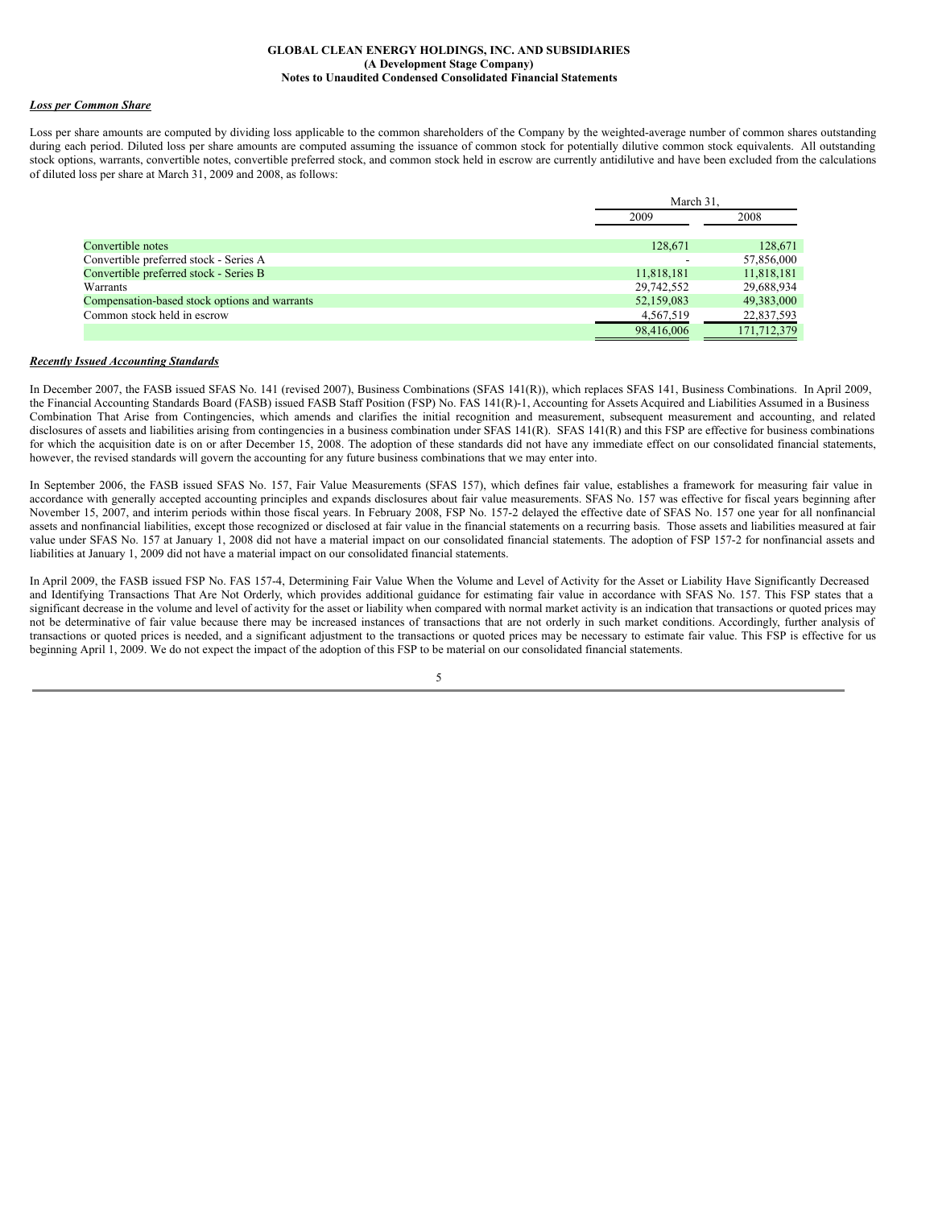**GLOBAL CLEAN ENERGY HOLDINGS, INC. AND SUBSIDIARIES**
**(A Development Stage Company)**
**Notes to Unaudited Condensed Consolidated Financial Statements**

***Loss per Common Share***

Loss per share amounts are computed by dividing loss applicable to the common shareholders of the Company by the weighted-average number of common shares outstanding during each period. Diluted loss per share amounts are computed assuming the issuance of common stock for potentially dilutive common stock equivalents. All outstanding stock options, warrants, convertible notes, convertible preferred stock, and common stock held in escrow are currently antidilutive and have been excluded from the calculations of diluted loss per share at March 31, 2009 and 2008, as follows:

| | March 31, | |
|---|---|---|
| | 2009 | 2008 |
| Convertible notes | 128,671 | 128,671 |
| Convertible preferred stock - Series A | - | 57,856,000 |
| Convertible preferred stock - Series B | 11,818,181 | 11,818,181 |
| Warrants | 29,742,552 | 29,688,934 |
| Compensation-based stock options and warrants | 52,159,083 | 49,383,000 |
| Common stock held in escrow | 4,567,519 | 22,837,593 |
| | 98,416,006 | 171,712,379 |

***Recently Issued Accounting Standards***

In December 2007, the FASB issued SFAS No. 141 (revised 2007), Business Combinations (SFAS 141(R)), which replaces SFAS 141, Business Combinations. In April 2009, the Financial Accounting Standards Board (FASB) issued FASB Staff Position (FSP) No. FAS 141(R)-1, Accounting for Assets Acquired and Liabilities Assumed in a Business Combination That Arise from Contingencies, which amends and clarifies the initial recognition and measurement, subsequent measurement and accounting, and related disclosures of assets and liabilities arising from contingencies in a business combination under SFAS 141(R). SFAS 141(R) and this FSP are effective for business combinations for which the acquisition date is on or after December 15, 2008. The adoption of these standards did not have any immediate effect on our consolidated financial statements, however, the revised standards will govern the accounting for any future business combinations that we may enter into.

In September 2006, the FASB issued SFAS No. 157, Fair Value Measurements (SFAS 157), which defines fair value, establishes a framework for measuring fair value in accordance with generally accepted accounting principles and expands disclosures about fair value measurements. SFAS No. 157 was effective for fiscal years beginning after November 15, 2007, and interim periods within those fiscal years. In February 2008, FSP No. 157-2 delayed the effective date of SFAS No. 157 one year for all nonfinancial assets and nonfinancial liabilities, except those recognized or disclosed at fair value in the financial statements on a recurring basis. Those assets and liabilities measured at fair value under SFAS No. 157 at January 1, 2008 did not have a material impact on our consolidated financial statements. The adoption of FSP 157-2 for nonfinancial assets and liabilities at January 1, 2009 did not have a material impact on our consolidated financial statements.

In April 2009, the FASB issued FSP No. FAS 157-4, Determining Fair Value When the Volume and Level of Activity for the Asset or Liability Have Significantly Decreased and Identifying Transactions That Are Not Orderly, which provides additional guidance for estimating fair value in accordance with SFAS No. 157. This FSP states that a significant decrease in the volume and level of activity for the asset or liability when compared with normal market activity is an indication that transactions or quoted prices may not be determinative of fair value because there may be increased instances of transactions that are not orderly in such market conditions. Accordingly, further analysis of transactions or quoted prices is needed, and a significant adjustment to the transactions or quoted prices may be necessary to estimate fair value. This FSP is effective for us beginning April 1, 2009. We do not expect the impact of the adoption of this FSP to be material on our consolidated financial statements.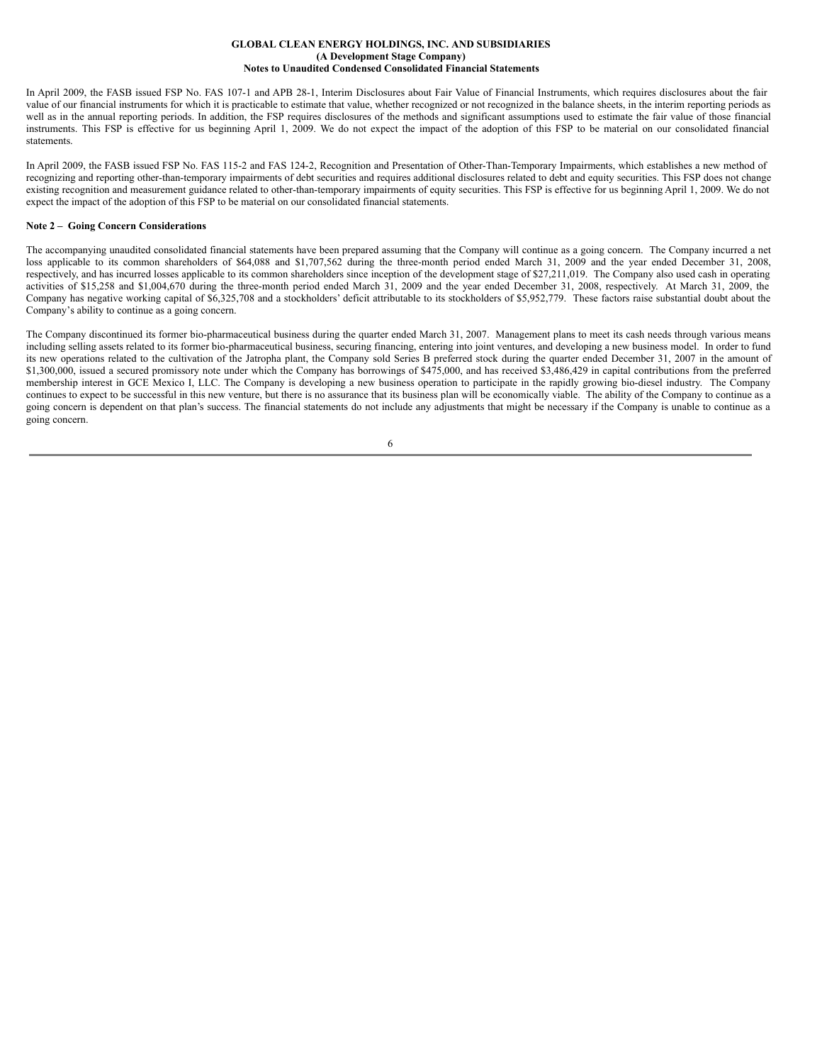In April 2009, the FASB issued FSP No. FAS 107-1 and APB 28-1, Interim Disclosures about Fair Value of Financial Instruments, which requires disclosures about the fair value of our financial instruments for which it is practicable to estimate that value, whether recognized or not recognized in the balance sheets, in the interim reporting periods as well as in the annual reporting periods. In addition, the FSP requires disclosures of the methods and significant assumptions used to estimate the fair value of those financial instruments. This FSP is effective for us beginning April 1, 2009. We do not expect the impact of the adoption of this FSP to be material on our consolidated financial statements.

In April 2009, the FASB issued FSP No. FAS 115-2 and FAS 124-2, Recognition and Presentation of Other-Than-Temporary Impairments, which establishes a new method of recognizing and reporting other-than-temporary impairments of debt securities and requires additional disclosures related to debt and equity securities. This FSP does not change existing recognition and measurement guidance related to other-than-temporary impairments of equity securities. This FSP is effective for us beginning April 1, 2009. We do not expect the impact of the adoption of this FSP to be material on our consolidated financial statements.

**Note 2 – Going Concern Considerations**

The accompanying unaudited consolidated financial statements have been prepared assuming that the Company will continue as a going concern. The Company incurred a net loss applicable to its common shareholders of $64,088 and $1,707,562 during the three-month period ended March 31, 2009 and the year ended December 31, 2008, respectively, and has incurred losses applicable to its common shareholders since inception of the development stage of $27,211,019. The Company also used cash in operating activities of $15,258 and $1,004,670 during the three-month period ended March 31, 2009 and the year ended December 31, 2008, respectively. At March 31, 2009, the Company has negative working capital of $6,325,708 and a stockholders' deficit attributable to its stockholders of $5,952,779. These factors raise substantial doubt about the Company's ability to continue as a going concern.

The Company discontinued its former bio-pharmaceutical business during the quarter ended March 31, 2007. Management plans to meet its cash needs through various means including selling assets related to its former bio-pharmaceutical business, securing financing, entering into joint ventures, and developing a new business model. In order to fund its new operations related to the cultivation of the Jatropha plant, the Company sold Series B preferred stock during the quarter ended December 31, 2007 in the amount of $1,300,000, issued a secured promissory note under which the Company has borrowings of $475,000, and has received $3,486,429 in capital contributions from the preferred membership interest in GCE Mexico I, LLC. The Company is developing a new business operation to participate in the rapidly growing bio-diesel industry. The Company continues to expect to be successful in this new venture, but there is no assurance that its business plan will be economically viable. The ability of the Company to continue as a going concern is dependent on that plan's success. The financial statements do not include any adjustments that might be necessary if the Company is unable to continue as a going concern.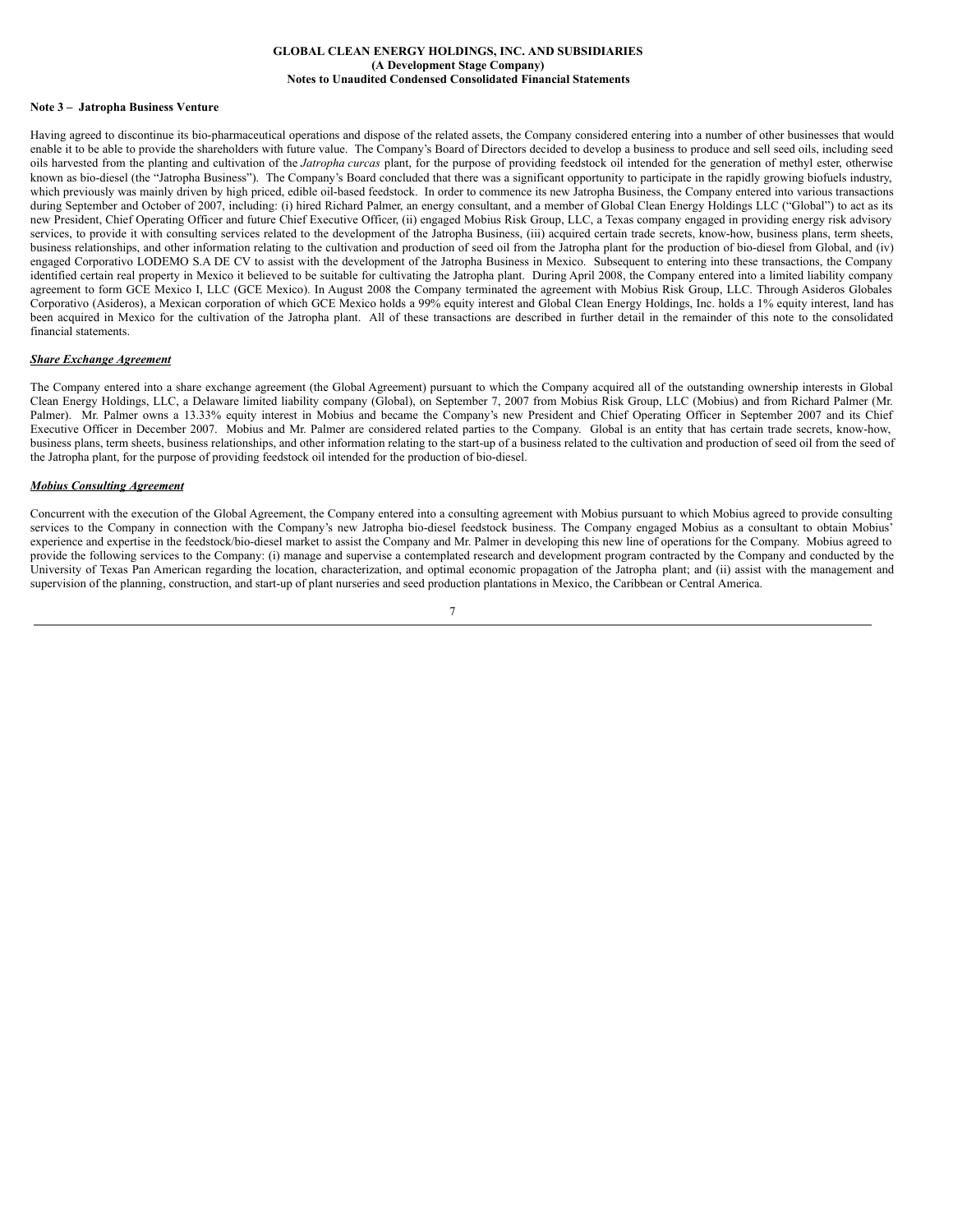**Note 3 – Jatropha Business Venture**

Having agreed to discontinue its bio-pharmaceutical operations and dispose of the related assets, the Company considered entering into a number of other businesses that would enable it to be able to provide the shareholders with future value. The Company's Board of Directors decided to develop a business to produce and sell seed oils, including seed oils harvested from the planting and cultivation of the *Jatropha curcas* plant, for the purpose of providing feedstock oil intended for the generation of methyl ester, otherwise known as bio-diesel (the "Jatropha Business"). The Company's Board concluded that there was a significant opportunity to participate in the rapidly growing biofuels industry, which previously was mainly driven by high priced, edible oil-based feedstock. In order to commence its new Jatropha Business, the Company entered into various transactions during September and October of 2007, including: (i) hired Richard Palmer, an energy consultant, and a member of Global Clean Energy Holdings LLC ("Global") to act as its new President, Chief Operating Officer and future Chief Executive Officer, (ii) engaged Mobius Risk Group, LLC, a Texas company engaged in providing energy risk advisory services, to provide it with consulting services related to the development of the Jatropha Business, (iii) acquired certain trade secrets, know-how, business plans, term sheets, business relationships, and other information relating to the cultivation and production of seed oil from the Jatropha plant for the production of bio-diesel from Global, and (iv) engaged Corporativo LODEMO S.A DE CV to assist with the development of the Jatropha Business in Mexico. Subsequent to entering into these transactions, the Company identified certain real property in Mexico it believed to be suitable for cultivating the Jatropha plant. During April 2008, the Company entered into a limited liability company agreement to form GCE Mexico I, LLC (GCE Mexico). In August 2008 the Company terminated the agreement with Mobius Risk Group, LLC. Through Asideros Globales Corporativo (Asideros), a Mexican corporation of which GCE Mexico holds a 99% equity interest and Global Clean Energy Holdings, Inc. holds a 1% equity interest, land has been acquired in Mexico for the cultivation of the Jatropha plant. All of these transactions are described in further detail in the remainder of this note to the consolidated financial statements.

***Share Exchange Agreement***

The Company entered into a share exchange agreement (the Global Agreement) pursuant to which the Company acquired all of the outstanding ownership interests in Global Clean Energy Holdings, LLC, a Delaware limited liability company (Global), on September 7, 2007 from Mobius Risk Group, LLC (Mobius) and from Richard Palmer (Mr. Palmer). Mr. Palmer owns a 13.33% equity interest in Mobius and became the Company's new President and Chief Operating Officer in September 2007 and its Chief Executive Officer in December 2007. Mobius and Mr. Palmer are considered related parties to the Company. Global is an entity that has certain trade secrets, know-how, business plans, term sheets, business relationships, and other information relating to the start-up of a business related to the cultivation and production of seed oil from the seed of the Jatropha plant, for the purpose of providing feedstock oil intended for the production of bio-diesel.

***Mobius Consulting Agreement***

Concurrent with the execution of the Global Agreement, the Company entered into a consulting agreement with Mobius pursuant to which Mobius agreed to provide consulting services to the Company in connection with the Company's new Jatropha bio-diesel feedstock business. The Company engaged Mobius as a consultant to obtain Mobius' experience and expertise in the feedstock/bio-diesel market to assist the Company and Mr. Palmer in developing this new line of operations for the Company. Mobius agreed to provide the following services to the Company: (i) manage and supervise a contemplated research and development program contracted by the Company and conducted by the University of Texas Pan American regarding the location, characterization, and optimal economic propagation of the Jatropha plant; and (ii) assist with the management and supervision of the planning, construction, and start-up of plant nurseries and seed production plantations in Mexico, the Caribbean or Central America.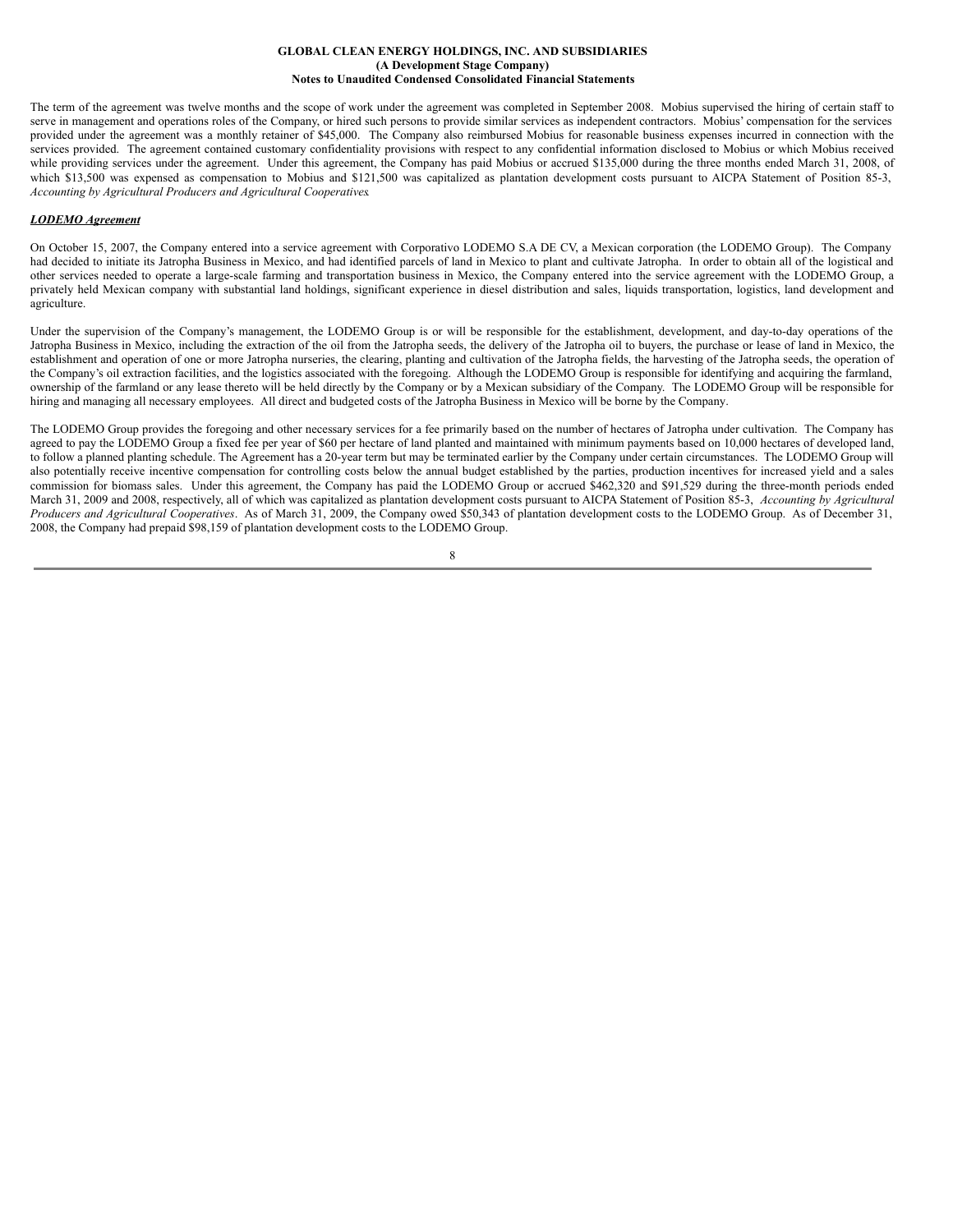The term of the agreement was twelve months and the scope of work under the agreement was completed in September 2008. Mobius supervised the hiring of certain staff to serve in management and operations roles of the Company, or hired such persons to provide similar services as independent contractors. Mobius' compensation for the services provided under the agreement was a monthly retainer of $45,000. The Company also reimbursed Mobius for reasonable business expenses incurred in connection with the services provided. The agreement contained customary confidentiality provisions with respect to any confidential information disclosed to Mobius or which Mobius received while providing services under the agreement. Under this agreement, the Company has paid Mobius or accrued $135,000 during the three months ended March 31, 2008, of which $13,500 was expensed as compensation to Mobius and $121,500 was capitalized as plantation development costs pursuant to AICPA Statement of Position 85-3, *Accounting by Agricultural Producers and Agricultural Cooperatives*.

***LODEMO Agreement***

On October 15, 2007, the Company entered into a service agreement with Corporativo LODEMO S.A DE CV, a Mexican corporation (the LODEMO Group). The Company had decided to initiate its Jatropha Business in Mexico, and had identified parcels of land in Mexico to plant and cultivate Jatropha. In order to obtain all of the logistical and other services needed to operate a large-scale farming and transportation business in Mexico, the Company entered into the service agreement with the LODEMO Group, a privately held Mexican company with substantial land holdings, significant experience in diesel distribution and sales, liquids transportation, logistics, land development and agriculture.

Under the supervision of the Company's management, the LODEMO Group is or will be responsible for the establishment, development, and day-to-day operations of the Jatropha Business in Mexico, including the extraction of the oil from the Jatropha seeds, the delivery of the Jatropha oil to buyers, the purchase or lease of land in Mexico, the establishment and operation of one or more Jatropha nurseries, the clearing, planting and cultivation of the Jatropha fields, the harvesting of the Jatropha seeds, the operation of the Company's oil extraction facilities, and the logistics associated with the foregoing. Although the LODEMO Group is responsible for identifying and acquiring the farmland, ownership of the farmland or any lease thereto will be held directly by the Company or by a Mexican subsidiary of the Company. The LODEMO Group will be responsible for hiring and managing all necessary employees. All direct and budgeted costs of the Jatropha Business in Mexico will be borne by the Company.

The LODEMO Group provides the foregoing and other necessary services for a fee primarily based on the number of hectares of Jatropha under cultivation. The Company has agreed to pay the LODEMO Group a fixed fee per year of $60 per hectare of land planted and maintained with minimum payments based on 10,000 hectares of developed land, to follow a planned planting schedule. The Agreement has a 20-year term but may be terminated earlier by the Company under certain circumstances. The LODEMO Group will also potentially receive incentive compensation for controlling costs below the annual budget established by the parties, production incentives for increased yield and a sales commission for biomass sales. Under this agreement, the Company has paid the LODEMO Group or accrued $462,320 and $91,529 during the three-month periods ended March 31, 2009 and 2008, respectively, all of which was capitalized as plantation development costs pursuant to AICPA Statement of Position 85-3, *Accounting by Agricultural Producers and Agricultural Cooperatives*. As of March 31, 2009, the Company owed $50,343 of plantation development costs to the LODEMO Group. As of December 31, 2008, the Company had prepaid $98,159 of plantation development costs to the LODEMO Group.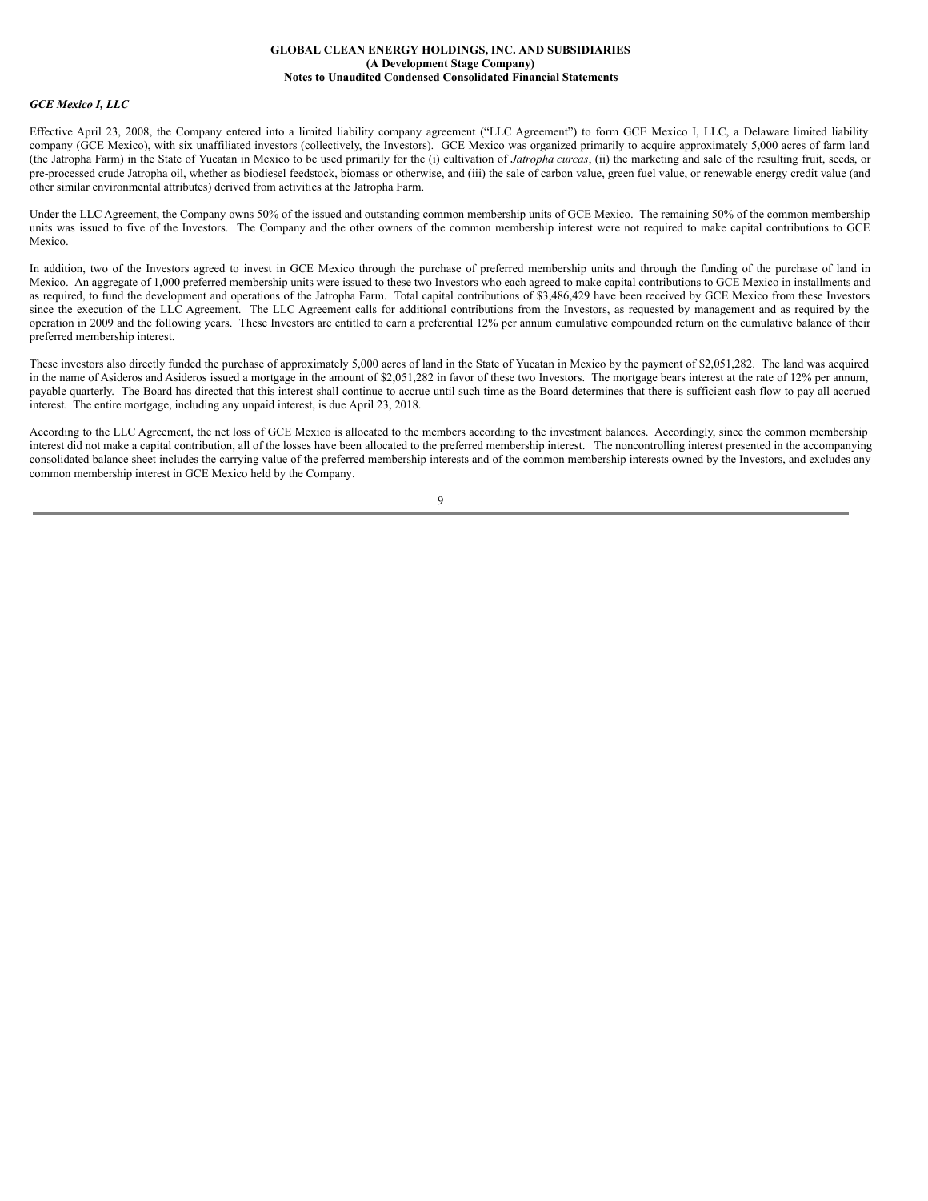### *GCE Mexico I, LLC*

Effective April 23, 2008, the Company entered into a limited liability company agreement ("LLC Agreement") to form GCE Mexico I, LLC, a Delaware limited liability company (GCE Mexico), with six unaffiliated investors (collectively, the Investors). GCE Mexico was organized primarily to acquire approximately 5,000 acres of farm land (the Jatropha Farm) in the State of Yucatan in Mexico to be used primarily for the (i) cultivation of *Jatropha curcas*, (ii) the marketing and sale of the resulting fruit, seeds, or pre-processed crude Jatropha oil, whether as biodiesel feedstock, biomass or otherwise, and (iii) the sale of carbon value, green fuel value, or renewable energy credit value (and other similar environmental attributes) derived from activities at the Jatropha Farm.

Under the LLC Agreement, the Company owns 50% of the issued and outstanding common membership units of GCE Mexico. The remaining 50% of the common membership units was issued to five of the Investors. The Company and the other owners of the common membership interest were not required to make capital contributions to GCE Mexico.

In addition, two of the Investors agreed to invest in GCE Mexico through the purchase of preferred membership units and through the funding of the purchase of land in Mexico. An aggregate of 1,000 preferred membership units were issued to these two Investors who each agreed to make capital contributions to GCE Mexico in installments and as required, to fund the development and operations of the Jatropha Farm. Total capital contributions of $3,486,429 have been received by GCE Mexico from these Investors since the execution of the LLC Agreement. The LLC Agreement calls for additional contributions from the Investors, as requested by management and as required by the operation in 2009 and the following years. These Investors are entitled to earn a preferential 12% per annum cumulative compounded return on the cumulative balance of their preferred membership interest.

These investors also directly funded the purchase of approximately 5,000 acres of land in the State of Yucatan in Mexico by the payment of $2,051,282. The land was acquired in the name of Asideros and Asideros issued a mortgage in the amount of $2,051,282 in favor of these two Investors. The mortgage bears interest at the rate of 12% per annum, payable quarterly. The Board has directed that this interest shall continue to accrue until such time as the Board determines that there is sufficient cash flow to pay all accrued interest. The entire mortgage, including any unpaid interest, is due April 23, 2018.

According to the LLC Agreement, the net loss of GCE Mexico is allocated to the members according to the investment balances. Accordingly, since the common membership interest did not make a capital contribution, all of the losses have been allocated to the preferred membership interest. The noncontrolling interest presented in the accompanying consolidated balance sheet includes the carrying value of the preferred membership interests and of the common membership interests owned by the Investors, and excludes any common membership interest in GCE Mexico held by the Company.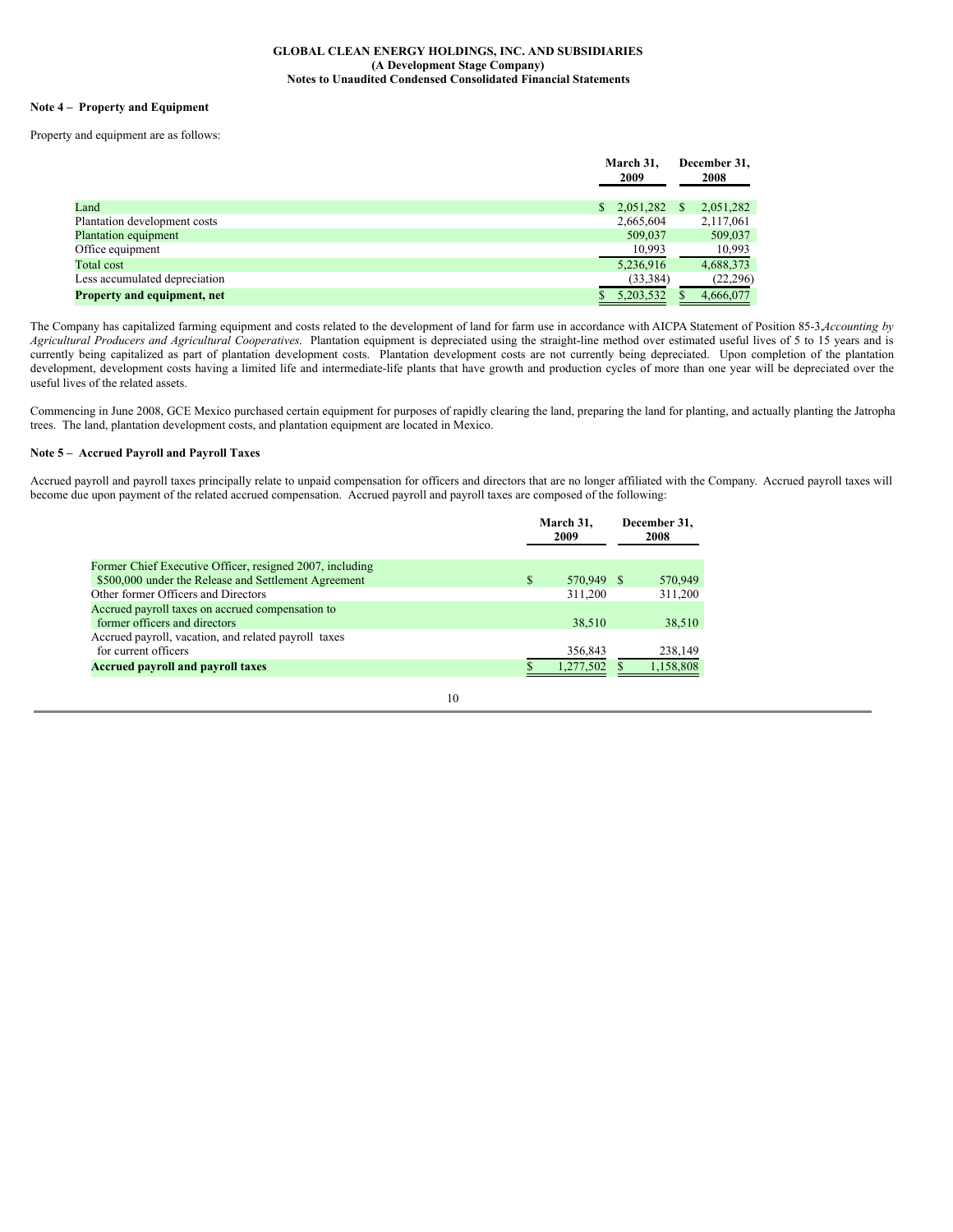GLOBAL CLEAN ENERGY HOLDINGS, INC. AND SUBSIDIARIES
(A Development Stage Company)
Notes to Unaudited Condensed Consolidated Financial Statements

**Note 4 – Property and Equipment**

Property and equipment are as follows:

| | March 31, 2009 | December 31, 2008 |
|---|---|---|
| Land | $ 2,051,282 | $ 2,051,282 |
| Plantation development costs | 2,665,604 | 2,117,061 |
| Plantation equipment | 509,037 | 509,037 |
| Office equipment | 10,993 | 10,993 |
| Total cost | 5,236,916 | 4,688,373 |
| Less accumulated depreciation | (33,384) | (22,296) |
| **Property and equipment, net** | $ 5,203,532 | $ 4,666,077 |

The Company has capitalized farming equipment and costs related to the development of land for farm use in accordance with AICPA Statement of Position 85-3,*Accounting by Agricultural Producers and Agricultural Cooperatives.* Plantation equipment is depreciated using the straight-line method over estimated useful lives of 5 to 15 years and is currently being capitalized as part of plantation development costs. Plantation development costs are not currently being depreciated. Upon completion of the plantation development, development costs having a limited life and intermediate-life plants that have growth and production cycles of more than one year will be depreciated over the useful lives of the related assets.

Commencing in June 2008, GCE Mexico purchased certain equipment for purposes of rapidly clearing the land, preparing the land for planting, and actually planting the Jatropha trees. The land, plantation development costs, and plantation equipment are located in Mexico.

**Note 5 – Accrued Payroll and Payroll Taxes**

Accrued payroll and payroll taxes principally relate to unpaid compensation for officers and directors that are no longer affiliated with the Company. Accrued payroll taxes will become due upon payment of the related accrued compensation. Accrued payroll and payroll taxes are composed of the following:

| | March 31, 2009 | December 31, 2008 |
|---|---|---|
| Former Chief Executive Officer, resigned 2007, including $500,000 under the Release and Settlement Agreement | $ 570,949 | $ 570,949 |
| Other former Officers and Directors | 311,200 | 311,200 |
| Accrued payroll taxes on accrued compensation to former officers and directors | 38,510 | 38,510 |
| Accrued payroll, vacation, and related payroll taxes for current officers | 356,843 | 238,149 |
| **Accrued payroll and payroll taxes** | $ 1,277,502 | $ 1,158,808 |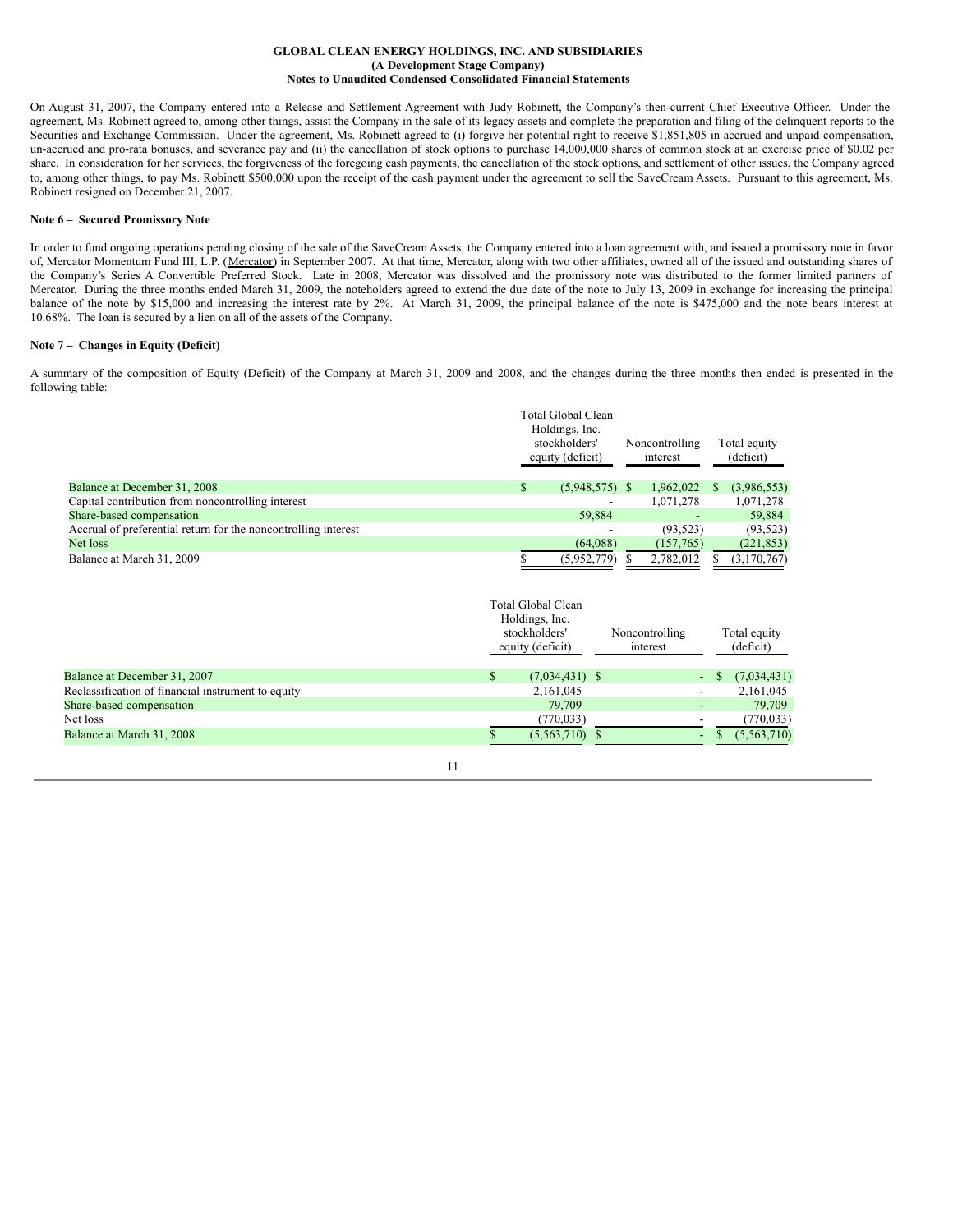**GLOBAL CLEAN ENERGY HOLDINGS, INC. AND SUBSIDIARIES**
**(A Development Stage Company)**
**Notes to Unaudited Condensed Consolidated Financial Statements**

On August 31, 2007, the Company entered into a Release and Settlement Agreement with Judy Robinett, the Company's then-current Chief Executive Officer. Under the agreement, Ms. Robinett agreed to, among other things, assist the Company in the sale of its legacy assets and complete the preparation and filing of the delinquent reports to the Securities and Exchange Commission. Under the agreement, Ms. Robinett agreed to (i) forgive her potential right to receive $1,851,805 in accrued and unpaid compensation, un-accrued and pro-rata bonuses, and severance pay and (ii) the cancellation of stock options to purchase 14,000,000 shares of common stock at an exercise price of $0.02 per share. In consideration for her services, the forgiveness of the foregoing cash payments, the cancellation of the stock options, and settlement of other issues, the Company agreed to, among other things, to pay Ms. Robinett $500,000 upon the receipt of the cash payment under the agreement to sell the SaveCream Assets. Pursuant to this agreement, Ms. Robinett resigned on December 21, 2007.

**Note 6 – Secured Promissory Note**

In order to fund ongoing operations pending closing of the sale of the SaveCream Assets, the Company entered into a loan agreement with, and issued a promissory note in favor of, Mercator Momentum Fund III, L.P. (Mercator) in September 2007. At that time, Mercator, along with two other affiliates, owned all of the issued and outstanding shares of the Company's Series A Convertible Preferred Stock. Late in 2008, Mercator was dissolved and the promissory note was distributed to the former limited partners of Mercator. During the three months ended March 31, 2009, the noteholders agreed to extend the due date of the note to July 13, 2009 in exchange for increasing the principal balance of the note by $15,000 and increasing the interest rate by 2%. At March 31, 2009, the principal balance of the note is $475,000 and the note bears interest at 10.68%. The loan is secured by a lien on all of the assets of the Company.

**Note 7 – Changes in Equity (Deficit)**

A summary of the composition of Equity (Deficit) of the Company at March 31, 2009 and 2008, and the changes during the three months then ended is presented in the following table:

| | Total Global Clean Holdings, Inc. stockholders' equity (deficit) | Noncontrolling interest | Total equity (deficit) |
|---|---|---|---|
| Balance at December 31, 2008 | $ (5,948,575) | $ 1,962,022 | $ (3,986,553) |
| Capital contribution from noncontrolling interest | - | 1,071,278 | 1,071,278 |
| Share-based compensation | 59,884 | - | 59,884 |
| Accrual of preferential return for the noncontrolling interest | - | (93,523) | (93,523) |
| Net loss | (64,088) | (157,765) | (221,853) |
| Balance at March 31, 2009 | $ (5,952,779) | $ 2,782,012 | $ (3,170,767) |

| | Total Global Clean Holdings, Inc. stockholders' equity (deficit) | Noncontrolling interest | Total equity (deficit) |
|---|---|---|---|
| Balance at December 31, 2007 | $ (7,034,431) | $ - | $ (7,034,431) |
| Reclassification of financial instrument to equity | 2,161,045 | - | 2,161,045 |
| Share-based compensation | 79,709 | - | 79,709 |
| Net loss | (770,033) | - | (770,033) |
| Balance at March 31, 2008 | $ (5,563,710) | $ - | $ (5,563,710) |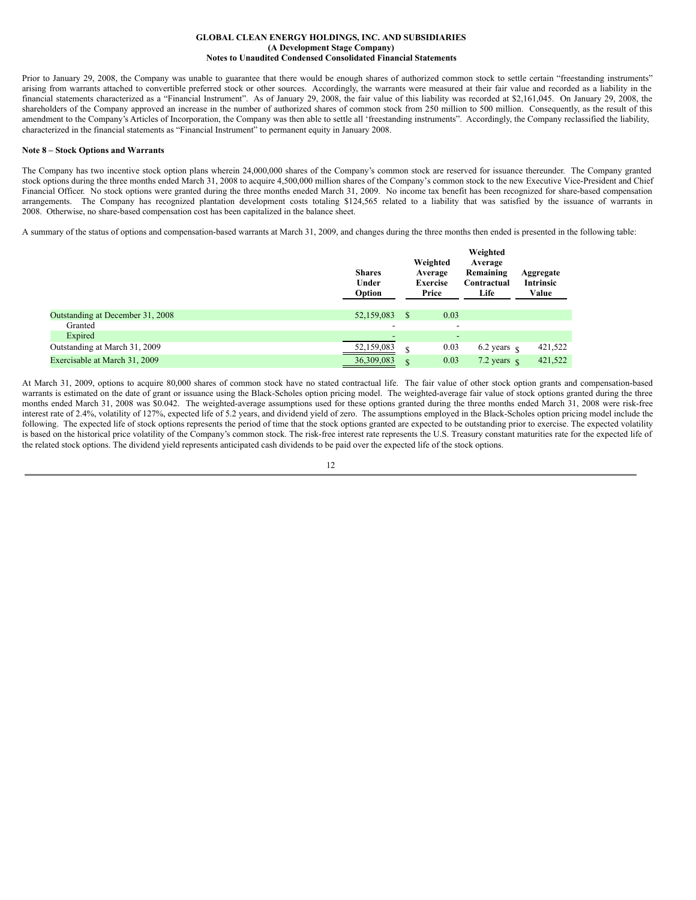Prior to January 29, 2008, the Company was unable to guarantee that there would be enough shares of authorized common stock to settle certain "freestanding instruments" arising from warrants attached to convertible preferred stock or other sources. Accordingly, the warrants were measured at their fair value and recorded as a liability in the financial statements characterized as a "Financial Instrument". As of January 29, 2008, the fair value of this liability was recorded at $2,161,045. On January 29, 2008, the shareholders of the Company approved an increase in the number of authorized shares of common stock from 250 million to 500 million. Consequently, as the result of this amendment to the Company's Articles of Incorporation, the Company was then able to settle all 'freestanding instruments". Accordingly, the Company reclassified the liability, characterized in the financial statements as "Financial Instrument" to permanent equity in January 2008.

**Note 8 – Stock Options and Warrants**

The Company has two incentive stock option plans wherein 24,000,000 shares of the Company's common stock are reserved for issuance thereunder. The Company granted stock options during the three months ended March 31, 2008 to acquire 4,500,000 million shares of the Company's common stock to the new Executive Vice-President and Chief Financial Officer. No stock options were granted during the three months eneded March 31, 2009. No income tax benefit has been recognized for share-based compensation arrangements. The Company has recognized plantation development costs totaling $124,565 related to a liability that was satisfied by the issuance of warrants in 2008. Otherwise, no share-based compensation cost has been capitalized in the balance sheet.

A summary of the status of options and compensation-based warrants at March 31, 2009, and changes during the three months then ended is presented in the following table:

| | Shares Under Option | Weighted Average Exercise Price | Weighted Average Remaining Contractual Life | Aggregate Intrinsic Value |
|---|---|---|---|---|
| Outstanding at December 31, 2008 | 52,159,083 | $ 0.03 | | |
| Granted | - | - | | |
| Expired | - | - | | |
| Outstanding at March 31, 2009 | 52,159,083 | $ 0.03 | 6.2 years | $ 421,522 |
| Exercisable at March 31, 2009 | 36,309,083 | $ 0.03 | 7.2 years | $ 421,522 |

At March 31, 2009, options to acquire 80,000 shares of common stock have no stated contractual life. The fair value of other stock option grants and compensation-based warrants is estimated on the date of grant or issuance using the Black-Scholes option pricing model. The weighted-average fair value of stock options granted during the three months ended March 31, 2008 was $0.042. The weighted-average assumptions used for these options granted during the three months ended March 31, 2008 were risk-free interest rate of 2.4%, volatility of 127%, expected life of 5.2 years, and dividend yield of zero. The assumptions employed in the Black-Scholes option pricing model include the following. The expected life of stock options represents the period of time that the stock options granted are expected to be outstanding prior to exercise. The expected volatility is based on the historical price volatility of the Company's common stock. The risk-free interest rate represents the U.S. Treasury constant maturities rate for the expected life of the related stock options. The dividend yield represents anticipated cash dividends to be paid over the expected life of the stock options.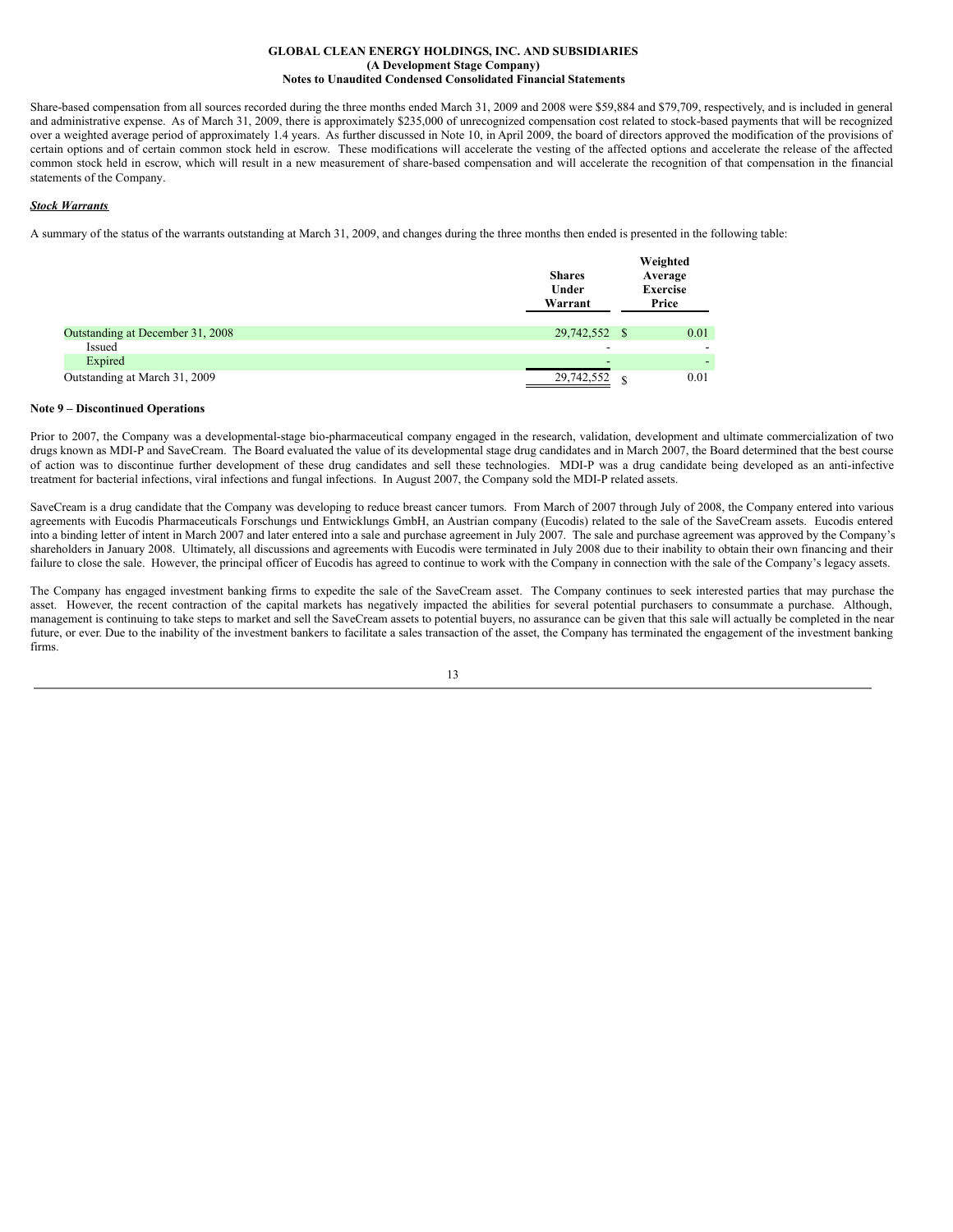Share-based compensation from all sources recorded during the three months ended March 31, 2009 and 2008 were $59,884 and $79,709, respectively, and is included in general and administrative expense. As of March 31, 2009, there is approximately $235,000 of unrecognized compensation cost related to stock-based payments that will be recognized over a weighted average period of approximately 1.4 years. As further discussed in Note 10, in April 2009, the board of directors approved the modification of the provisions of certain options and of certain common stock held in escrow. These modifications will accelerate the vesting of the affected options and accelerate the release of the affected common stock held in escrow, which will result in a new measurement of share-based compensation and will accelerate the recognition of that compensation in the financial statements of the Company.

***Stock Warrants***

A summary of the status of the warrants outstanding at March 31, 2009, and changes during the three months then ended is presented in the following table:

| | Shares Under Warrant | Weighted Average Exercise Price |
|---|---|---|
| Outstanding at December 31, 2008 | 29,742,552 | $ 0.01 |
| Issued | - | - |
| Expired | - | - |
| Outstanding at March 31, 2009 | 29,742,552 | $ 0.01 |

**Note 9 – Discontinued Operations**

Prior to 2007, the Company was a developmental-stage bio-pharmaceutical company engaged in the research, validation, development and ultimate commercialization of two drugs known as MDI-P and SaveCream. The Board evaluated the value of its developmental stage drug candidates and in March 2007, the Board determined that the best course of action was to discontinue further development of these drug candidates and sell these technologies. MDI-P was a drug candidate being developed as an anti-infective treatment for bacterial infections, viral infections and fungal infections. In August 2007, the Company sold the MDI-P related assets.

SaveCream is a drug candidate that the Company was developing to reduce breast cancer tumors. From March of 2007 through July of 2008, the Company entered into various agreements with Eucodis Pharmaceuticals Forschungs und Entwicklungs GmbH, an Austrian company (Eucodis) related to the sale of the SaveCream assets. Eucodis entered into a binding letter of intent in March 2007 and later entered into a sale and purchase agreement in July 2007. The sale and purchase agreement was approved by the Company's shareholders in January 2008. Ultimately, all discussions and agreements with Eucodis were terminated in July 2008 due to their inability to obtain their own financing and their failure to close the sale. However, the principal officer of Eucodis has agreed to continue to work with the Company in connection with the sale of the Company's legacy assets.

The Company has engaged investment banking firms to expedite the sale of the SaveCream asset. The Company continues to seek interested parties that may purchase the asset. However, the recent contraction of the capital markets has negatively impacted the abilities for several potential purchasers to consummate a purchase. Although, management is continuing to take steps to market and sell the SaveCream assets to potential buyers, no assurance can be given that this sale will actually be completed in the near future, or ever. Due to the inability of the investment bankers to facilitate a sales transaction of the asset, the Company has terminated the engagement of the investment banking firms.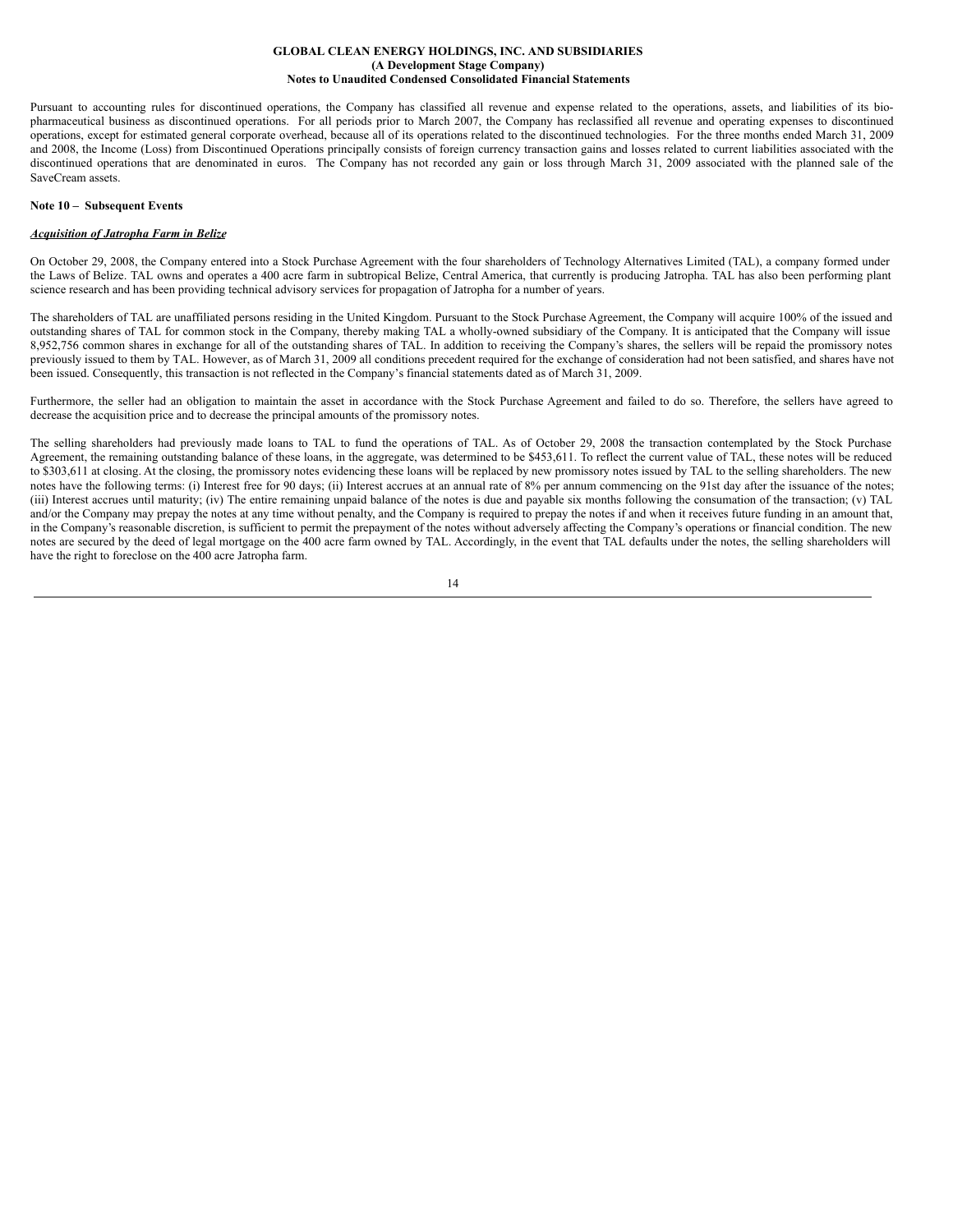Pursuant to accounting rules for discontinued operations, the Company has classified all revenue and expense related to the operations, assets, and liabilities of its bio-pharmaceutical business as discontinued operations. For all periods prior to March 2007, the Company has reclassified all revenue and operating expenses to discontinued operations, except for estimated general corporate overhead, because all of its operations related to the discontinued technologies. For the three months ended March 31, 2009 and 2008, the Income (Loss) from Discontinued Operations principally consists of foreign currency transaction gains and losses related to current liabilities associated with the discontinued operations that are denominated in euros. The Company has not recorded any gain or loss through March 31, 2009 associated with the planned sale of the SaveCream assets.

**Note 10 – Subsequent Events**

***Acquisition of Jatropha Farm in Belize***

On October 29, 2008, the Company entered into a Stock Purchase Agreement with the four shareholders of Technology Alternatives Limited (TAL), a company formed under the Laws of Belize. TAL owns and operates a 400 acre farm in subtropical Belize, Central America, that currently is producing Jatropha. TAL has also been performing plant science research and has been providing technical advisory services for propagation of Jatropha for a number of years.

The shareholders of TAL are unaffiliated persons residing in the United Kingdom. Pursuant to the Stock Purchase Agreement, the Company will acquire 100% of the issued and outstanding shares of TAL for common stock in the Company, thereby making TAL a wholly-owned subsidiary of the Company. It is anticipated that the Company will issue 8,952,756 common shares in exchange for all of the outstanding shares of TAL. In addition to receiving the Company's shares, the sellers will be repaid the promissory notes previously issued to them by TAL. However, as of March 31, 2009 all conditions precedent required for the exchange of consideration had not been satisfied, and shares have not been issued. Consequently, this transaction is not reflected in the Company's financial statements dated as of March 31, 2009.

Furthermore, the seller had an obligation to maintain the asset in accordance with the Stock Purchase Agreement and failed to do so. Therefore, the sellers have agreed to decrease the acquisition price and to decrease the principal amounts of the promissory notes.

The selling shareholders had previously made loans to TAL to fund the operations of TAL. As of October 29, 2008 the transaction contemplated by the Stock Purchase Agreement, the remaining outstanding balance of these loans, in the aggregate, was determined to be $453,611. To reflect the current value of TAL, these notes will be reduced to $303,611 at closing. At the closing, the promissory notes evidencing these loans will be replaced by new promissory notes issued by TAL to the selling shareholders. The new notes have the following terms: (i) Interest free for 90 days; (ii) Interest accrues at an annual rate of 8% per annum commencing on the 91st day after the issuance of the notes; (iii) Interest accrues until maturity; (iv) The entire remaining unpaid balance of the notes is due and payable six months following the consumation of the transaction; (v) TAL and/or the Company may prepay the notes at any time without penalty, and the Company is required to prepay the notes if and when it receives future funding in an amount that, in the Company's reasonable discretion, is sufficient to permit the prepayment of the notes without adversely affecting the Company's operations or financial condition. The new notes are secured by the deed of legal mortgage on the 400 acre farm owned by TAL. Accordingly, in the event that TAL defaults under the notes, the selling shareholders will have the right to foreclose on the 400 acre Jatropha farm.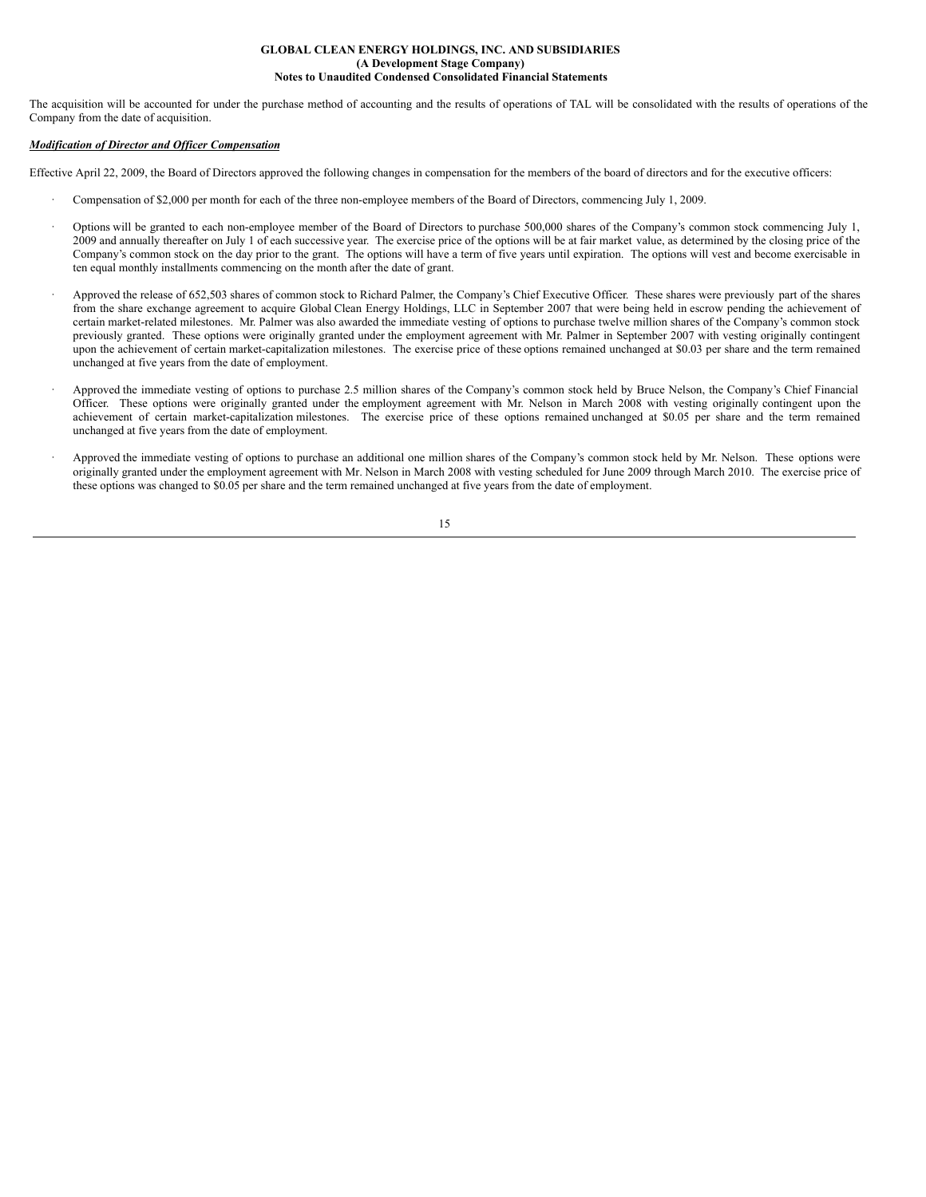The acquisition will be accounted for under the purchase method of accounting and the results of operations of TAL will be consolidated with the results of operations of the Company from the date of acquisition.

***Modification of Director and Officer Compensation***

Effective April 22, 2009, the Board of Directors approved the following changes in compensation for the members of the board of directors and for the executive officers:

- Compensation of $2,000 per month for each of the three non-employee members of the Board of Directors, commencing July 1, 2009.
- Options will be granted to each non-employee member of the Board of Directors to purchase 500,000 shares of the Company's common stock commencing July 1, 2009 and annually thereafter on July 1 of each successive year. The exercise price of the options will be at fair market value, as determined by the closing price of the Company's common stock on the day prior to the grant. The options will have a term of five years until expiration. The options will vest and become exercisable in ten equal monthly installments commencing on the month after the date of grant.
- Approved the release of 652,503 shares of common stock to Richard Palmer, the Company's Chief Executive Officer. These shares were previously part of the shares from the share exchange agreement to acquire Global Clean Energy Holdings, LLC in September 2007 that were being held in escrow pending the achievement of certain market-related milestones. Mr. Palmer was also awarded the immediate vesting of options to purchase twelve million shares of the Company's common stock previously granted. These options were originally granted under the employment agreement with Mr. Palmer in September 2007 with vesting originally contingent upon the achievement of certain market-capitalization milestones. The exercise price of these options remained unchanged at $0.03 per share and the term remained unchanged at five years from the date of employment.
- Approved the immediate vesting of options to purchase 2.5 million shares of the Company's common stock held by Bruce Nelson, the Company's Chief Financial Officer. These options were originally granted under the employment agreement with Mr. Nelson in March 2008 with vesting originally contingent upon the achievement of certain market-capitalization milestones. The exercise price of these options remained unchanged at $0.05 per share and the term remained unchanged at five years from the date of employment.
- Approved the immediate vesting of options to purchase an additional one million shares of the Company's common stock held by Mr. Nelson. These options were originally granted under the employment agreement with Mr. Nelson in March 2008 with vesting scheduled for June 2009 through March 2010. The exercise price of these options was changed to $0.05 per share and the term remained unchanged at five years from the date of employment.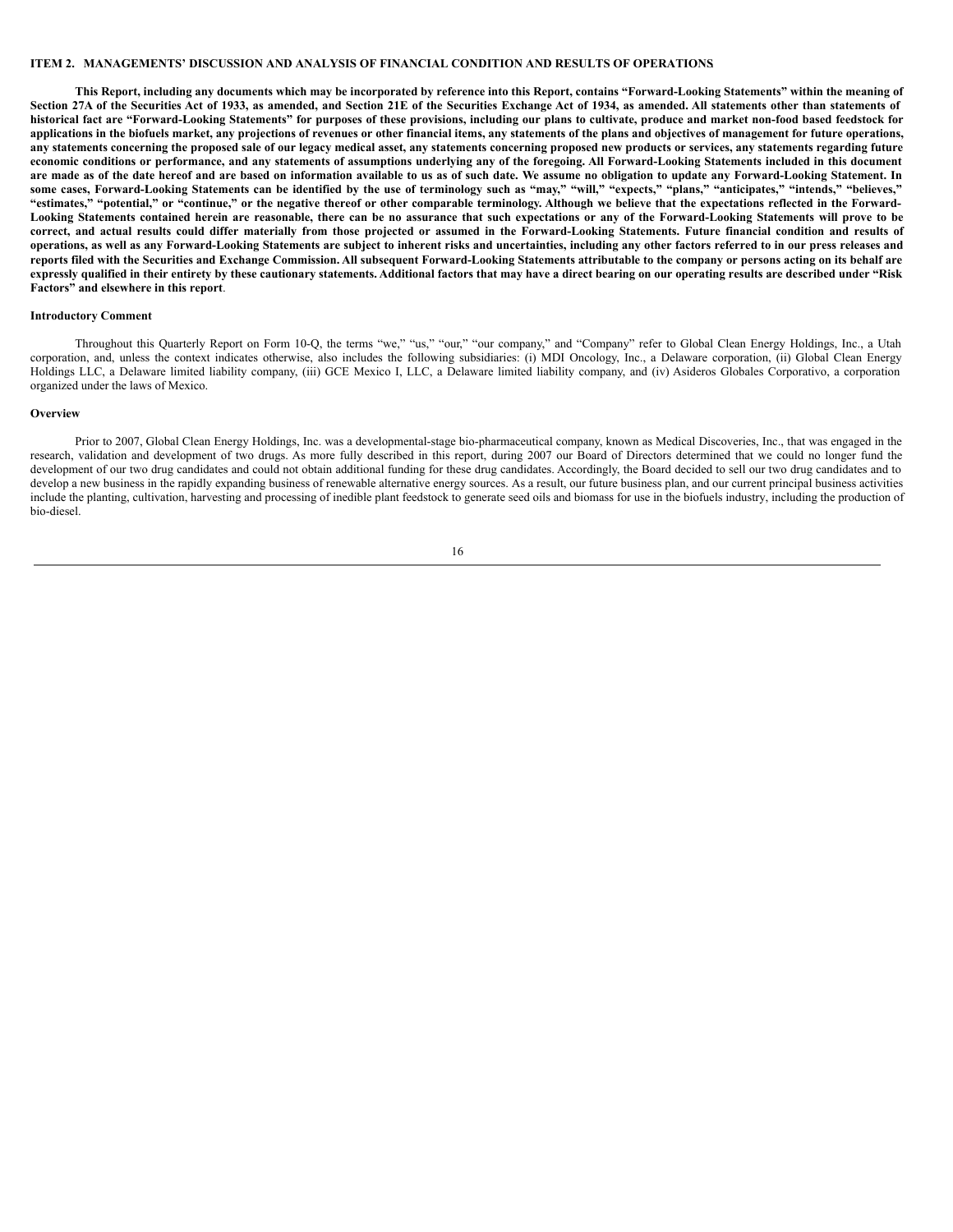## ITEM 2. MANAGEMENTS' DISCUSSION AND ANALYSIS OF FINANCIAL CONDITION AND RESULTS OF OPERATIONS

**This Report, including any documents which may be incorporated by reference into this Report, contains "Forward-Looking Statements" within the meaning of Section 27A of the Securities Act of 1933, as amended, and Section 21E of the Securities Exchange Act of 1934, as amended. All statements other than statements of historical fact are "Forward-Looking Statements" for purposes of these provisions, including our plans to cultivate, produce and market non-food based feedstock for applications in the biofuels market, any projections of revenues or other financial items, any statements of the plans and objectives of management for future operations, any statements concerning the proposed sale of our legacy medical asset, any statements concerning proposed new products or services, any statements regarding future economic conditions or performance, and any statements of assumptions underlying any of the foregoing. All Forward-Looking Statements included in this document are made as of the date hereof and are based on information available to us as of such date. We assume no obligation to update any Forward-Looking Statement. In some cases, Forward-Looking Statements can be identified by the use of terminology such as "may," "will," "expects," "plans," "anticipates," "intends," "believes," "estimates," "potential," or "continue," or the negative thereof or other comparable terminology. Although we believe that the expectations reflected in the Forward-Looking Statements contained herein are reasonable, there can be no assurance that such expectations or any of the Forward-Looking Statements will prove to be correct, and actual results could differ materially from those projected or assumed in the Forward-Looking Statements. Future financial condition and results of operations, as well as any Forward-Looking Statements are subject to inherent risks and uncertainties, including any other factors referred to in our press releases and reports filed with the Securities and Exchange Commission. All subsequent Forward-Looking Statements attributable to the company or persons acting on its behalf are expressly qualified in their entirety by these cautionary statements. Additional factors that may have a direct bearing on our operating results are described under "Risk Factors" and elsewhere in this report**.

**Introductory Comment**

Throughout this Quarterly Report on Form 10-Q, the terms "we," "us," "our," "our company," and "Company" refer to Global Clean Energy Holdings, Inc., a Utah corporation, and, unless the context indicates otherwise, also includes the following subsidiaries: (i) MDI Oncology, Inc., a Delaware corporation, (ii) Global Clean Energy Holdings LLC, a Delaware limited liability company, (iii) GCE Mexico I, LLC, a Delaware limited liability company, and (iv) Asideros Globales Corporativo, a corporation organized under the laws of Mexico.

**Overview**

Prior to 2007, Global Clean Energy Holdings, Inc. was a developmental-stage bio-pharmaceutical company, known as Medical Discoveries, Inc., that was engaged in the research, validation and development of two drugs. As more fully described in this report, during 2007 our Board of Directors determined that we could no longer fund the development of our two drug candidates and could not obtain additional funding for these drug candidates. Accordingly, the Board decided to sell our two drug candidates and to develop a new business in the rapidly expanding business of renewable alternative energy sources. As a result, our future business plan, and our current principal business activities include the planting, cultivation, harvesting and processing of inedible plant feedstock to generate seed oils and biomass for use in the biofuels industry, including the production of bio-diesel.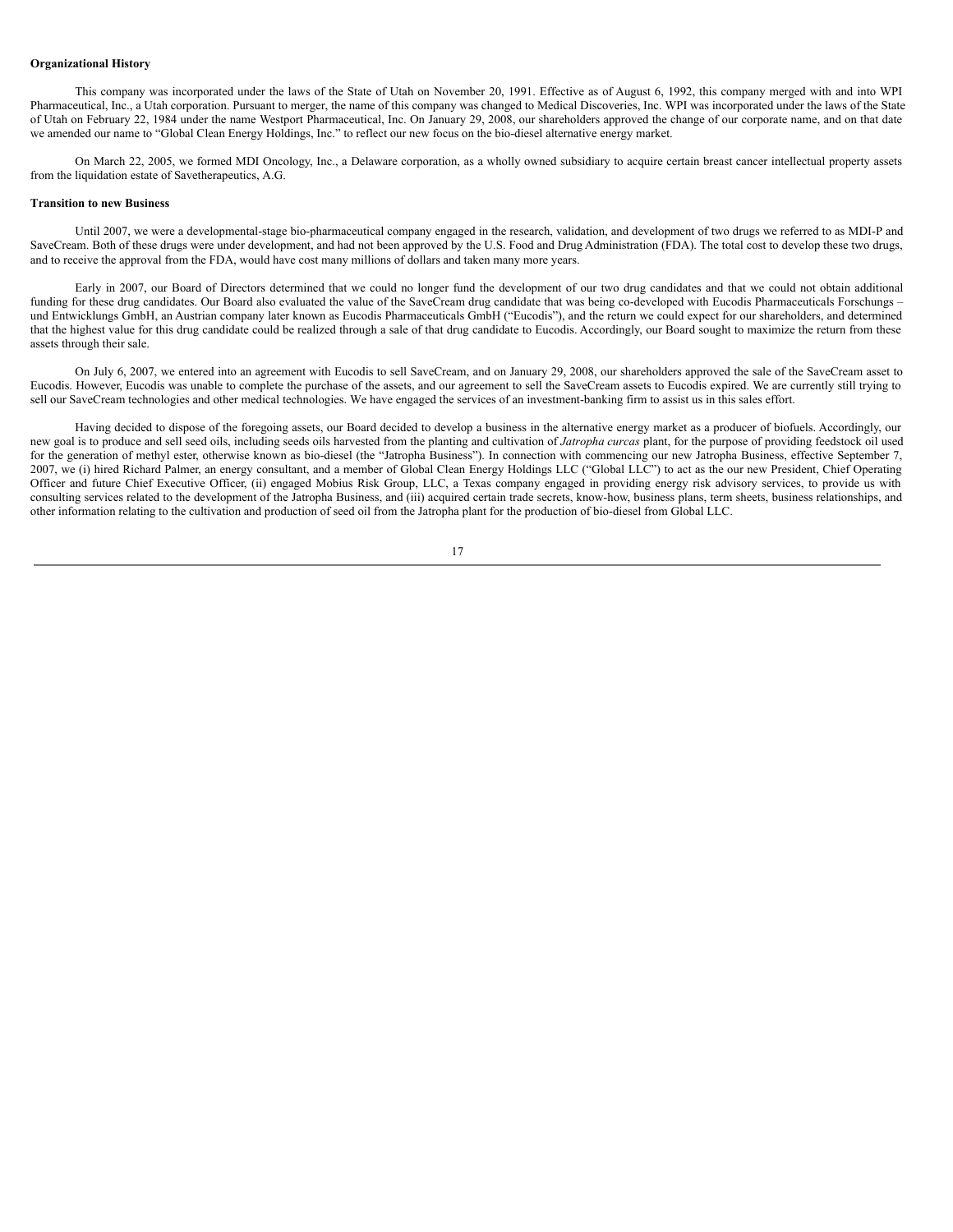**Organizational History**

This company was incorporated under the laws of the State of Utah on November 20, 1991. Effective as of August 6, 1992, this company merged with and into WPI Pharmaceutical, Inc., a Utah corporation. Pursuant to merger, the name of this company was changed to Medical Discoveries, Inc. WPI was incorporated under the laws of the State of Utah on February 22, 1984 under the name Westport Pharmaceutical, Inc. On January 29, 2008, our shareholders approved the change of our corporate name, and on that date we amended our name to "Global Clean Energy Holdings, Inc." to reflect our new focus on the bio-diesel alternative energy market.

On March 22, 2005, we formed MDI Oncology, Inc., a Delaware corporation, as a wholly owned subsidiary to acquire certain breast cancer intellectual property assets from the liquidation estate of Savetherapeutics, A.G.

**Transition to new Business**

Until 2007, we were a developmental-stage bio-pharmaceutical company engaged in the research, validation, and development of two drugs we referred to as MDI-P and SaveCream. Both of these drugs were under development, and had not been approved by the U.S. Food and Drug Administration (FDA). The total cost to develop these two drugs, and to receive the approval from the FDA, would have cost many millions of dollars and taken many more years.

Early in 2007, our Board of Directors determined that we could no longer fund the development of our two drug candidates and that we could not obtain additional funding for these drug candidates. Our Board also evaluated the value of the SaveCream drug candidate that was being co-developed with Eucodis Pharmaceuticals Forschungs – und Entwicklungs GmbH, an Austrian company later known as Eucodis Pharmaceuticals GmbH ("Eucodis"), and the return we could expect for our shareholders, and determined that the highest value for this drug candidate could be realized through a sale of that drug candidate to Eucodis. Accordingly, our Board sought to maximize the return from these assets through their sale.

On July 6, 2007, we entered into an agreement with Eucodis to sell SaveCream, and on January 29, 2008, our shareholders approved the sale of the SaveCream asset to Eucodis. However, Eucodis was unable to complete the purchase of the assets, and our agreement to sell the SaveCream assets to Eucodis expired. We are currently still trying to sell our SaveCream technologies and other medical technologies. We have engaged the services of an investment-banking firm to assist us in this sales effort.

Having decided to dispose of the foregoing assets, our Board decided to develop a business in the alternative energy market as a producer of biofuels. Accordingly, our new goal is to produce and sell seed oils, including seeds oils harvested from the planting and cultivation of *Jatropha curcas* plant, for the purpose of providing feedstock oil used for the generation of methyl ester, otherwise known as bio-diesel (the "Jatropha Business"). In connection with commencing our new Jatropha Business, effective September 7, 2007, we (i) hired Richard Palmer, an energy consultant, and a member of Global Clean Energy Holdings LLC ("Global LLC") to act as the our new President, Chief Operating Officer and future Chief Executive Officer, (ii) engaged Mobius Risk Group, LLC, a Texas company engaged in providing energy risk advisory services, to provide us with consulting services related to the development of the Jatropha Business, and (iii) acquired certain trade secrets, know-how, business plans, term sheets, business relationships, and other information relating to the cultivation and production of seed oil from the Jatropha plant for the production of bio-diesel from Global LLC.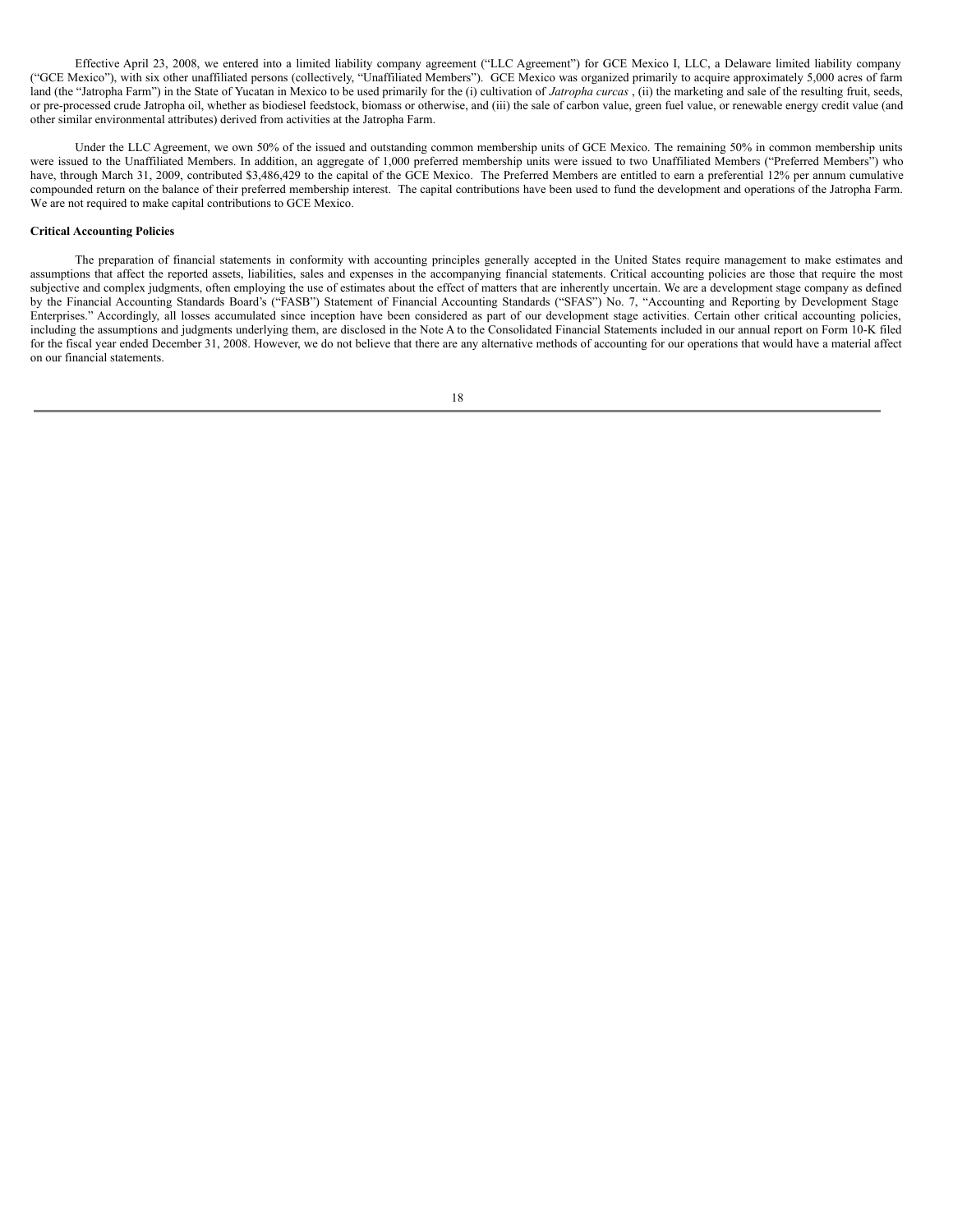Effective April 23, 2008, we entered into a limited liability company agreement ("LLC Agreement") for GCE Mexico I, LLC, a Delaware limited liability company ("GCE Mexico"), with six other unaffiliated persons (collectively, "Unaffiliated Members"). GCE Mexico was organized primarily to acquire approximately 5,000 acres of farm land (the "Jatropha Farm") in the State of Yucatan in Mexico to be used primarily for the (i) cultivation of *Jatropha curcas* , (ii) the marketing and sale of the resulting fruit, seeds, or pre-processed crude Jatropha oil, whether as biodiesel feedstock, biomass or otherwise, and (iii) the sale of carbon value, green fuel value, or renewable energy credit value (and other similar environmental attributes) derived from activities at the Jatropha Farm.

Under the LLC Agreement, we own 50% of the issued and outstanding common membership units of GCE Mexico. The remaining 50% in common membership units were issued to the Unaffiliated Members. In addition, an aggregate of 1,000 preferred membership units were issued to two Unaffiliated Members ("Preferred Members") who have, through March 31, 2009, contributed $3,486,429 to the capital of the GCE Mexico. The Preferred Members are entitled to earn a preferential 12% per annum cumulative compounded return on the balance of their preferred membership interest. The capital contributions have been used to fund the development and operations of the Jatropha Farm. We are not required to make capital contributions to GCE Mexico.

**Critical Accounting Policies**

The preparation of financial statements in conformity with accounting principles generally accepted in the United States require management to make estimates and assumptions that affect the reported assets, liabilities, sales and expenses in the accompanying financial statements. Critical accounting policies are those that require the most subjective and complex judgments, often employing the use of estimates about the effect of matters that are inherently uncertain. We are a development stage company as defined by the Financial Accounting Standards Board's ("FASB") Statement of Financial Accounting Standards ("SFAS") No. 7, "Accounting and Reporting by Development Stage Enterprises." Accordingly, all losses accumulated since inception have been considered as part of our development stage activities. Certain other critical accounting policies, including the assumptions and judgments underlying them, are disclosed in the Note A to the Consolidated Financial Statements included in our annual report on Form 10-K filed for the fiscal year ended December 31, 2008. However, we do not believe that there are any alternative methods of accounting for our operations that would have a material affect on our financial statements.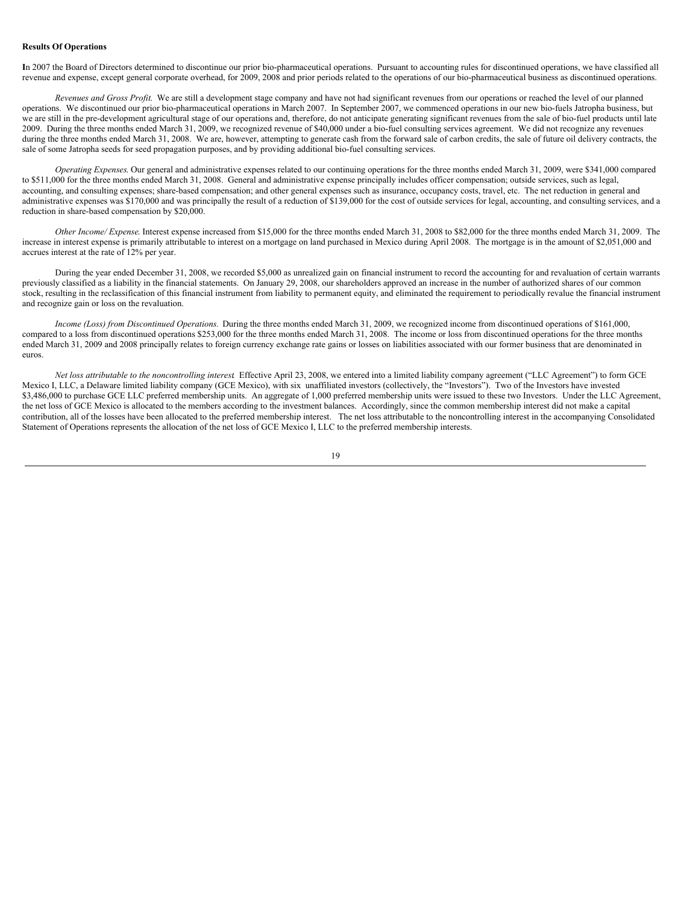**Results Of Operations**

In 2007 the Board of Directors determined to discontinue our prior bio-pharmaceutical operations. Pursuant to accounting rules for discontinued operations, we have classified all revenue and expense, except general corporate overhead, for 2009, 2008 and prior periods related to the operations of our bio-pharmaceutical business as discontinued operations.

*Revenues and Gross Profit.* We are still a development stage company and have not had significant revenues from our operations or reached the level of our planned operations. We discontinued our prior bio-pharmaceutical operations in March 2007. In September 2007, we commenced operations in our new bio-fuels Jatropha business, but we are still in the pre-development agricultural stage of our operations and, therefore, do not anticipate generating significant revenues from the sale of bio-fuel products until late 2009. During the three months ended March 31, 2009, we recognized revenue of $40,000 under a bio-fuel consulting services agreement. We did not recognize any revenues during the three months ended March 31, 2008. We are, however, attempting to generate cash from the forward sale of carbon credits, the sale of future oil delivery contracts, the sale of some Jatropha seeds for seed propagation purposes, and by providing additional bio-fuel consulting services.

*Operating Expenses.* Our general and administrative expenses related to our continuing operations for the three months ended March 31, 2009, were $341,000 compared to $511,000 for the three months ended March 31, 2008. General and administrative expense principally includes officer compensation; outside services, such as legal, accounting, and consulting expenses; share-based compensation; and other general expenses such as insurance, occupancy costs, travel, etc. The net reduction in general and administrative expenses was $170,000 and was principally the result of a reduction of $139,000 for the cost of outside services for legal, accounting, and consulting services, and a reduction in share-based compensation by $20,000.

*Other Income/ Expense.* Interest expense increased from $15,000 for the three months ended March 31, 2008 to $82,000 for the three months ended March 31, 2009. The increase in interest expense is primarily attributable to interest on a mortgage on land purchased in Mexico during April 2008. The mortgage is in the amount of $2,051,000 and accrues interest at the rate of 12% per year.

During the year ended December 31, 2008, we recorded $5,000 as unrealized gain on financial instrument to record the accounting for and revaluation of certain warrants previously classified as a liability in the financial statements. On January 29, 2008, our shareholders approved an increase in the number of authorized shares of our common stock, resulting in the reclassification of this financial instrument from liability to permanent equity, and eliminated the requirement to periodically revalue the financial instrument and recognize gain or loss on the revaluation.

*Income (Loss) from Discontinued Operations.* During the three months ended March 31, 2009, we recognized income from discontinued operations of $161,000, compared to a loss from discontinued operations $253,000 for the three months ended March 31, 2008. The income or loss from discontinued operations for the three months ended March 31, 2009 and 2008 principally relates to foreign currency exchange rate gains or losses on liabilities associated with our former business that are denominated in euros.

*Net loss attributable to the noncontrolling interest.* Effective April 23, 2008, we entered into a limited liability company agreement ("LLC Agreement") to form GCE Mexico I, LLC, a Delaware limited liability company (GCE Mexico), with six unaffiliated investors (collectively, the "Investors"). Two of the Investors have invested $3,486,000 to purchase GCE LLC preferred membership units. An aggregate of 1,000 preferred membership units were issued to these two Investors. Under the LLC Agreement, the net loss of GCE Mexico is allocated to the members according to the investment balances. Accordingly, since the common membership interest did not make a capital contribution, all of the losses have been allocated to the preferred membership interest. The net loss attributable to the noncontrolling interest in the accompanying Consolidated Statement of Operations represents the allocation of the net loss of GCE Mexico I, LLC to the preferred membership interests.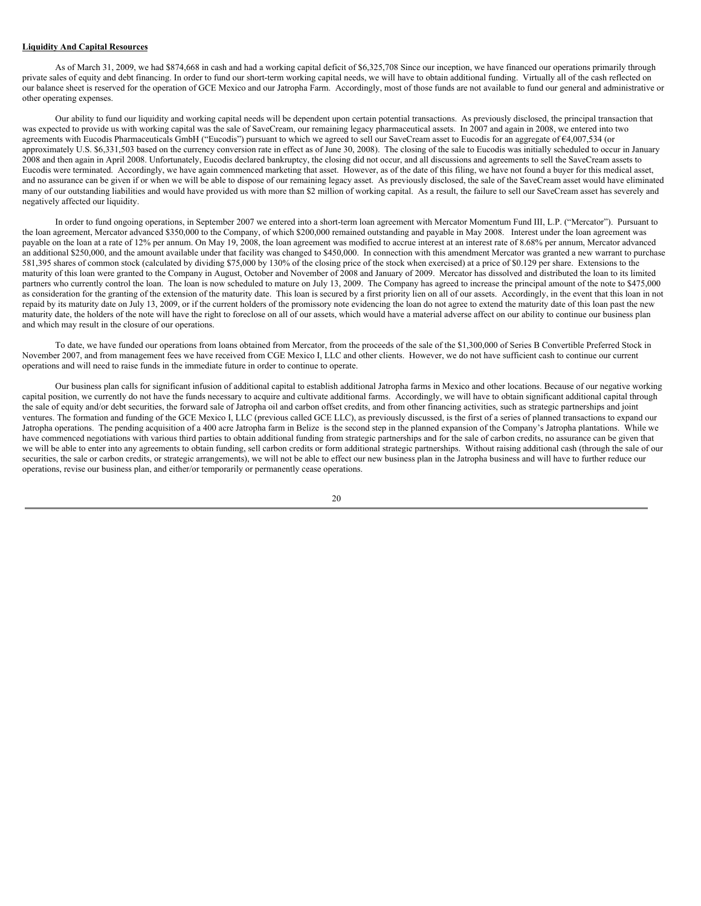**Liquidity And Capital Resources**

As of March 31, 2009, we had $874,668 in cash and had a working capital deficit of $6,325,708 Since our inception, we have financed our operations primarily through private sales of equity and debt financing. In order to fund our short-term working capital needs, we will have to obtain additional funding. Virtually all of the cash reflected on our balance sheet is reserved for the operation of GCE Mexico and our Jatropha Farm. Accordingly, most of those funds are not available to fund our general and administrative or other operating expenses.

Our ability to fund our liquidity and working capital needs will be dependent upon certain potential transactions. As previously disclosed, the principal transaction that was expected to provide us with working capital was the sale of SaveCream, our remaining legacy pharmaceutical assets. In 2007 and again in 2008, we entered into two agreements with Eucodis Pharmaceuticals GmbH ("Eucodis") pursuant to which we agreed to sell our SaveCream asset to Eucodis for an aggregate of €4,007,534 (or approximately U.S. $6,331,503 based on the currency conversion rate in effect as of June 30, 2008). The closing of the sale to Eucodis was initially scheduled to occur in January 2008 and then again in April 2008. Unfortunately, Eucodis declared bankruptcy, the closing did not occur, and all discussions and agreements to sell the SaveCream assets to Eucodis were terminated. Accordingly, we have again commenced marketing that asset. However, as of the date of this filing, we have not found a buyer for this medical asset, and no assurance can be given if or when we will be able to dispose of our remaining legacy asset. As previously disclosed, the sale of the SaveCream asset would have eliminated many of our outstanding liabilities and would have provided us with more than $2 million of working capital. As a result, the failure to sell our SaveCream asset has severely and negatively affected our liquidity.

In order to fund ongoing operations, in September 2007 we entered into a short-term loan agreement with Mercator Momentum Fund III, L.P. ("Mercator"). Pursuant to the loan agreement, Mercator advanced $350,000 to the Company, of which $200,000 remained outstanding and payable in May 2008. Interest under the loan agreement was payable on the loan at a rate of 12% per annum. On May 19, 2008, the loan agreement was modified to accrue interest at an interest rate of 8.68% per annum, Mercator advanced an additional $250,000, and the amount available under that facility was changed to $450,000. In connection with this amendment Mercator was granted a new warrant to purchase 581,395 shares of common stock (calculated by dividing $75,000 by 130% of the closing price of the stock when exercised) at a price of $0.129 per share. Extensions to the maturity of this loan were granted to the Company in August, October and November of 2008 and January of 2009. Mercator has dissolved and distributed the loan to its limited partners who currently control the loan. The loan is now scheduled to mature on July 13, 2009. The Company has agreed to increase the principal amount of the note to $475,000 as consideration for the granting of the extension of the maturity date. This loan is secured by a first priority lien on all of our assets. Accordingly, in the event that this loan in not repaid by its maturity date on July 13, 2009, or if the current holders of the promissory note evidencing the loan do not agree to extend the maturity date of this loan past the new maturity date, the holders of the note will have the right to foreclose on all of our assets, which would have a material adverse affect on our ability to continue our business plan and which may result in the closure of our operations.

To date, we have funded our operations from loans obtained from Mercator, from the proceeds of the sale of the $1,300,000 of Series B Convertible Preferred Stock in November 2007, and from management fees we have received from CGE Mexico I, LLC and other clients. However, we do not have sufficient cash to continue our current operations and will need to raise funds in the immediate future in order to continue to operate.

Our business plan calls for significant infusion of additional capital to establish additional Jatropha farms in Mexico and other locations. Because of our negative working capital position, we currently do not have the funds necessary to acquire and cultivate additional farms. Accordingly, we will have to obtain significant additional capital through the sale of equity and/or debt securities, the forward sale of Jatropha oil and carbon offset credits, and from other financing activities, such as strategic partnerships and joint ventures. The formation and funding of the GCE Mexico I, LLC (previous called GCE LLC), as previously discussed, is the first of a series of planned transactions to expand our Jatropha operations. The pending acquisition of a 400 acre Jatropha farm in Belize is the second step in the planned expansion of the Company's Jatropha plantations. While we have commenced negotiations with various third parties to obtain additional funding from strategic partnerships and for the sale of carbon credits, no assurance can be given that we will be able to enter into any agreements to obtain funding, sell carbon credits or form additional strategic partnerships. Without raising additional cash (through the sale of our securities, the sale or carbon credits, or strategic arrangements), we will not be able to effect our new business plan in the Jatropha business and will have to further reduce our operations, revise our business plan, and either/or temporarily or permanently cease operations.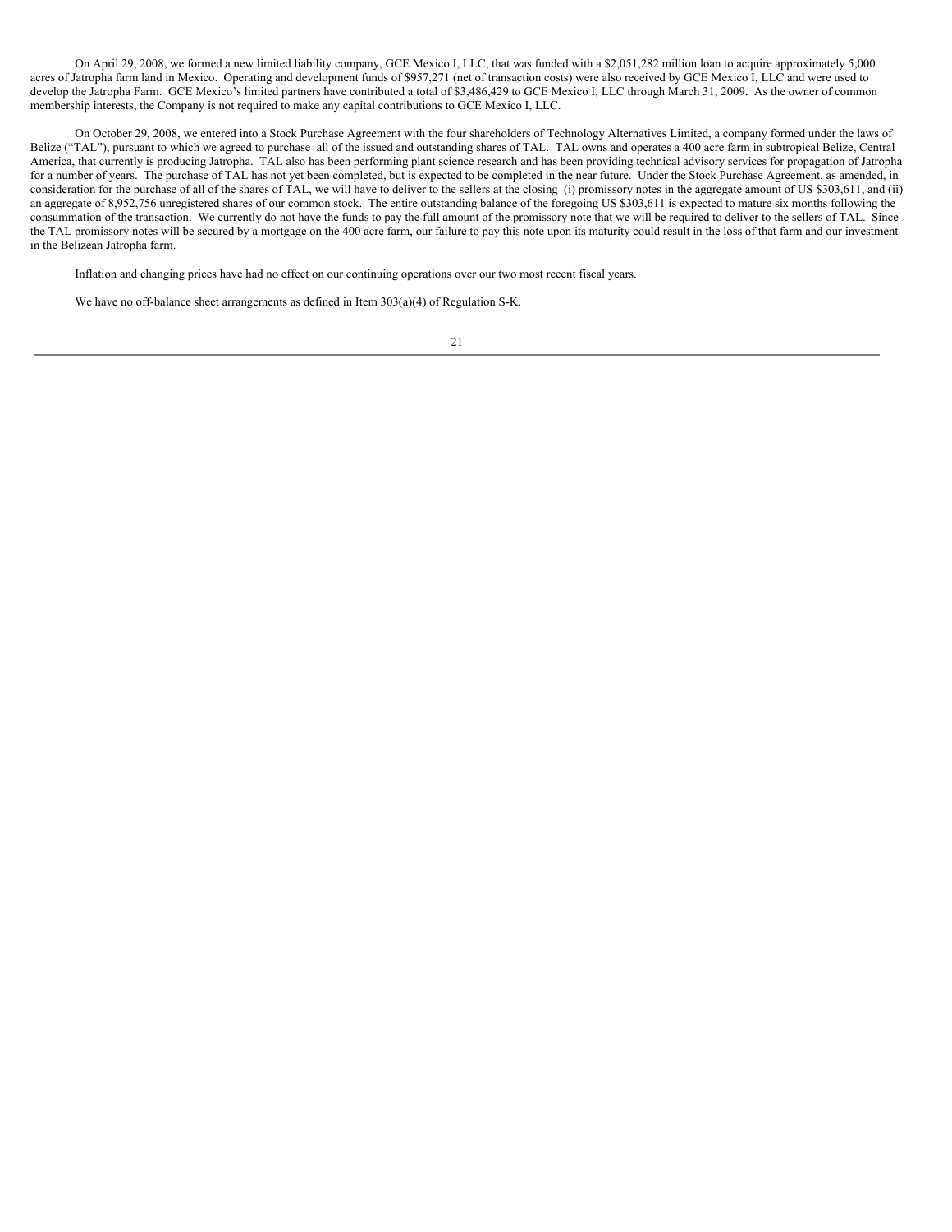On April 29, 2008, we formed a new limited liability company, GCE Mexico I, LLC, that was funded with a $2,051,282 million loan to acquire approximately 5,000 acres of Jatropha farm land in Mexico. Operating and development funds of $957,271 (net of transaction costs) were also received by GCE Mexico I, LLC and were used to develop the Jatropha Farm. GCE Mexico's limited partners have contributed a total of $3,486,429 to GCE Mexico I, LLC through March 31, 2009. As the owner of common membership interests, the Company is not required to make any capital contributions to GCE Mexico I, LLC.

On October 29, 2008, we entered into a Stock Purchase Agreement with the four shareholders of Technology Alternatives Limited, a company formed under the laws of Belize ("TAL"), pursuant to which we agreed to purchase all of the issued and outstanding shares of TAL. TAL owns and operates a 400 acre farm in subtropical Belize, Central America, that currently is producing Jatropha. TAL also has been performing plant science research and has been providing technical advisory services for propagation of Jatropha for a number of years. The purchase of TAL has not yet been completed, but is expected to be completed in the near future. Under the Stock Purchase Agreement, as amended, in consideration for the purchase of all of the shares of TAL, we will have to deliver to the sellers at the closing (i) promissory notes in the aggregate amount of US $303,611, and (ii) an aggregate of 8,952,756 unregistered shares of our common stock. The entire outstanding balance of the foregoing US $303,611 is expected to mature six months following the consummation of the transaction. We currently do not have the funds to pay the full amount of the promissory note that we will be required to deliver to the sellers of TAL. Since the TAL promissory notes will be secured by a mortgage on the 400 acre farm, our failure to pay this note upon its maturity could result in the loss of that farm and our investment in the Belizean Jatropha farm.

Inflation and changing prices have had no effect on our continuing operations over our two most recent fiscal years.

We have no off-balance sheet arrangements as defined in Item 303(a)(4) of Regulation S-K.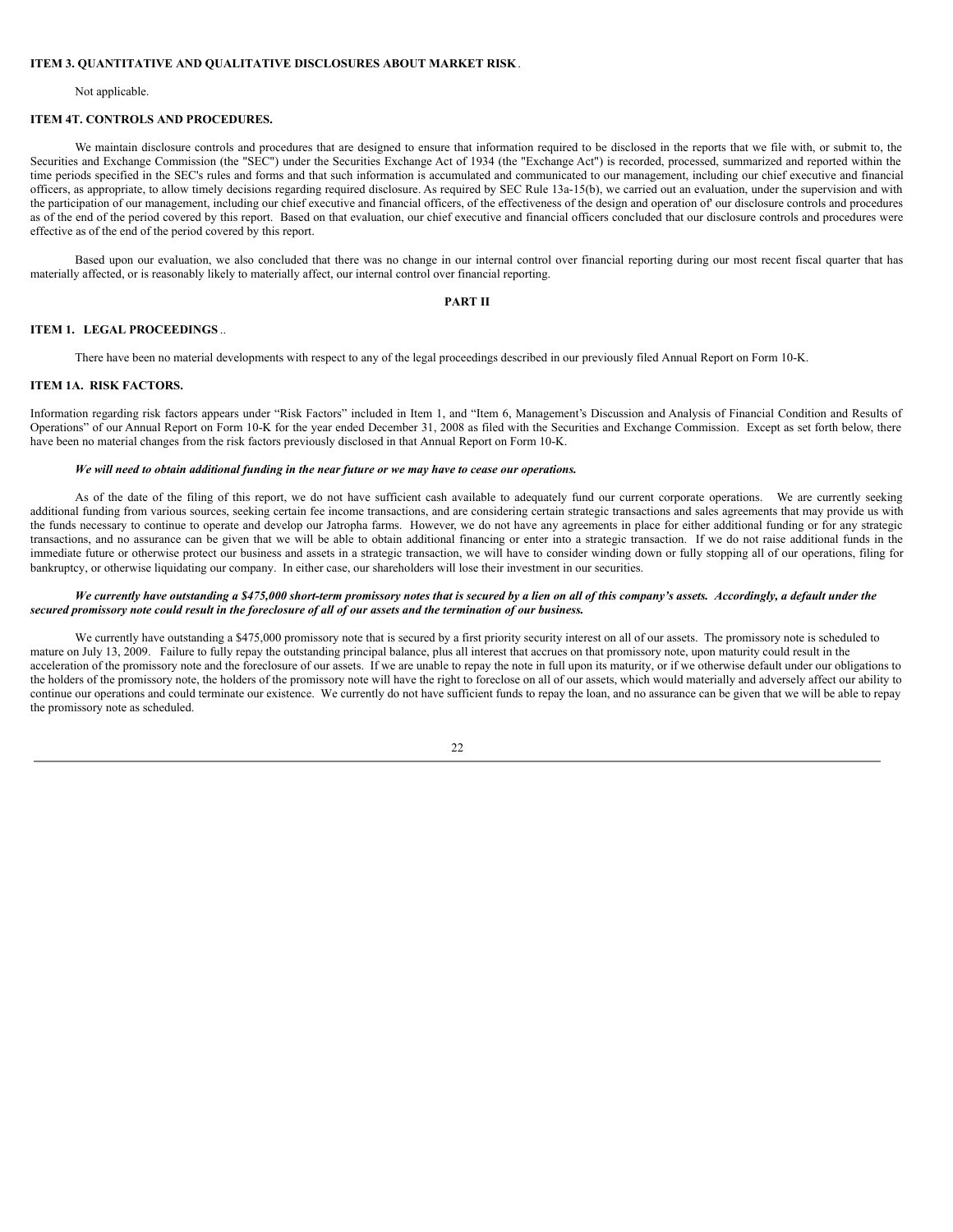### ITEM 3. QUANTITATIVE AND QUALITATIVE DISCLOSURES ABOUT MARKET RISK.

Not applicable.

### ITEM 4T. CONTROLS AND PROCEDURES.

We maintain disclosure controls and procedures that are designed to ensure that information required to be disclosed in the reports that we file with, or submit to, the Securities and Exchange Commission (the "SEC") under the Securities Exchange Act of 1934 (the "Exchange Act") is recorded, processed, summarized and reported within the time periods specified in the SEC's rules and forms and that such information is accumulated and communicated to our management, including our chief executive and financial officers, as appropriate, to allow timely decisions regarding required disclosure. As required by SEC Rule 13a-15(b), we carried out an evaluation, under the supervision and with the participation of our management, including our chief executive and financial officers, of the effectiveness of the design and operation of' our disclosure controls and procedures as of the end of the period covered by this report. Based on that evaluation, our chief executive and financial officers concluded that our disclosure controls and procedures were effective as of the end of the period covered by this report.

Based upon our evaluation, we also concluded that there was no change in our internal control over financial reporting during our most recent fiscal quarter that has materially affected, or is reasonably likely to materially affect, our internal control over financial reporting.

## PART II

### ITEM 1. LEGAL PROCEEDINGS..

There have been no material developments with respect to any of the legal proceedings described in our previously filed Annual Report on Form 10-K.

### ITEM 1A. RISK FACTORS.

Information regarding risk factors appears under "Risk Factors" included in Item 1, and "Item 6, Management's Discussion and Analysis of Financial Condition and Results of Operations" of our Annual Report on Form 10-K for the year ended December 31, 2008 as filed with the Securities and Exchange Commission. Except as set forth below, there have been no material changes from the risk factors previously disclosed in that Annual Report on Form 10-K.

***We will need to obtain additional funding in the near future or we may have to cease our operations.***

As of the date of the filing of this report, we do not have sufficient cash available to adequately fund our current corporate operations. We are currently seeking additional funding from various sources, seeking certain fee income transactions, and are considering certain strategic transactions and sales agreements that may provide us with the funds necessary to continue to operate and develop our Jatropha farms. However, we do not have any agreements in place for either additional funding or for any strategic transactions, and no assurance can be given that we will be able to obtain additional financing or enter into a strategic transaction. If we do not raise additional funds in the immediate future or otherwise protect our business and assets in a strategic transaction, we will have to consider winding down or fully stopping all of our operations, filing for bankruptcy, or otherwise liquidating our company. In either case, our shareholders will lose their investment in our securities.

***We currently have outstanding a $475,000 short-term promissory notes that is secured by a lien on all of this company's assets. Accordingly, a default under the secured promissory note could result in the foreclosure of all of our assets and the termination of our business.***

We currently have outstanding a $475,000 promissory note that is secured by a first priority security interest on all of our assets. The promissory note is scheduled to mature on July 13, 2009. Failure to fully repay the outstanding principal balance, plus all interest that accrues on that promissory note, upon maturity could result in the acceleration of the promissory note and the foreclosure of our assets. If we are unable to repay the note in full upon its maturity, or if we otherwise default under our obligations to the holders of the promissory note, the holders of the promissory note will have the right to foreclose on all of our assets, which would materially and adversely affect our ability to continue our operations and could terminate our existence. We currently do not have sufficient funds to repay the loan, and no assurance can be given that we will be able to repay the promissory note as scheduled.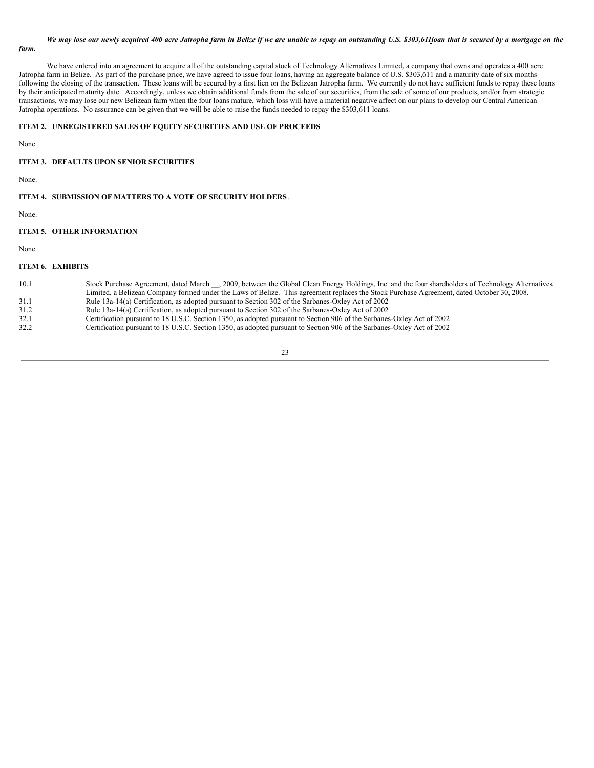***We may lose our newly acquired 400 acre Jatropha farm in Belize if we are unable to repay an outstanding U.S. $303,611loan that is secured by a mortgage on the farm.***

We have entered into an agreement to acquire all of the outstanding capital stock of Technology Alternatives Limited, a company that owns and operates a 400 acre Jatropha farm in Belize. As part of the purchase price, we have agreed to issue four loans, having an aggregate balance of U.S. $303,611 and a maturity date of six months following the closing of the transaction. These loans will be secured by a first lien on the Belizean Jatropha farm. We currently do not have sufficient funds to repay these loans by their anticipated maturity date. Accordingly, unless we obtain additional funds from the sale of our securities, from the sale of some of our products, and/or from strategic transactions, we may lose our new Belizean farm when the four loans mature, which loss will have a material negative affect on our plans to develop our Central American Jatropha operations. No assurance can be given that we will be able to raise the funds needed to repay the $303,611 loans.

## ITEM 2. UNREGISTERED SALES OF EQUITY SECURITIES AND USE OF PROCEEDS.

None

## ITEM 3. DEFAULTS UPON SENIOR SECURITIES .

None.

## ITEM 4. SUBMISSION OF MATTERS TO A VOTE OF SECURITY HOLDERS .

None.

## ITEM 5. OTHER INFORMATION

None.

## ITEM 6. EXHIBITS

| | |
|---|---|
| 10.1 | Stock Purchase Agreement, dated March __, 2009, between the Global Clean Energy Holdings, Inc. and the four shareholders of Technology Alternatives Limited, a Belizean Company formed under the Laws of Belize. This agreement replaces the Stock Purchase Agreement, dated October 30, 2008. |
| 31.1 | Rule 13a-14(a) Certification, as adopted pursuant to Section 302 of the Sarbanes-Oxley Act of 2002 |
| 31.2 | Rule 13a-14(a) Certification, as adopted pursuant to Section 302 of the Sarbanes-Oxley Act of 2002 |
| 32.1 | Certification pursuant to 18 U.S.C. Section 1350, as adopted pursuant to Section 906 of the Sarbanes-Oxley Act of 2002 |
| 32.2 | Certification pursuant to 18 U.S.C. Section 1350, as adopted pursuant to Section 906 of the Sarbanes-Oxley Act of 2002 |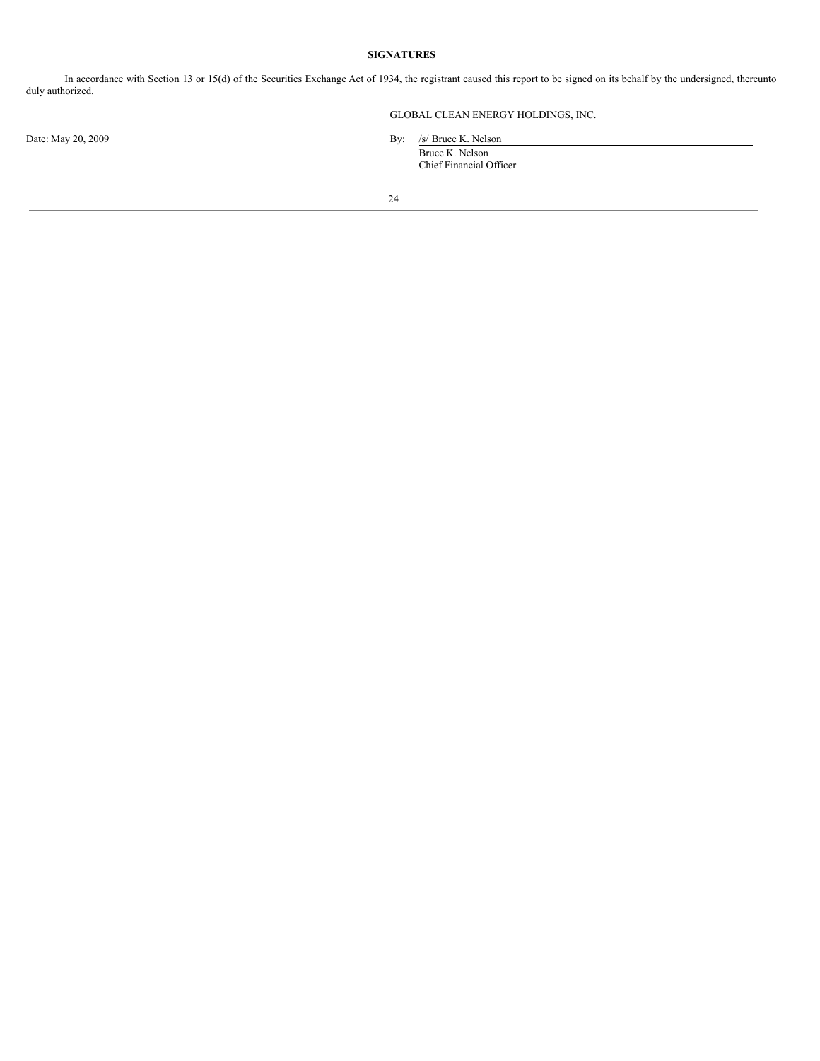**SIGNATURES**

In accordance with Section 13 or 15(d) of the Securities Exchange Act of 1934, the registrant caused this report to be signed on its behalf by the undersigned, thereunto duly authorized.

GLOBAL CLEAN ENERGY HOLDINGS, INC.

Date: May 20, 2009

By: /s/ Bruce K. Nelson
Bruce K. Nelson
Chief Financial Officer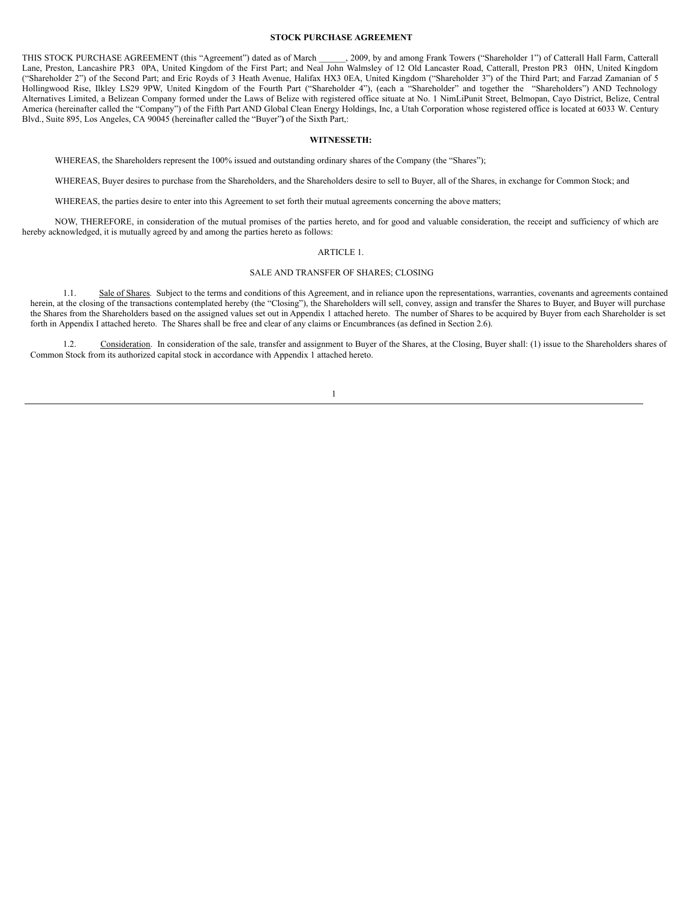**STOCK PURCHASE AGREEMENT**

THIS STOCK PURCHASE AGREEMENT (this “Agreement”) dated as of March ______, 2009, by and among Frank Towers (“Shareholder 1”) of Catterall Hall Farm, Catterall Lane, Preston, Lancashire PR3 0PA, United Kingdom of the First Part; and Neal John Walmsley of 12 Old Lancaster Road, Catterall, Preston PR3 0HN, United Kingdom (“Shareholder 2”) of the Second Part; and Eric Royds of 3 Heath Avenue, Halifax HX3 0EA, United Kingdom (“Shareholder 3”) of the Third Part; and Farzad Zamanian of 5 Hollingwood Rise, Ilkley LS29 9PW, United Kingdom of the Fourth Part (“Shareholder 4”), (each a “Shareholder” and together the “Shareholders”) AND Technology Alternatives Limited, a Belizean Company formed under the Laws of Belize with registered office situate at No. 1 NimLiPunit Street, Belmopan, Cayo District, Belize, Central America (hereinafter called the “Company”) of the Fifth Part AND Global Clean Energy Holdings, Inc, a Utah Corporation whose registered office is located at 6033 W. Century Blvd., Suite 895, Los Angeles, CA 90045 (hereinafter called the “Buyer”**)** of the Sixth Part,:

**WITNESSETH:**

WHEREAS, the Shareholders represent the 100% issued and outstanding ordinary shares of the Company (the “Shares”);

WHEREAS, Buyer desires to purchase from the Shareholders, and the Shareholders desire to sell to Buyer, all of the Shares, in exchange for Common Stock; and

WHEREAS, the parties desire to enter into this Agreement to set forth their mutual agreements concerning the above matters;

NOW, THEREFORE, in consideration of the mutual promises of the parties hereto, and for good and valuable consideration, the receipt and sufficiency of which are hereby acknowledged, it is mutually agreed by and among the parties hereto as follows:

ARTICLE 1.

SALE AND TRANSFER OF SHARES; CLOSING

1.1. Sale of Shares*.* Subject to the terms and conditions of this Agreement, and in reliance upon the representations, warranties, covenants and agreements contained herein, at the closing of the transactions contemplated hereby (the “Closing”), the Shareholders will sell, convey, assign and transfer the Shares to Buyer, and Buyer will purchase the Shares from the Shareholders based on the assigned values set out in Appendix 1 attached hereto. The number of Shares to be acquired by Buyer from each Shareholder is set forth in Appendix I attached hereto. The Shares shall be free and clear of any claims or Encumbrances (as defined in Section 2.6).

1.2. Consideration. In consideration of the sale, transfer and assignment to Buyer of the Shares, at the Closing, Buyer shall: (1) issue to the Shareholders shares of Common Stock from its authorized capital stock in accordance with Appendix 1 attached hereto.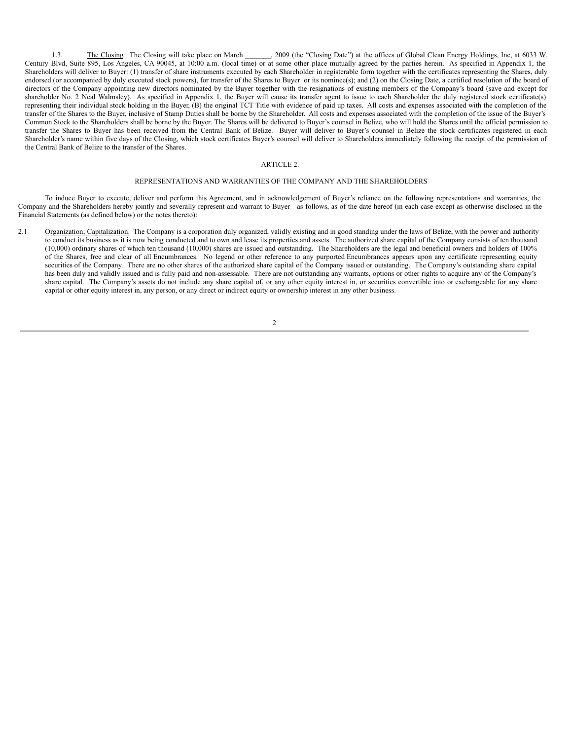1.3. <u>The Closing</u>. The Closing will take place on March _______, 2009 (the "Closing Date") at the offices of Global Clean Energy Holdings, Inc, at 6033 W. Century Blvd, Suite 895, Los Angeles, CA 90045, at 10:00 a.m. (local time) or at some other place mutually agreed by the parties herein. As specified in Appendix 1, the Shareholders will deliver to Buyer: (1) transfer of share instruments executed by each Shareholder in registerable form together with the certificates representing the Shares, duly endorsed (or accompanied by duly executed stock powers), for transfer of the Shares to Buyer or its nominee(s); and (2) on the Closing Date, a certified resolution of the board of directors of the Company appointing new directors nominated by the Buyer together with the resignations of existing members of the Company's board (save and except for shareholder No. 2 Neal Walmsley). As specified in Appendix 1, the Buyer will cause its transfer agent to issue to each Shareholder the duly registered stock certificate(s) representing their individual stock holding in the Buyer, (B) the original TCT Title with evidence of paid up taxes. All costs and expenses associated with the completion of the transfer of the Shares to the Buyer, inclusive of Stamp Duties shall be borne by the Shareholder. All costs and expenses associated with the completion of the issue of the Buyer's Common Stock to the Shareholders shall be borne by the Buyer. The Shares will be delivered to Buyer's counsel in Belize, who will hold the Shares until the official permission to transfer the Shares to Buyer has been received from the Central Bank of Belize. Buyer will deliver to Buyer's counsel in Belize the stock certificates registered in each Shareholder's name within five days of the Closing, which stock certificates Buyer's counsel will deliver to Shareholders immediately following the receipt of the permission of the Central Bank of Belize to the transfer of the Shares.

## ARTICLE 2.

## REPRESENTATIONS AND WARRANTIES OF THE COMPANY AND THE SHAREHOLDERS

To induce Buyer to execute, deliver and perform this Agreement, and in acknowledgement of Buyer's reliance on the following representations and warranties, the Company and the Shareholders hereby jointly and severally represent and warrant to Buyer as follows, as of the date hereof (in each case except as otherwise disclosed in the Financial Statements (as defined below) or the notes thereto):

2.1 <u>Organization; Capitalization.</u> The Company is a corporation duly organized, validly existing and in good standing under the laws of Belize, with the power and authority to conduct its business as it is now being conducted and to own and lease its properties and assets. The authorized share capital of the Company consists of ten thousand (10,000) ordinary shares of which ten thousand (10,000) shares are issued and outstanding. The Shareholders are the legal and beneficial owners and holders of 100% of the Shares, free and clear of all Encumbrances. No legend or other reference to any purported Encumbrances appears upon any certificate representing equity securities of the Company. There are no other shares of the authorized share capital of the Company issued or outstanding. The Company's outstanding share capital has been duly and validly issued and is fully paid and non-assessable. There are not outstanding any warrants, options or other rights to acquire any of the Company's share capital. The Company's assets do not include any share capital of, or any other equity interest in, or securities convertible into or exchangeable for any share capital or other equity interest in, any person, or any direct or indirect equity or ownership interest in any other business.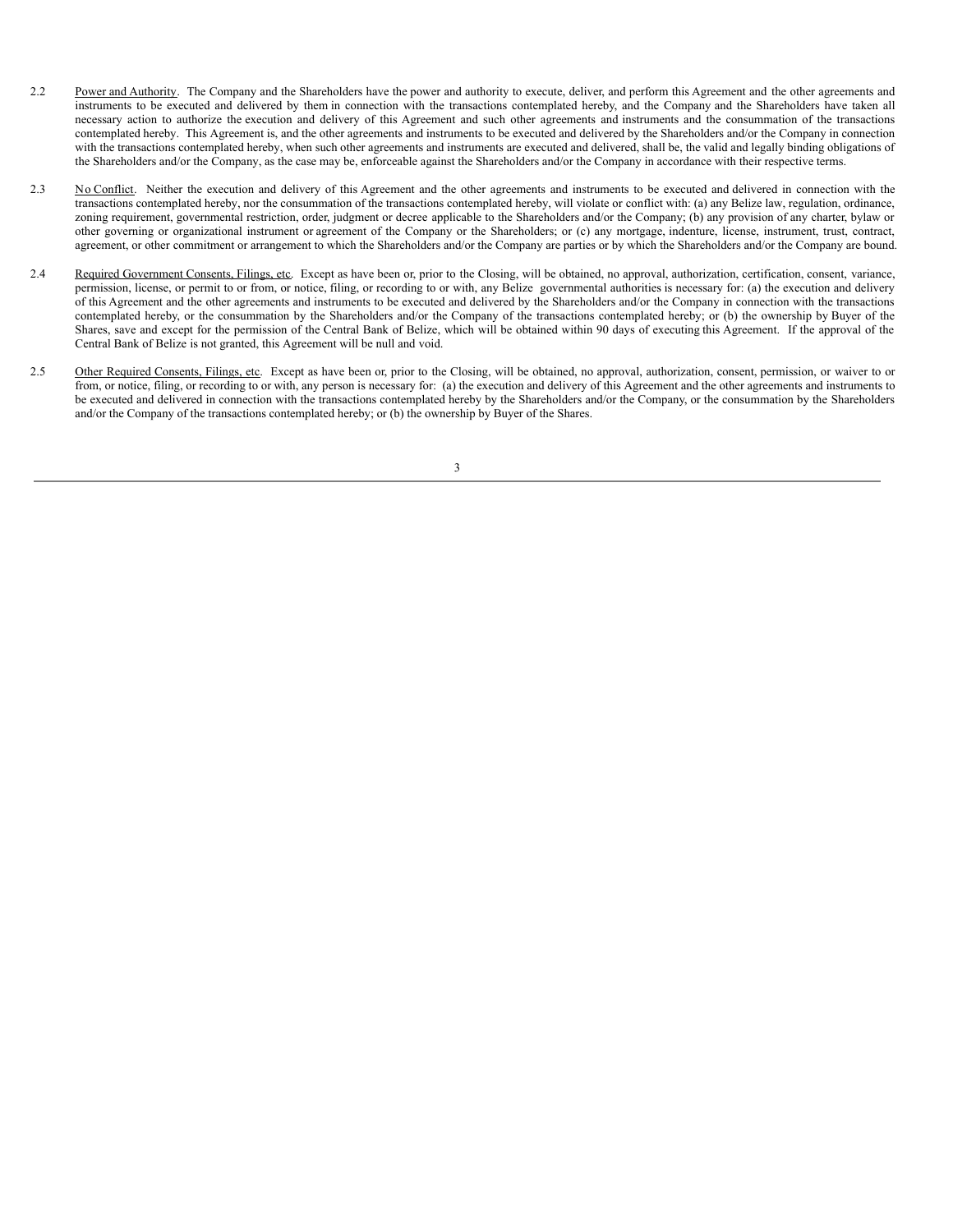2.2 Power and Authority. The Company and the Shareholders have the power and authority to execute, deliver, and perform this Agreement and the other agreements and instruments to be executed and delivered by them in connection with the transactions contemplated hereby, and the Company and the Shareholders have taken all necessary action to authorize the execution and delivery of this Agreement and such other agreements and instruments and the consummation of the transactions contemplated hereby. This Agreement is, and the other agreements and instruments to be executed and delivered by the Shareholders and/or the Company in connection with the transactions contemplated hereby, when such other agreements and instruments are executed and delivered, shall be, the valid and legally binding obligations of the Shareholders and/or the Company, as the case may be, enforceable against the Shareholders and/or the Company in accordance with their respective terms.

2.3 No Conflict. Neither the execution and delivery of this Agreement and the other agreements and instruments to be executed and delivered in connection with the transactions contemplated hereby, nor the consummation of the transactions contemplated hereby, will violate or conflict with: (a) any Belize law, regulation, ordinance, zoning requirement, governmental restriction, order, judgment or decree applicable to the Shareholders and/or the Company; (b) any provision of any charter, bylaw or other governing or organizational instrument or agreement of the Company or the Shareholders; or (c) any mortgage, indenture, license, instrument, trust, contract, agreement, or other commitment or arrangement to which the Shareholders and/or the Company are parties or by which the Shareholders and/or the Company are bound.

2.4 Required Government Consents, Filings, etc. Except as have been or, prior to the Closing, will be obtained, no approval, authorization, certification, consent, variance, permission, license, or permit to or from, or notice, filing, or recording to or with, any Belize governmental authorities is necessary for: (a) the execution and delivery of this Agreement and the other agreements and instruments to be executed and delivered by the Shareholders and/or the Company in connection with the transactions contemplated hereby, or the consummation by the Shareholders and/or the Company of the transactions contemplated hereby; or (b) the ownership by Buyer of the Shares, save and except for the permission of the Central Bank of Belize, which will be obtained within 90 days of executing this Agreement. If the approval of the Central Bank of Belize is not granted, this Agreement will be null and void.

2.5 Other Required Consents, Filings, etc. Except as have been or, prior to the Closing, will be obtained, no approval, authorization, consent, permission, or waiver to or from, or notice, filing, or recording to or with, any person is necessary for: (a) the execution and delivery of this Agreement and the other agreements and instruments to be executed and delivered in connection with the transactions contemplated hereby by the Shareholders and/or the Company, or the consummation by the Shareholders and/or the Company of the transactions contemplated hereby; or (b) the ownership by Buyer of the Shares.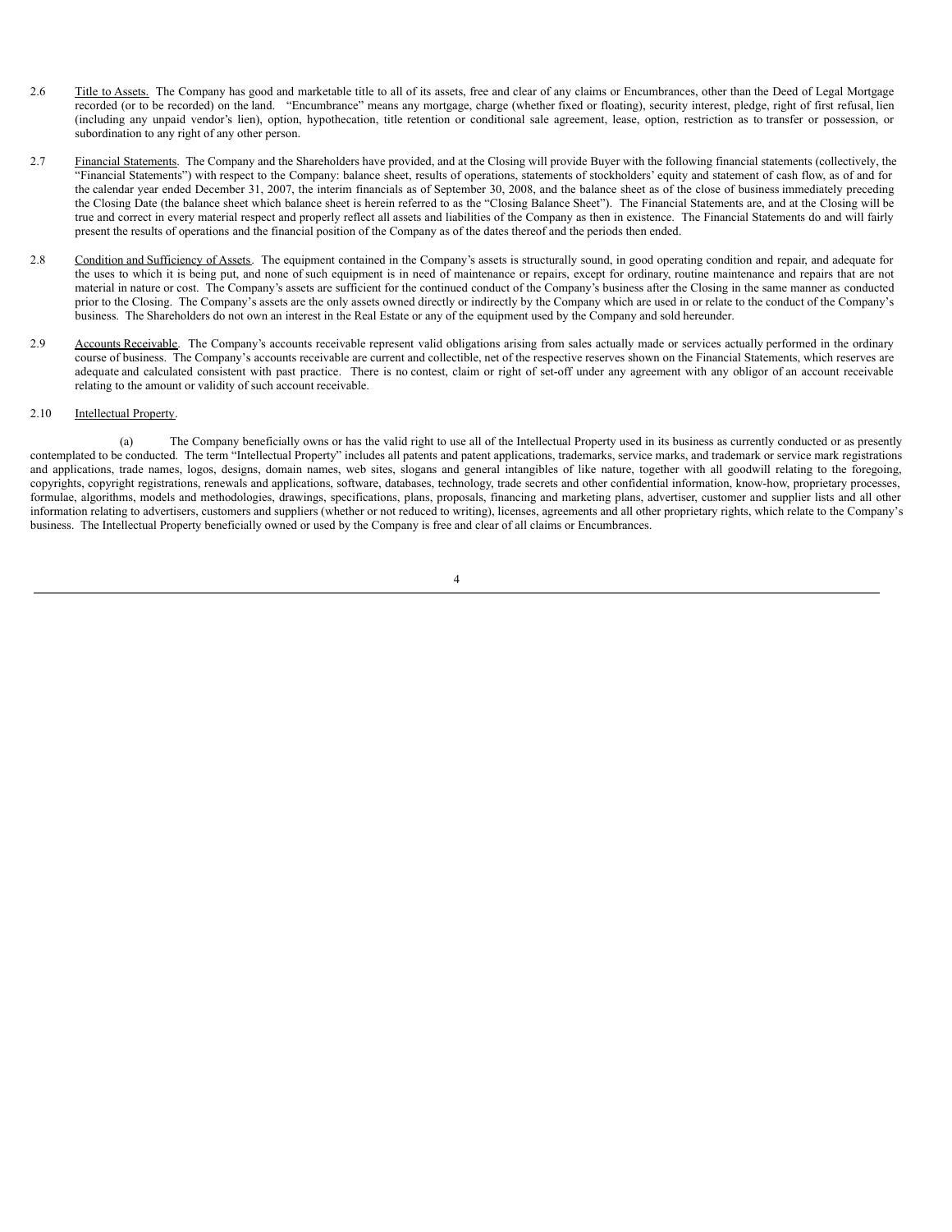2.6 Title to Assets. The Company has good and marketable title to all of its assets, free and clear of any claims or Encumbrances, other than the Deed of Legal Mortgage recorded (or to be recorded) on the land. "Encumbrance" means any mortgage, charge (whether fixed or floating), security interest, pledge, right of first refusal, lien (including any unpaid vendor's lien), option, hypothecation, title retention or conditional sale agreement, lease, option, restriction as to transfer or possession, or subordination to any right of any other person.

2.7 Financial Statements. The Company and the Shareholders have provided, and at the Closing will provide Buyer with the following financial statements (collectively, the "Financial Statements") with respect to the Company: balance sheet, results of operations, statements of stockholders' equity and statement of cash flow, as of and for the calendar year ended December 31, 2007, the interim financials as of September 30, 2008, and the balance sheet as of the close of business immediately preceding the Closing Date (the balance sheet which balance sheet is herein referred to as the "Closing Balance Sheet"). The Financial Statements are, and at the Closing will be true and correct in every material respect and properly reflect all assets and liabilities of the Company as then in existence. The Financial Statements do and will fairly present the results of operations and the financial position of the Company as of the dates thereof and the periods then ended.

2.8 Condition and Sufficiency of Assets. The equipment contained in the Company's assets is structurally sound, in good operating condition and repair, and adequate for the uses to which it is being put, and none of such equipment is in need of maintenance or repairs, except for ordinary, routine maintenance and repairs that are not material in nature or cost. The Company's assets are sufficient for the continued conduct of the Company's business after the Closing in the same manner as conducted prior to the Closing. The Company's assets are the only assets owned directly or indirectly by the Company which are used in or relate to the conduct of the Company's business. The Shareholders do not own an interest in the Real Estate or any of the equipment used by the Company and sold hereunder.

2.9 Accounts Receivable. The Company's accounts receivable represent valid obligations arising from sales actually made or services actually performed in the ordinary course of business. The Company's accounts receivable are current and collectible, net of the respective reserves shown on the Financial Statements, which reserves are adequate and calculated consistent with past practice. There is no contest, claim or right of set-off under any agreement with any obligor of an account receivable relating to the amount or validity of such account receivable.

2.10 Intellectual Property.

(a) The Company beneficially owns or has the valid right to use all of the Intellectual Property used in its business as currently conducted or as presently contemplated to be conducted. The term "Intellectual Property" includes all patents and patent applications, trademarks, service marks, and trademark or service mark registrations and applications, trade names, logos, designs, domain names, web sites, slogans and general intangibles of like nature, together with all goodwill relating to the foregoing, copyrights, copyright registrations, renewals and applications, software, databases, technology, trade secrets and other confidential information, know-how, proprietary processes, formulae, algorithms, models and methodologies, drawings, specifications, plans, proposals, financing and marketing plans, advertiser, customer and supplier lists and all other information relating to advertisers, customers and suppliers (whether or not reduced to writing), licenses, agreements and all other proprietary rights, which relate to the Company's business. The Intellectual Property beneficially owned or used by the Company is free and clear of all claims or Encumbrances.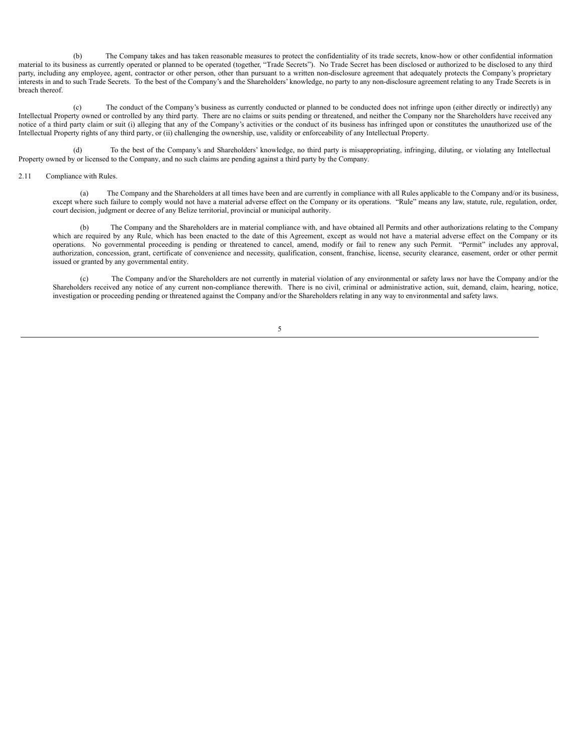(b) The Company takes and has taken reasonable measures to protect the confidentiality of its trade secrets, know-how or other confidential information material to its business as currently operated or planned to be operated (together, "Trade Secrets"). No Trade Secret has been disclosed or authorized to be disclosed to any third party, including any employee, agent, contractor or other person, other than pursuant to a written non-disclosure agreement that adequately protects the Company's proprietary interests in and to such Trade Secrets. To the best of the Company's and the Shareholders' knowledge, no party to any non-disclosure agreement relating to any Trade Secrets is in breach thereof.

(c) The conduct of the Company's business as currently conducted or planned to be conducted does not infringe upon (either directly or indirectly) any Intellectual Property owned or controlled by any third party. There are no claims or suits pending or threatened, and neither the Company nor the Shareholders have received any notice of a third party claim or suit (i) alleging that any of the Company's activities or the conduct of its business has infringed upon or constitutes the unauthorized use of the Intellectual Property rights of any third party, or (ii) challenging the ownership, use, validity or enforceability of any Intellectual Property.

(d) To the best of the Company's and Shareholders' knowledge, no third party is misappropriating, infringing, diluting, or violating any Intellectual Property owned by or licensed to the Company, and no such claims are pending against a third party by the Company.

2.11 Compliance with Rules.

(a) The Company and the Shareholders at all times have been and are currently in compliance with all Rules applicable to the Company and/or its business, except where such failure to comply would not have a material adverse effect on the Company or its operations. "Rule" means any law, statute, rule, regulation, order, court decision, judgment or decree of any Belize territorial, provincial or municipal authority.

(b) The Company and the Shareholders are in material compliance with, and have obtained all Permits and other authorizations relating to the Company which are required by any Rule, which has been enacted to the date of this Agreement, except as would not have a material adverse effect on the Company or its operations. No governmental proceeding is pending or threatened to cancel, amend, modify or fail to renew any such Permit. "Permit" includes any approval, authorization, concession, grant, certificate of convenience and necessity, qualification, consent, franchise, license, security clearance, easement, order or other permit issued or granted by any governmental entity.

(c) The Company and/or the Shareholders are not currently in material violation of any environmental or safety laws nor have the Company and/or the Shareholders received any notice of any current non-compliance therewith. There is no civil, criminal or administrative action, suit, demand, claim, hearing, notice, investigation or proceeding pending or threatened against the Company and/or the Shareholders relating in any way to environmental and safety laws.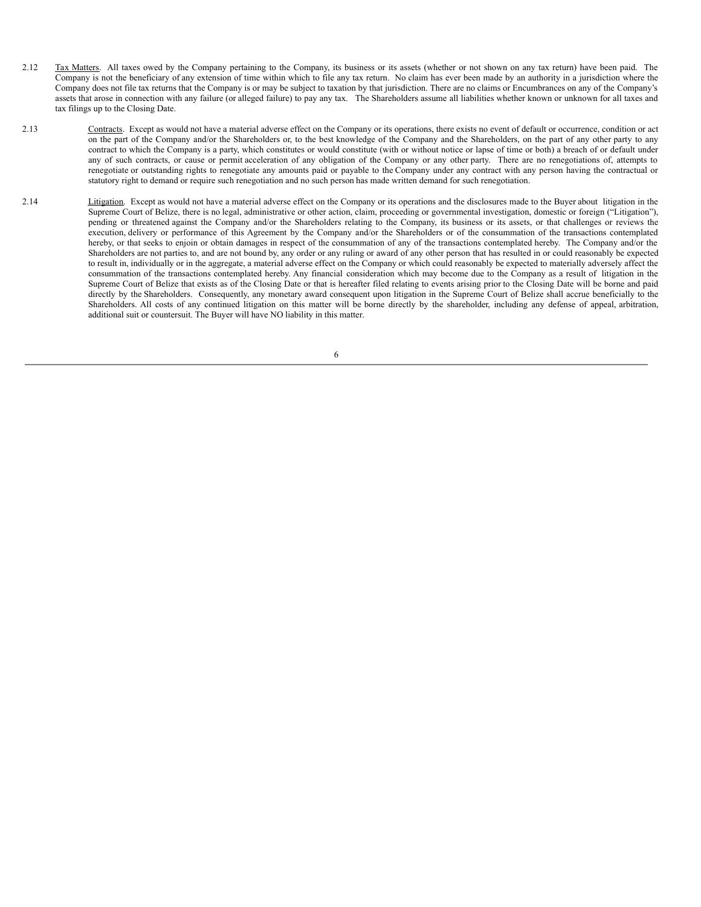2.12 Tax Matters. All taxes owed by the Company pertaining to the Company, its business or its assets (whether or not shown on any tax return) have been paid. The Company is not the beneficiary of any extension of time within which to file any tax return. No claim has ever been made by an authority in a jurisdiction where the Company does not file tax returns that the Company is or may be subject to taxation by that jurisdiction. There are no claims or Encumbrances on any of the Company's assets that arose in connection with any failure (or alleged failure) to pay any tax. The Shareholders assume all liabilities whether known or unknown for all taxes and tax filings up to the Closing Date.

2.13 Contracts. Except as would not have a material adverse effect on the Company or its operations, there exists no event of default or occurrence, condition or act on the part of the Company and/or the Shareholders or, to the best knowledge of the Company and the Shareholders, on the part of any other party to any contract to which the Company is a party, which constitutes or would constitute (with or without notice or lapse of time or both) a breach of or default under any of such contracts, or cause or permit acceleration of any obligation of the Company or any other party. There are no renegotiations of, attempts to renegotiate or outstanding rights to renegotiate any amounts paid or payable to the Company under any contract with any person having the contractual or statutory right to demand or require such renegotiation and no such person has made written demand for such renegotiation.

2.14 Litigation. Except as would not have a material adverse effect on the Company or its operations and the disclosures made to the Buyer about litigation in the Supreme Court of Belize, there is no legal, administrative or other action, claim, proceeding or governmental investigation, domestic or foreign ("Litigation"), pending or threatened against the Company and/or the Shareholders relating to the Company, its business or its assets, or that challenges or reviews the execution, delivery or performance of this Agreement by the Company and/or the Shareholders or of the consummation of the transactions contemplated hereby, or that seeks to enjoin or obtain damages in respect of the consummation of any of the transactions contemplated hereby. The Company and/or the Shareholders are not parties to, and are not bound by, any order or any ruling or award of any other person that has resulted in or could reasonably be expected to result in, individually or in the aggregate, a material adverse effect on the Company or which could reasonably be expected to materially adversely affect the consummation of the transactions contemplated hereby. Any financial consideration which may become due to the Company as a result of litigation in the Supreme Court of Belize that exists as of the Closing Date or that is hereafter filed relating to events arising prior to the Closing Date will be borne and paid directly by the Shareholders. Consequently, any monetary award consequent upon litigation in the Supreme Court of Belize shall accrue beneficially to the Shareholders. All costs of any continued litigation on this matter will be borne directly by the shareholder, including any defense of appeal, arbitration, additional suit or countersuit. The Buyer will have NO liability in this matter.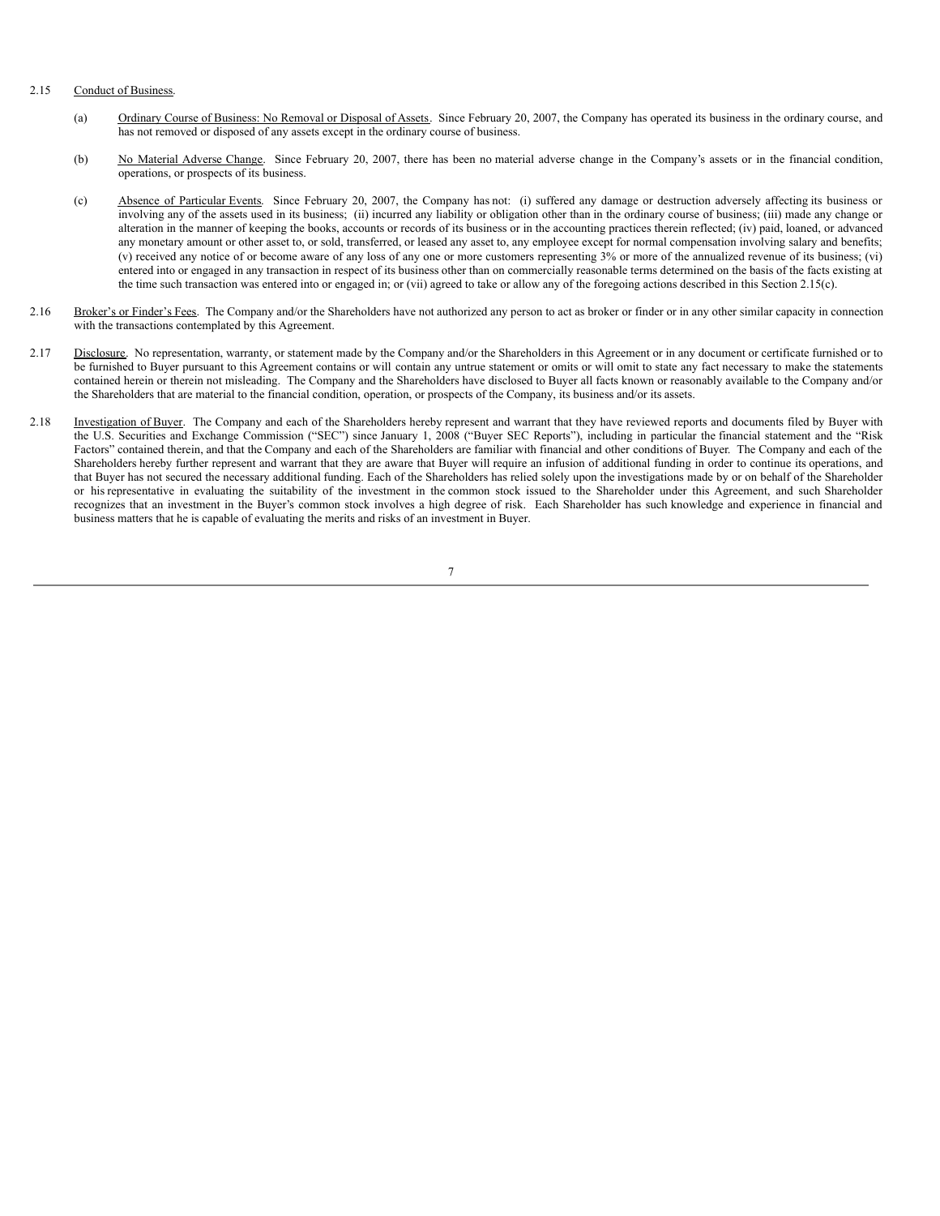2.15 Conduct of Business.

(a) Ordinary Course of Business: No Removal or Disposal of Assets. Since February 20, 2007, the Company has operated its business in the ordinary course, and has not removed or disposed of any assets except in the ordinary course of business.

(b) No Material Adverse Change. Since February 20, 2007, there has been no material adverse change in the Company's assets or in the financial condition, operations, or prospects of its business.

(c) Absence of Particular Events. Since February 20, 2007, the Company has not: (i) suffered any damage or destruction adversely affecting its business or involving any of the assets used in its business; (ii) incurred any liability or obligation other than in the ordinary course of business; (iii) made any change or alteration in the manner of keeping the books, accounts or records of its business or in the accounting practices therein reflected; (iv) paid, loaned, or advanced any monetary amount or other asset to, or sold, transferred, or leased any asset to, any employee except for normal compensation involving salary and benefits; (v) received any notice of or become aware of any loss of any one or more customers representing 3% or more of the annualized revenue of its business; (vi) entered into or engaged in any transaction in respect of its business other than on commercially reasonable terms determined on the basis of the facts existing at the time such transaction was entered into or engaged in; or (vii) agreed to take or allow any of the foregoing actions described in this Section 2.15(c).

2.16 Broker's or Finder's Fees. The Company and/or the Shareholders have not authorized any person to act as broker or finder or in any other similar capacity in connection with the transactions contemplated by this Agreement.

2.17 Disclosure. No representation, warranty, or statement made by the Company and/or the Shareholders in this Agreement or in any document or certificate furnished or to be furnished to Buyer pursuant to this Agreement contains or will contain any untrue statement or omits or will omit to state any fact necessary to make the statements contained herein or therein not misleading. The Company and the Shareholders have disclosed to Buyer all facts known or reasonably available to the Company and/or the Shareholders that are material to the financial condition, operation, or prospects of the Company, its business and/or its assets.

2.18 Investigation of Buyer. The Company and each of the Shareholders hereby represent and warrant that they have reviewed reports and documents filed by Buyer with the U.S. Securities and Exchange Commission ("SEC") since January 1, 2008 ("Buyer SEC Reports"), including in particular the financial statement and the "Risk Factors" contained therein, and that the Company and each of the Shareholders are familiar with financial and other conditions of Buyer. The Company and each of the Shareholders hereby further represent and warrant that they are aware that Buyer will require an infusion of additional funding in order to continue its operations, and that Buyer has not secured the necessary additional funding. Each of the Shareholders has relied solely upon the investigations made by or on behalf of the Shareholder or his representative in evaluating the suitability of the investment in the common stock issued to the Shareholder under this Agreement, and such Shareholder recognizes that an investment in the Buyer's common stock involves a high degree of risk. Each Shareholder has such knowledge and experience in financial and business matters that he is capable of evaluating the merits and risks of an investment in Buyer.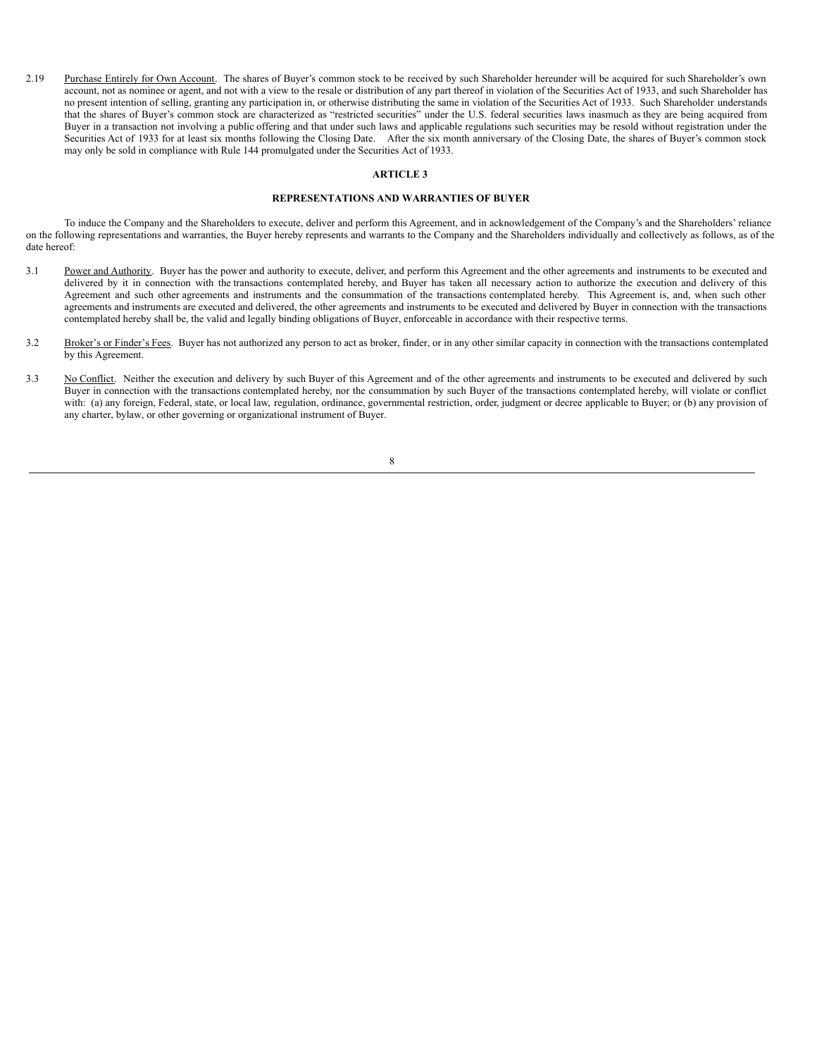2.19 Purchase Entirely for Own Account. The shares of Buyer's common stock to be received by such Shareholder hereunder will be acquired for such Shareholder's own account, not as nominee or agent, and not with a view to the resale or distribution of any part thereof in violation of the Securities Act of 1933, and such Shareholder has no present intention of selling, granting any participation in, or otherwise distributing the same in violation of the Securities Act of 1933. Such Shareholder understands that the shares of Buyer's common stock are characterized as "restricted securities" under the U.S. federal securities laws inasmuch as they are being acquired from Buyer in a transaction not involving a public offering and that under such laws and applicable regulations such securities may be resold without registration under the Securities Act of 1933 for at least six months following the Closing Date. After the six month anniversary of the Closing Date, the shares of Buyer's common stock may only be sold in compliance with Rule 144 promulgated under the Securities Act of 1933.

## ARTICLE 3

## REPRESENTATIONS AND WARRANTIES OF BUYER

To induce the Company and the Shareholders to execute, deliver and perform this Agreement, and in acknowledgement of the Company's and the Shareholders' reliance on the following representations and warranties, the Buyer hereby represents and warrants to the Company and the Shareholders individually and collectively as follows, as of the date hereof:

3.1 Power and Authority. Buyer has the power and authority to execute, deliver, and perform this Agreement and the other agreements and instruments to be executed and delivered by it in connection with the transactions contemplated hereby, and Buyer has taken all necessary action to authorize the execution and delivery of this Agreement and such other agreements and instruments and the consummation of the transactions contemplated hereby. This Agreement is, and, when such other agreements and instruments are executed and delivered, the other agreements and instruments to be executed and delivered by Buyer in connection with the transactions contemplated hereby shall be, the valid and legally binding obligations of Buyer, enforceable in accordance with their respective terms.

3.2 Broker's or Finder's Fees. Buyer has not authorized any person to act as broker, finder, or in any other similar capacity in connection with the transactions contemplated by this Agreement.

3.3 No Conflict. Neither the execution and delivery by such Buyer of this Agreement and of the other agreements and instruments to be executed and delivered by such Buyer in connection with the transactions contemplated hereby, nor the consummation by such Buyer of the transactions contemplated hereby, will violate or conflict with: (a) any foreign, Federal, state, or local law, regulation, ordinance, governmental restriction, order, judgment or decree applicable to Buyer; or (b) any provision of any charter, bylaw, or other governing or organizational instrument of Buyer.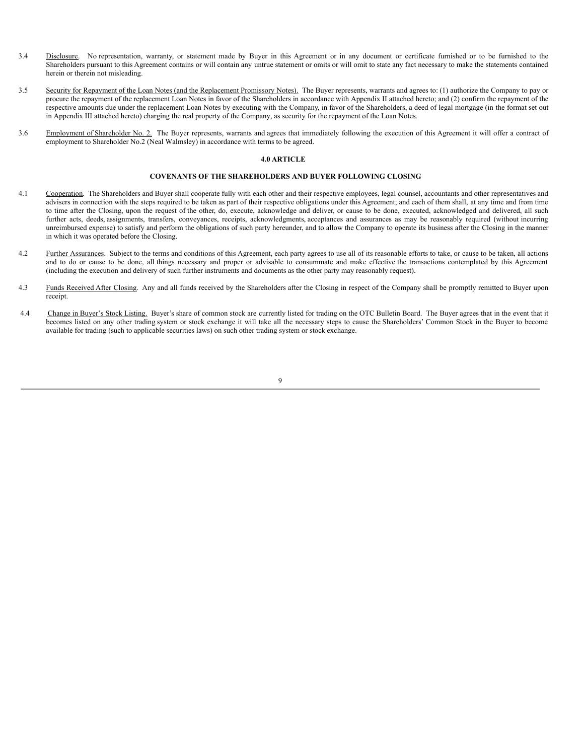3.4 Disclosure. No representation, warranty, or statement made by Buyer in this Agreement or in any document or certificate furnished or to be furnished to the Shareholders pursuant to this Agreement contains or will contain any untrue statement or omits or will omit to state any fact necessary to make the statements contained herein or therein not misleading.

3.5 Security for Repayment of the Loan Notes (and the Replacement Promissory Notes). The Buyer represents, warrants and agrees to: (1) authorize the Company to pay or procure the repayment of the replacement Loan Notes in favor of the Shareholders in accordance with Appendix II attached hereto; and (2) confirm the repayment of the respective amounts due under the replacement Loan Notes by executing with the Company, in favor of the Shareholders, a deed of legal mortgage (in the format set out in Appendix III attached hereto) charging the real property of the Company, as security for the repayment of the Loan Notes.

3.6 Employment of Shareholder No. 2. The Buyer represents, warrants and agrees that immediately following the execution of this Agreement it will offer a contract of employment to Shareholder No.2 (Neal Walmsley) in accordance with terms to be agreed.

**4.0 ARTICLE**

**COVENANTS OF THE SHAREHOLDERS AND BUYER FOLLOWING CLOSING**

4.1 Cooperation. The Shareholders and Buyer shall cooperate fully with each other and their respective employees, legal counsel, accountants and other representatives and advisers in connection with the steps required to be taken as part of their respective obligations under this Agreement; and each of them shall, at any time and from time to time after the Closing, upon the request of the other, do, execute, acknowledge and deliver, or cause to be done, executed, acknowledged and delivered, all such further acts, deeds, assignments, transfers, conveyances, receipts, acknowledgments, acceptances and assurances as may be reasonably required (without incurring unreimbursed expense) to satisfy and perform the obligations of such party hereunder, and to allow the Company to operate its business after the Closing in the manner in which it was operated before the Closing.

4.2 Further Assurances. Subject to the terms and conditions of this Agreement, each party agrees to use all of its reasonable efforts to take, or cause to be taken, all actions and to do or cause to be done, all things necessary and proper or advisable to consummate and make effective the transactions contemplated by this Agreement (including the execution and delivery of such further instruments and documents as the other party may reasonably request).

4.3 Funds Received After Closing. Any and all funds received by the Shareholders after the Closing in respect of the Company shall be promptly remitted to Buyer upon receipt.

4.4 Change in Buyer's Stock Listing. Buyer's share of common stock are currently listed for trading on the OTC Bulletin Board. The Buyer agrees that in the event that it becomes listed on any other trading system or stock exchange it will take all the necessary steps to cause the Shareholders' Common Stock in the Buyer to become available for trading (such to applicable securities laws) on such other trading system or stock exchange.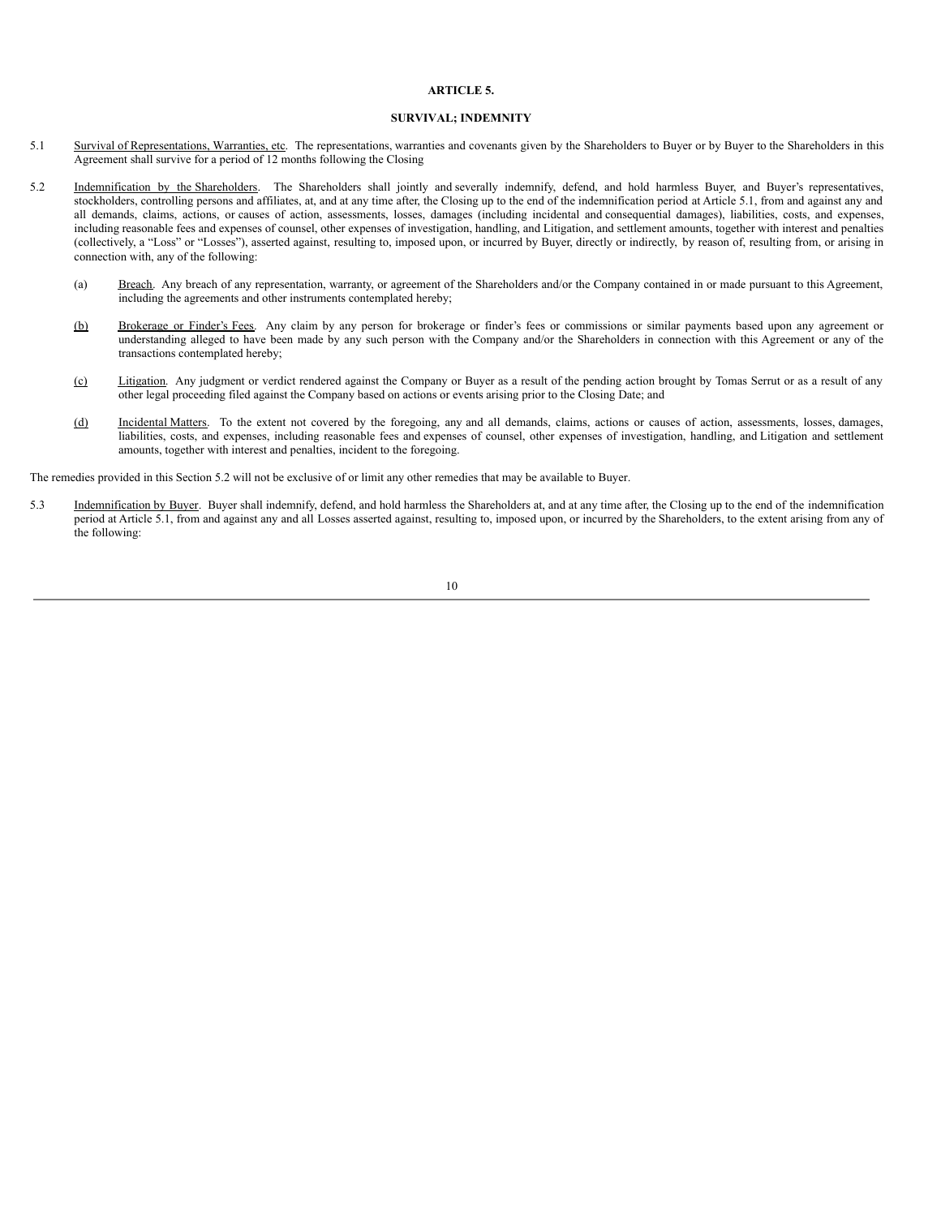**ARTICLE 5.**

**SURVIVAL; INDEMNITY**

5.1 Survival of Representations, Warranties, etc. The representations, warranties and covenants given by the Shareholders to Buyer or by Buyer to the Shareholders in this Agreement shall survive for a period of 12 months following the Closing

5.2 Indemnification by the Shareholders. The Shareholders shall jointly and severally indemnify, defend, and hold harmless Buyer, and Buyer's representatives, stockholders, controlling persons and affiliates, at, and at any time after, the Closing up to the end of the indemnification period at Article 5.1, from and against any and all demands, claims, actions, or causes of action, assessments, losses, damages (including incidental and consequential damages), liabilities, costs, and expenses, including reasonable fees and expenses of counsel, other expenses of investigation, handling, and Litigation, and settlement amounts, together with interest and penalties (collectively, a "Loss" or "Losses"), asserted against, resulting to, imposed upon, or incurred by Buyer, directly or indirectly, by reason of, resulting from, or arising in connection with, any of the following:

(a) Breach. Any breach of any representation, warranty, or agreement of the Shareholders and/or the Company contained in or made pursuant to this Agreement, including the agreements and other instruments contemplated hereby;

(b) Brokerage or Finder's Fees. Any claim by any person for brokerage or finder's fees or commissions or similar payments based upon any agreement or understanding alleged to have been made by any such person with the Company and/or the Shareholders in connection with this Agreement or any of the transactions contemplated hereby;

(c) Litigation. Any judgment or verdict rendered against the Company or Buyer as a result of the pending action brought by Tomas Serrut or as a result of any other legal proceeding filed against the Company based on actions or events arising prior to the Closing Date; and

(d) Incidental Matters. To the extent not covered by the foregoing, any and all demands, claims, actions or causes of action, assessments, losses, damages, liabilities, costs, and expenses, including reasonable fees and expenses of counsel, other expenses of investigation, handling, and Litigation and settlement amounts, together with interest and penalties, incident to the foregoing.

The remedies provided in this Section 5.2 will not be exclusive of or limit any other remedies that may be available to Buyer.

5.3 Indemnification by Buyer. Buyer shall indemnify, defend, and hold harmless the Shareholders at, and at any time after, the Closing up to the end of the indemnification period at Article 5.1, from and against any and all Losses asserted against, resulting to, imposed upon, or incurred by the Shareholders, to the extent arising from any of the following: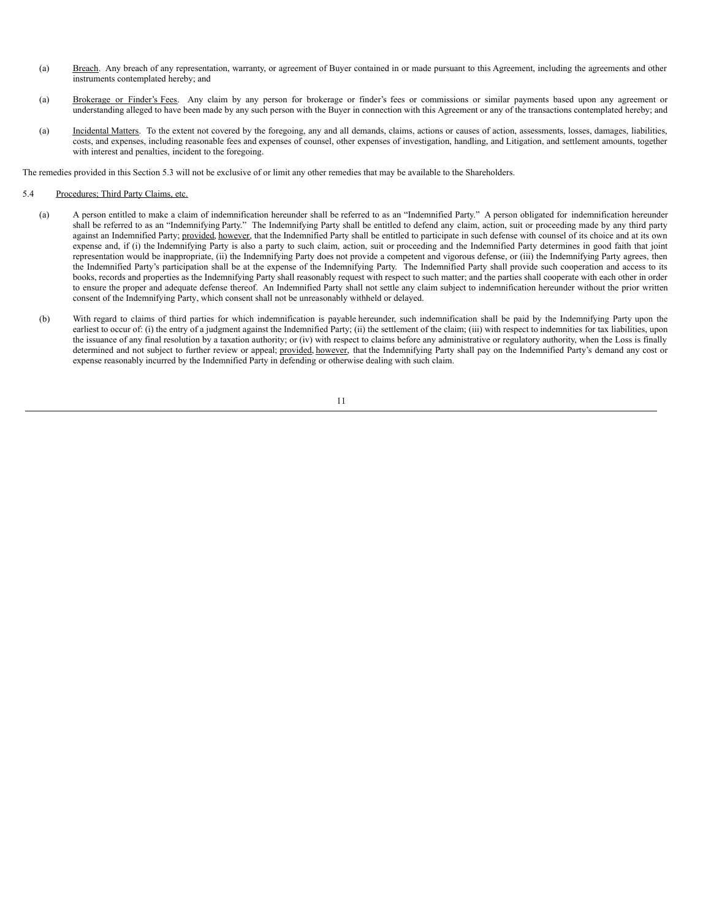(a) Breach. Any breach of any representation, warranty, or agreement of Buyer contained in or made pursuant to this Agreement, including the agreements and other instruments contemplated hereby; and

(a) Brokerage or Finder's Fees. Any claim by any person for brokerage or finder's fees or commissions or similar payments based upon any agreement or understanding alleged to have been made by any such person with the Buyer in connection with this Agreement or any of the transactions contemplated hereby; and

(a) Incidental Matters. To the extent not covered by the foregoing, any and all demands, claims, actions or causes of action, assessments, losses, damages, liabilities, costs, and expenses, including reasonable fees and expenses of counsel, other expenses of investigation, handling, and Litigation, and settlement amounts, together with interest and penalties, incident to the foregoing.

The remedies provided in this Section 5.3 will not be exclusive of or limit any other remedies that may be available to the Shareholders.

5.4 Procedures; Third Party Claims, etc.

(a) A person entitled to make a claim of indemnification hereunder shall be referred to as an "Indemnified Party." A person obligated for indemnification hereunder shall be referred to as an "Indemnifying Party." The Indemnifying Party shall be entitled to defend any claim, action, suit or proceeding made by any third party against an Indemnified Party; provided, however, that the Indemnified Party shall be entitled to participate in such defense with counsel of its choice and at its own expense and, if (i) the Indemnifying Party is also a party to such claim, action, suit or proceeding and the Indemnified Party determines in good faith that joint representation would be inappropriate, (ii) the Indemnifying Party does not provide a competent and vigorous defense, or (iii) the Indemnifying Party agrees, then the Indemnified Party's participation shall be at the expense of the Indemnifying Party. The Indemnified Party shall provide such cooperation and access to its books, records and properties as the Indemnifying Party shall reasonably request with respect to such matter; and the parties shall cooperate with each other in order to ensure the proper and adequate defense thereof. An Indemnified Party shall not settle any claim subject to indemnification hereunder without the prior written consent of the Indemnifying Party, which consent shall not be unreasonably withheld or delayed.

(b) With regard to claims of third parties for which indemnification is payable hereunder, such indemnification shall be paid by the Indemnifying Party upon the earliest to occur of: (i) the entry of a judgment against the Indemnified Party; (ii) the settlement of the claim; (iii) with respect to indemnities for tax liabilities, upon the issuance of any final resolution by a taxation authority; or (iv) with respect to claims before any administrative or regulatory authority, when the Loss is finally determined and not subject to further review or appeal; provided, however, that the Indemnifying Party shall pay on the Indemnified Party's demand any cost or expense reasonably incurred by the Indemnified Party in defending or otherwise dealing with such claim.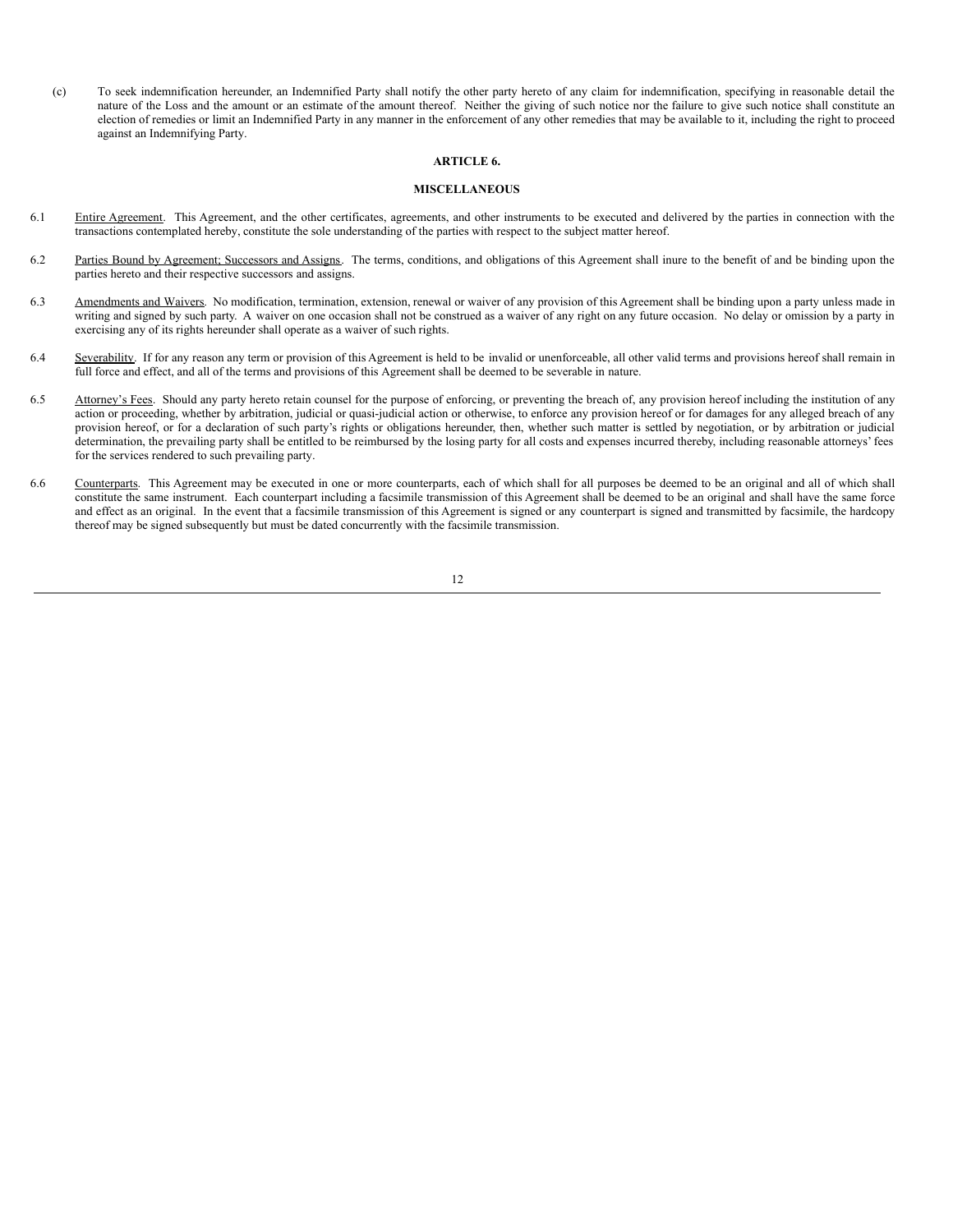(c) To seek indemnification hereunder, an Indemnified Party shall notify the other party hereto of any claim for indemnification, specifying in reasonable detail the nature of the Loss and the amount or an estimate of the amount thereof. Neither the giving of such notice nor the failure to give such notice shall constitute an election of remedies or limit an Indemnified Party in any manner in the enforcement of any other remedies that may be available to it, including the right to proceed against an Indemnifying Party.

## ARTICLE 6.

## MISCELLANEOUS

6.1 Entire Agreement. This Agreement, and the other certificates, agreements, and other instruments to be executed and delivered by the parties in connection with the transactions contemplated hereby, constitute the sole understanding of the parties with respect to the subject matter hereof.

6.2 Parties Bound by Agreement; Successors and Assigns. The terms, conditions, and obligations of this Agreement shall inure to the benefit of and be binding upon the parties hereto and their respective successors and assigns.

6.3 Amendments and Waivers. No modification, termination, extension, renewal or waiver of any provision of this Agreement shall be binding upon a party unless made in writing and signed by such party. A waiver on one occasion shall not be construed as a waiver of any right on any future occasion. No delay or omission by a party in exercising any of its rights hereunder shall operate as a waiver of such rights.

6.4 Severability. If for any reason any term or provision of this Agreement is held to be invalid or unenforceable, all other valid terms and provisions hereof shall remain in full force and effect, and all of the terms and provisions of this Agreement shall be deemed to be severable in nature.

6.5 Attorney's Fees. Should any party hereto retain counsel for the purpose of enforcing, or preventing the breach of, any provision hereof including the institution of any action or proceeding, whether by arbitration, judicial or quasi-judicial action or otherwise, to enforce any provision hereof or for damages for any alleged breach of any provision hereof, or for a declaration of such party's rights or obligations hereunder, then, whether such matter is settled by negotiation, or by arbitration or judicial determination, the prevailing party shall be entitled to be reimbursed by the losing party for all costs and expenses incurred thereby, including reasonable attorneys' fees for the services rendered to such prevailing party.

6.6 Counterparts. This Agreement may be executed in one or more counterparts, each of which shall for all purposes be deemed to be an original and all of which shall constitute the same instrument. Each counterpart including a facsimile transmission of this Agreement shall be deemed to be an original and shall have the same force and effect as an original. In the event that a facsimile transmission of this Agreement is signed or any counterpart is signed and transmitted by facsimile, the hardcopy thereof may be signed subsequently but must be dated concurrently with the facsimile transmission.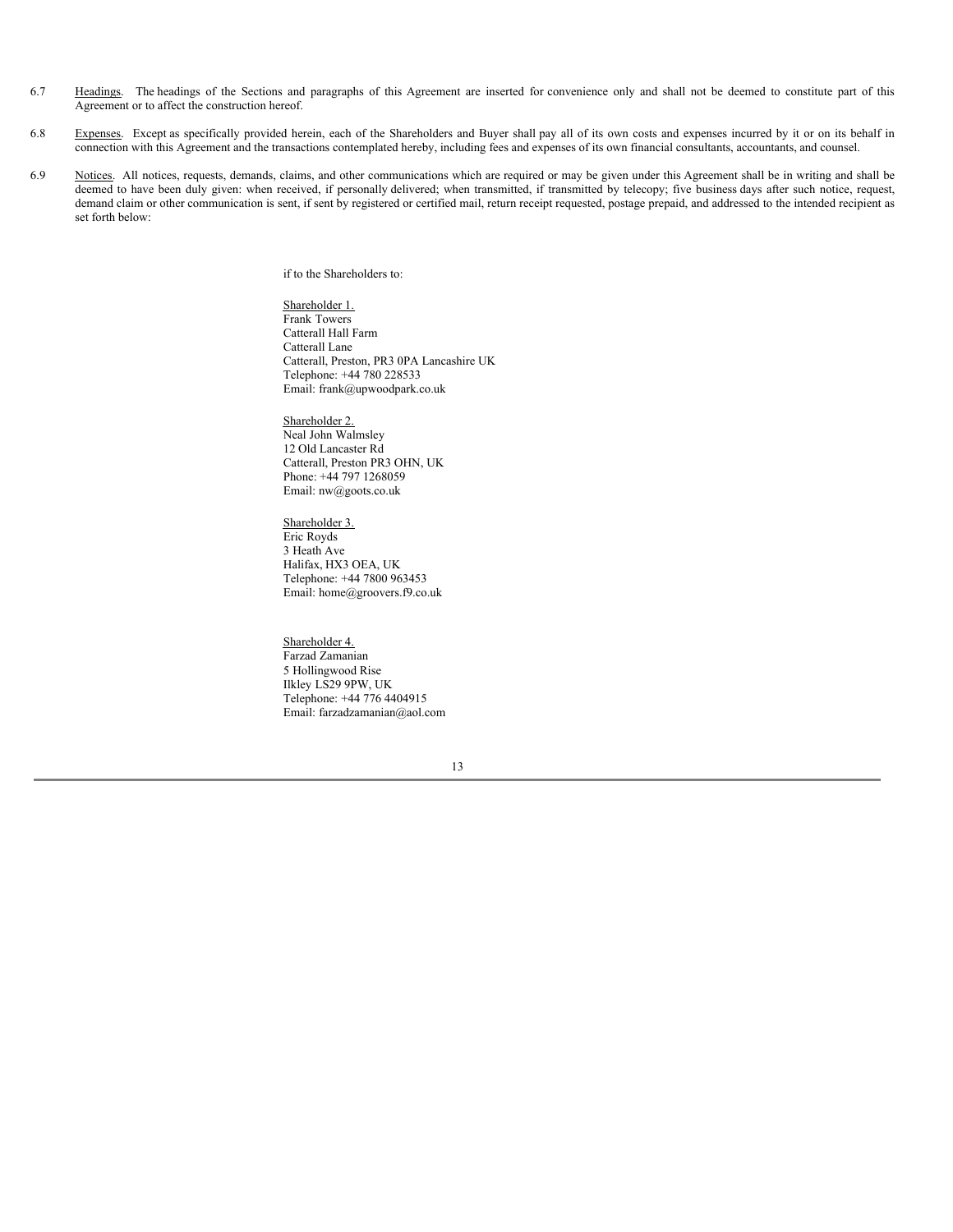6.7 Headings. The headings of the Sections and paragraphs of this Agreement are inserted for convenience only and shall not be deemed to constitute part of this Agreement or to affect the construction hereof.

6.8 Expenses. Except as specifically provided herein, each of the Shareholders and Buyer shall pay all of its own costs and expenses incurred by it or on its behalf in connection with this Agreement and the transactions contemplated hereby, including fees and expenses of its own financial consultants, accountants, and counsel.

6.9 Notices. All notices, requests, demands, claims, and other communications which are required or may be given under this Agreement shall be in writing and shall be deemed to have been duly given: when received, if personally delivered; when transmitted, if transmitted by telecopy; five business days after such notice, request, demand claim or other communication is sent, if sent by registered or certified mail, return receipt requested, postage prepaid, and addressed to the intended recipient as set forth below:

if to the Shareholders to:

Shareholder 1.
Frank Towers
Catterall Hall Farm
Catterall Lane
Catterall, Preston, PR3 0PA Lancashire UK
Telephone: +44 780 228533
Email: frank@upwoodpark.co.uk

Shareholder 2.
Neal John Walmsley
12 Old Lancaster Rd
Catterall, Preston PR3 OHN, UK
Phone: +44 797 1268059
Email: nw@goots.co.uk

Shareholder 3.
Eric Royds
3 Heath Ave
Halifax, HX3 OEA, UK
Telephone: +44 7800 963453
Email: home@groovers.f9.co.uk

Shareholder 4.
Farzad Zamanian
5 Hollingwood Rise
Ilkley LS29 9PW, UK
Telephone: +44 776 4404915
Email: farzadzamanian@aol.com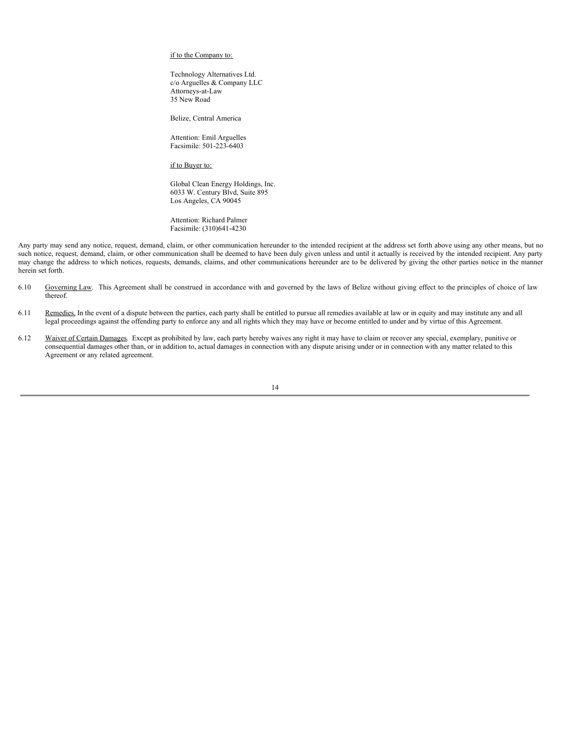if to the Company to:

Technology Alternatives Ltd.  
c/o Arguelles & Company LLC  
Attorneys-at-Law  
35 New Road

Belize, Central America

Attention: Emil Arguelles  
Facsimile: 501-223-6403

if to Buyer to:

Global Clean Energy Holdings, Inc.  
6033 W. Century Blvd, Suite 895  
Los Angeles, CA 90045

Attention: Richard Palmer  
Facsimile: (310)641-4230

Any party may send any notice, request, demand, claim, or other communication hereunder to the intended recipient at the address set forth above using any other means, but no such notice, request, demand, claim, or other communication shall be deemed to have been duly given unless and until it actually is received by the intended recipient. Any party may change the address to which notices, requests, demands, claims, and other communications hereunder are to be delivered by giving the other parties notice in the manner herein set forth.

6.10 Governing Law. This Agreement shall be construed in accordance with and governed by the laws of Belize without giving effect to the principles of choice of law thereof.

6.11 Remedies. In the event of a dispute between the parties, each party shall be entitled to pursue all remedies available at law or in equity and may institute any and all legal proceedings against the offending party to enforce any and all rights which they may have or become entitled to under and by virtue of this Agreement.

6.12 Waiver of Certain Damages. Except as prohibited by law, each party hereby waives any right it may have to claim or recover any special, exemplary, punitive or consequential damages other than, or in addition to, actual damages in connection with any dispute arising under or in connection with any matter related to this Agreement or any related agreement.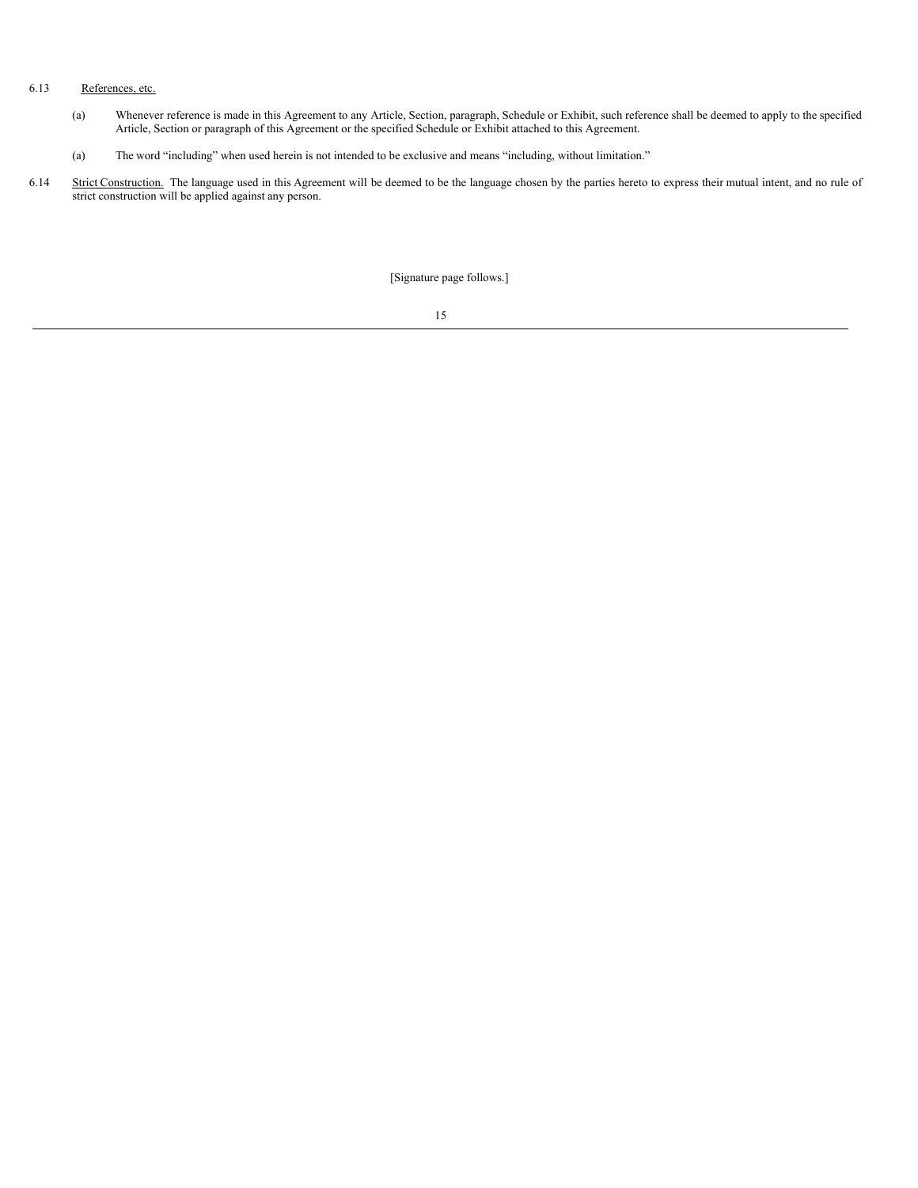6.13 References, etc.

(a) Whenever reference is made in this Agreement to any Article, Section, paragraph, Schedule or Exhibit, such reference shall be deemed to apply to the specified Article, Section or paragraph of this Agreement or the specified Schedule or Exhibit attached to this Agreement.

(a) The word “including” when used herein is not intended to be exclusive and means “including, without limitation.”

6.14 Strict Construction. The language used in this Agreement will be deemed to be the language chosen by the parties hereto to express their mutual intent, and no rule of strict construction will be applied against any person.

[Signature page follows.]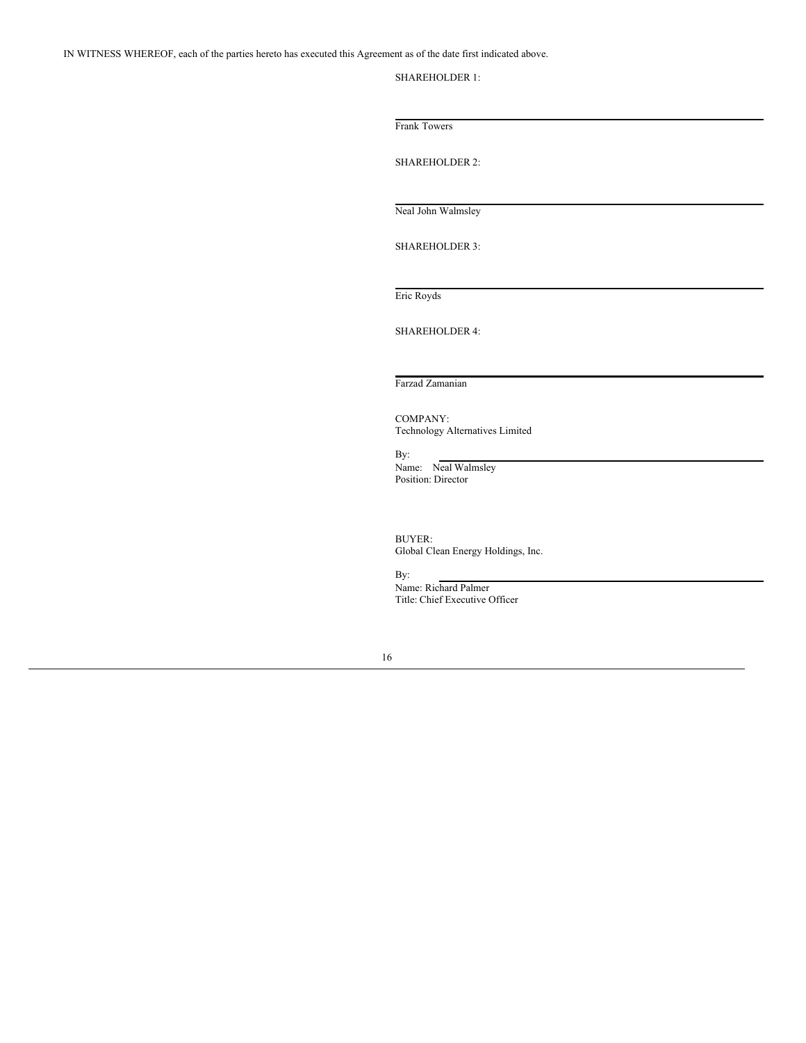IN WITNESS WHEREOF, each of the parties hereto has executed this Agreement as of the date first indicated above.

SHAREHOLDER 1:

_______________________________
Frank Towers

SHAREHOLDER 2:

_______________________________
Neal John Walmsley

SHAREHOLDER 3:

_______________________________
Eric Royds

SHAREHOLDER 4:

_______________________________
Farzad Zamanian

COMPANY:
Technology Alternatives Limited

By: _______________________________
Name: Neal Walmsley
Position: Director

BUYER:
Global Clean Energy Holdings, Inc.

By: _______________________________
Name: Richard Palmer
Title: Chief Executive Officer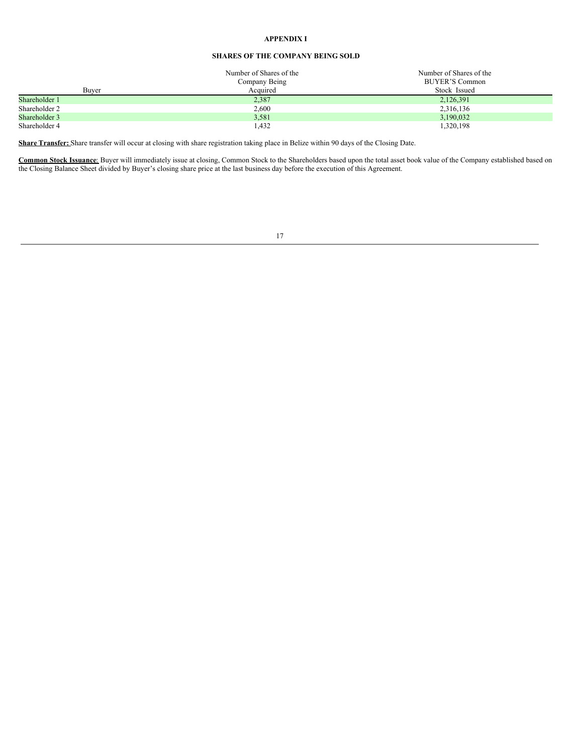**APPENDIX I**

**SHARES OF THE COMPANY BEING SOLD**

| Buyer | Number of Shares of the Company Being Acquired | Number of Shares of the BUYER'S Common Stock Issued |
|---|---|---|
| Shareholder 1 | 2,387 | 2,126,391 |
| Shareholder 2 | 2,600 | 2,316,136 |
| Shareholder 3 | 3,581 | 3,190,032 |
| Shareholder 4 | 1,432 | 1,320,198 |

**Share Transfer:** Share transfer will occur at closing with share registration taking place in Belize within 90 days of the Closing Date.

**Common Stock Issuance**: Buyer will immediately issue at closing, Common Stock to the Shareholders based upon the total asset book value of the Company established based on the Closing Balance Sheet divided by Buyer's closing share price at the last business day before the execution of this Agreement.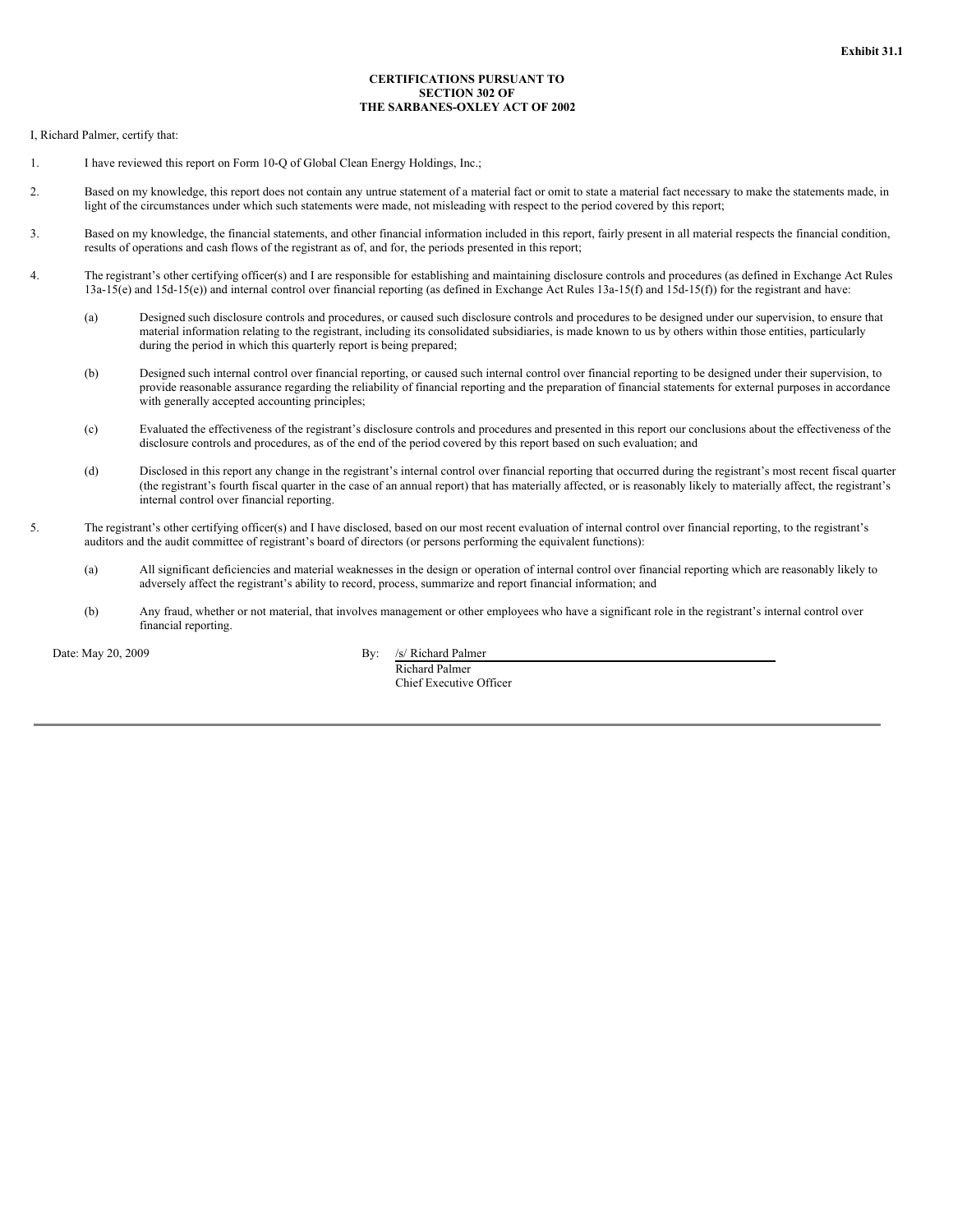**Exhibit 31.1**

**CERTIFICATIONS PURSUANT TO**
**SECTION 302 OF**
**THE SARBANES-OXLEY ACT OF 2002**

I, Richard Palmer, certify that:

1. I have reviewed this report on Form 10-Q of Global Clean Energy Holdings, Inc.;

2. Based on my knowledge, this report does not contain any untrue statement of a material fact or omit to state a material fact necessary to make the statements made, in light of the circumstances under which such statements were made, not misleading with respect to the period covered by this report;

3. Based on my knowledge, the financial statements, and other financial information included in this report, fairly present in all material respects the financial condition, results of operations and cash flows of the registrant as of, and for, the periods presented in this report;

4. The registrant's other certifying officer(s) and I are responsible for establishing and maintaining disclosure controls and procedures (as defined in Exchange Act Rules 13a-15(e) and 15d-15(e)) and internal control over financial reporting (as defined in Exchange Act Rules 13a-15(f) and 15d-15(f)) for the registrant and have:

   (a) Designed such disclosure controls and procedures, or caused such disclosure controls and procedures to be designed under our supervision, to ensure that material information relating to the registrant, including its consolidated subsidiaries, is made known to us by others within those entities, particularly during the period in which this quarterly report is being prepared;

   (b) Designed such internal control over financial reporting, or caused such internal control over financial reporting to be designed under their supervision, to provide reasonable assurance regarding the reliability of financial reporting and the preparation of financial statements for external purposes in accordance with generally accepted accounting principles;

   (c) Evaluated the effectiveness of the registrant's disclosure controls and procedures and presented in this report our conclusions about the effectiveness of the disclosure controls and procedures, as of the end of the period covered by this report based on such evaluation; and

   (d) Disclosed in this report any change in the registrant's internal control over financial reporting that occurred during the registrant's most recent fiscal quarter (the registrant's fourth fiscal quarter in the case of an annual report) that has materially affected, or is reasonably likely to materially affect, the registrant's internal control over financial reporting.

5. The registrant's other certifying officer(s) and I have disclosed, based on our most recent evaluation of internal control over financial reporting, to the registrant's auditors and the audit committee of registrant's board of directors (or persons performing the equivalent functions):

   (a) All significant deficiencies and material weaknesses in the design or operation of internal control over financial reporting which are reasonably likely to adversely affect the registrant's ability to record, process, summarize and report financial information; and

   (b) Any fraud, whether or not material, that involves management or other employees who have a significant role in the registrant's internal control over financial reporting.

Date: May 20, 2009

By: /s/ Richard Palmer
Richard Palmer
Chief Executive Officer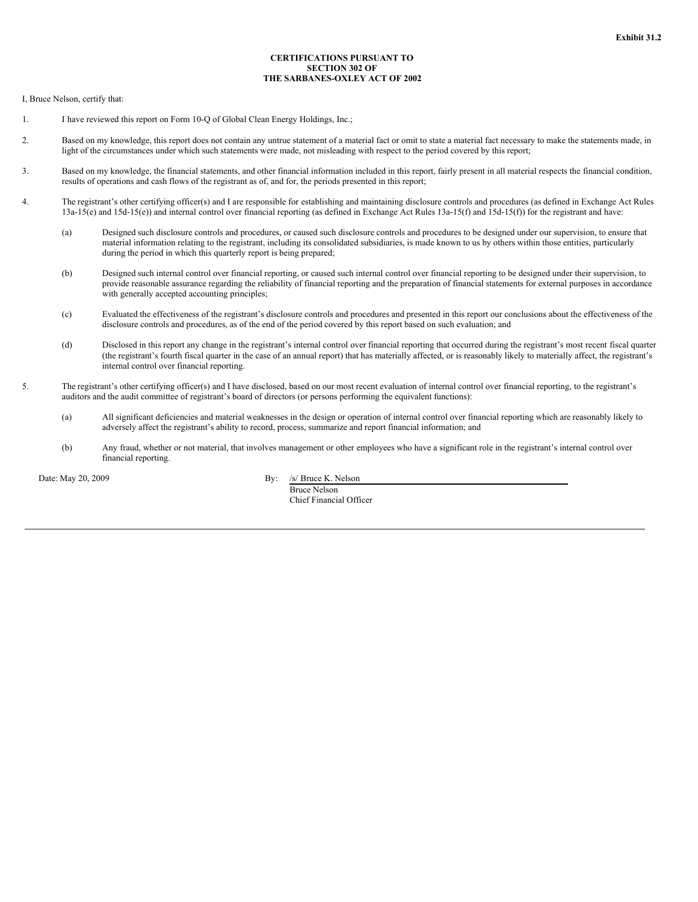**Exhibit 31.2**

**CERTIFICATIONS PURSUANT TO SECTION 302 OF THE SARBANES-OXLEY ACT OF 2002**

I, Bruce Nelson, certify that:

1. I have reviewed this report on Form 10-Q of Global Clean Energy Holdings, Inc.;

2. Based on my knowledge, this report does not contain any untrue statement of a material fact or omit to state a material fact necessary to make the statements made, in light of the circumstances under which such statements were made, not misleading with respect to the period covered by this report;

3. Based on my knowledge, the financial statements, and other financial information included in this report, fairly present in all material respects the financial condition, results of operations and cash flows of the registrant as of, and for, the periods presented in this report;

4. The registrant's other certifying officer(s) and I are responsible for establishing and maintaining disclosure controls and procedures (as defined in Exchange Act Rules 13a-15(e) and 15d-15(e)) and internal control over financial reporting (as defined in Exchange Act Rules 13a-15(f) and 15d-15(f)) for the registrant and have:

   (a) Designed such disclosure controls and procedures, or caused such disclosure controls and procedures to be designed under our supervision, to ensure that material information relating to the registrant, including its consolidated subsidiaries, is made known to us by others within those entities, particularly during the period in which this quarterly report is being prepared;

   (b) Designed such internal control over financial reporting, or caused such internal control over financial reporting to be designed under their supervision, to provide reasonable assurance regarding the reliability of financial reporting and the preparation of financial statements for external purposes in accordance with generally accepted accounting principles;

   (c) Evaluated the effectiveness of the registrant's disclosure controls and procedures and presented in this report our conclusions about the effectiveness of the disclosure controls and procedures, as of the end of the period covered by this report based on such evaluation; and

   (d) Disclosed in this report any change in the registrant's internal control over financial reporting that occurred during the registrant's most recent fiscal quarter (the registrant's fourth fiscal quarter in the case of an annual report) that has materially affected, or is reasonably likely to materially affect, the registrant's internal control over financial reporting.

5. The registrant's other certifying officer(s) and I have disclosed, based on our most recent evaluation of internal control over financial reporting, to the registrant's auditors and the audit committee of registrant's board of directors (or persons performing the equivalent functions):

   (a) All significant deficiencies and material weaknesses in the design or operation of internal control over financial reporting which are reasonably likely to adversely affect the registrant's ability to record, process, summarize and report financial information; and

   (b) Any fraud, whether or not material, that involves management or other employees who have a significant role in the registrant's internal control over financial reporting.

Date: May 20, 2009

By: /s/ Bruce K. Nelson
Bruce Nelson
Chief Financial Officer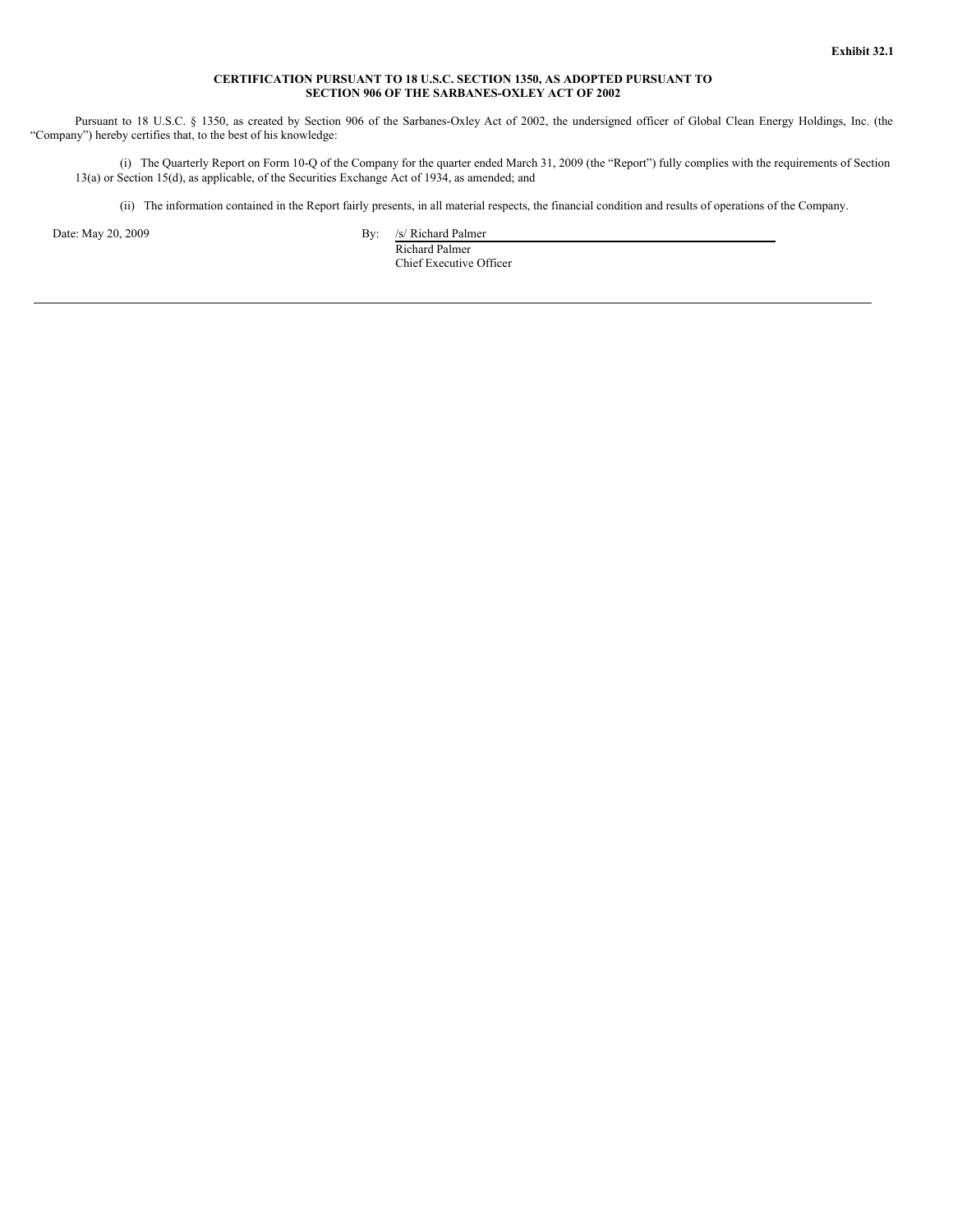**Exhibit 32.1**

**CERTIFICATION PURSUANT TO 18 U.S.C. SECTION 1350, AS ADOPTED PURSUANT TO SECTION 906 OF THE SARBANES-OXLEY ACT OF 2002**

Pursuant to 18 U.S.C. § 1350, as created by Section 906 of the Sarbanes-Oxley Act of 2002, the undersigned officer of Global Clean Energy Holdings, Inc. (the "Company") hereby certifies that, to the best of his knowledge:

(i) The Quarterly Report on Form 10-Q of the Company for the quarter ended March 31, 2009 (the "Report") fully complies with the requirements of Section 13(a) or Section 15(d), as applicable, of the Securities Exchange Act of 1934, as amended; and

(ii) The information contained in the Report fairly presents, in all material respects, the financial condition and results of operations of the Company.

Date: May 20, 2009

By: /s/ Richard Palmer
Richard Palmer
Chief Executive Officer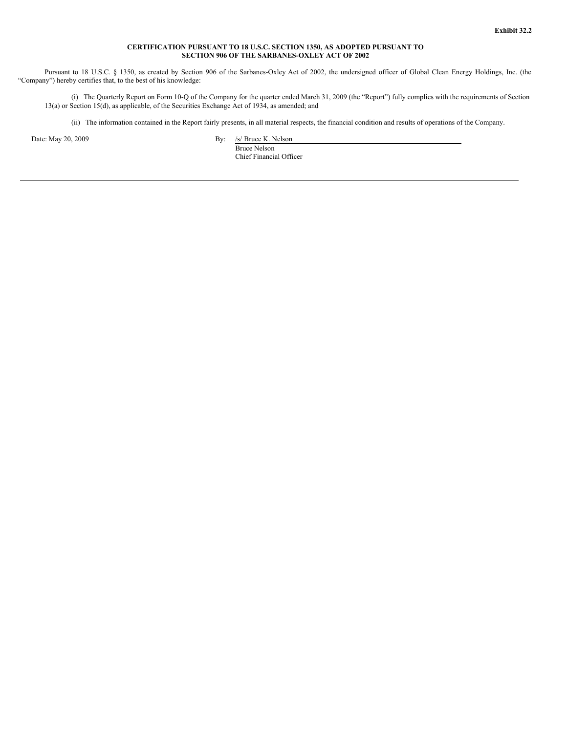**Exhibit 32.2**

**CERTIFICATION PURSUANT TO 18 U.S.C. SECTION 1350, AS ADOPTED PURSUANT TO SECTION 906 OF THE SARBANES-OXLEY ACT OF 2002**

Pursuant to 18 U.S.C. § 1350, as created by Section 906 of the Sarbanes-Oxley Act of 2002, the undersigned officer of Global Clean Energy Holdings, Inc. (the "Company") hereby certifies that, to the best of his knowledge:

(i) The Quarterly Report on Form 10-Q of the Company for the quarter ended March 31, 2009 (the "Report") fully complies with the requirements of Section 13(a) or Section 15(d), as applicable, of the Securities Exchange Act of 1934, as amended; and

(ii) The information contained in the Report fairly presents, in all material respects, the financial condition and results of operations of the Company.

Date: May 20, 2009

By: /s/ Bruce K. Nelson
Bruce Nelson
Chief Financial Officer